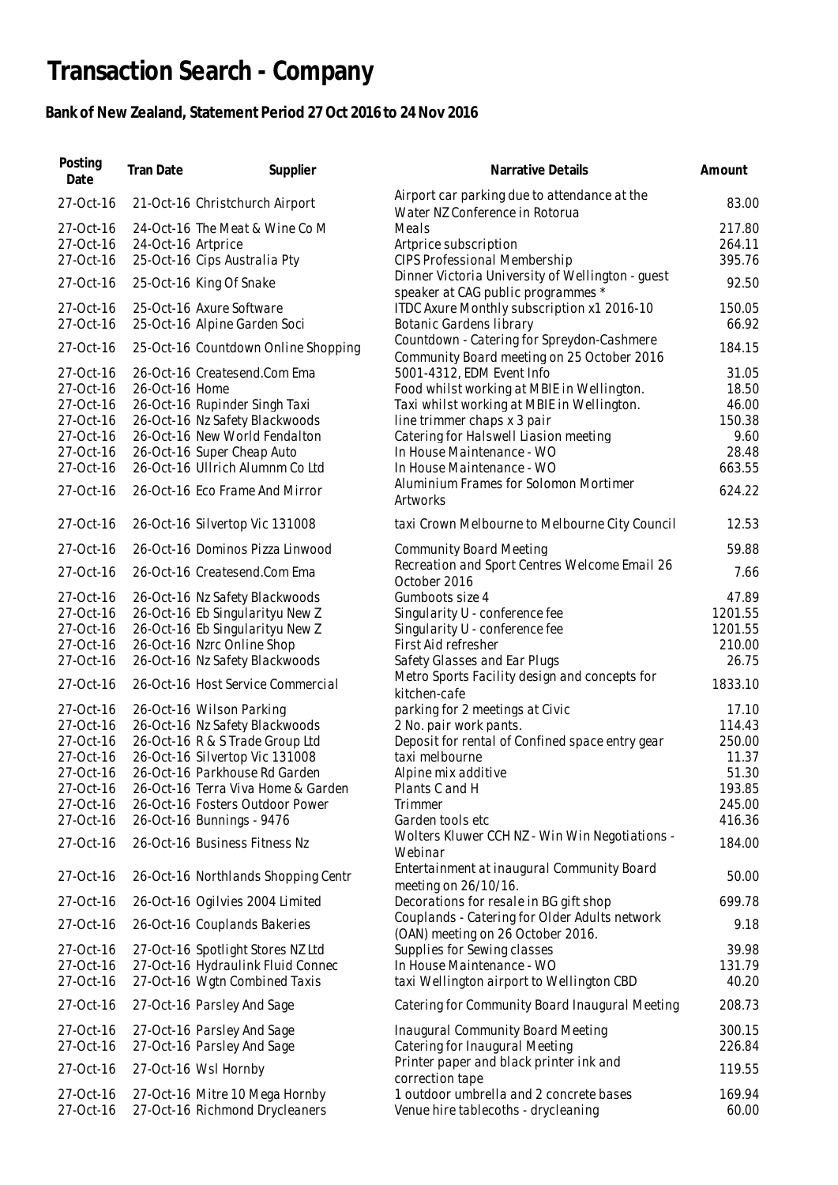# Transaction Search - Company

## Bank of New Zealand, Statement Period 27 Oct 2016 to 24 Nov 2016

| Posting Date | Tran Date | Supplier | Narrative Details | Amount |
|---|---|---|---|---|
| 27-Oct-16 | 21-Oct-16 | Christchurch Airport | Airport car parking due to attendance at the Water NZ Conference in Rotorua | 83.00 |
| 27-Oct-16 | 24-Oct-16 | The Meat & Wine Co M | Meals | 217.80 |
| 27-Oct-16 | 24-Oct-16 | Artprice | Artprice subscription | 264.11 |
| 27-Oct-16 | 25-Oct-16 | Cips Australia Pty | CIPS Professional Membership | 395.76 |
| 27-Oct-16 | 25-Oct-16 | King Of Snake | Dinner Victoria University of Wellington - guest speaker at CAG public programmes * | 92.50 |
| 27-Oct-16 | 25-Oct-16 | Axure Software | ITDC Axure Monthly subscription x1 2016-10 | 150.05 |
| 27-Oct-16 | 25-Oct-16 | Alpine Garden Soci | Botanic Gardens library | 66.92 |
| 27-Oct-16 | 25-Oct-16 | Countdown Online Shopping | Countdown - Catering for Spreydon-Cashmere Community Board meeting on 25 October 2016 | 184.15 |
| 27-Oct-16 | 26-Oct-16 | Createsend.Com Ema | 5001-4312, EDM Event Info | 31.05 |
| 27-Oct-16 | 26-Oct-16 | Home | Food whilst working at MBIE in Wellington. | 18.50 |
| 27-Oct-16 | 26-Oct-16 | Rupinder Singh Taxi | Taxi whilst working at MBIE in Wellington. | 46.00 |
| 27-Oct-16 | 26-Oct-16 | Nz Safety Blackwoods | line trimmer chaps x 3 pair | 150.38 |
| 27-Oct-16 | 26-Oct-16 | New World Fendalton | Catering for Halswell Liasion meeting | 9.60 |
| 27-Oct-16 | 26-Oct-16 | Super Cheap Auto | In House Maintenance - WO | 28.48 |
| 27-Oct-16 | 26-Oct-16 | Ullrich Alumnm Co Ltd | In House Maintenance - WO | 663.55 |
| 27-Oct-16 | 26-Oct-16 | Eco Frame And Mirror | Aluminium Frames for Solomon Mortimer Artworks | 624.22 |
| 27-Oct-16 | 26-Oct-16 | Silvertop Vic 131008 | taxi Crown Melbourne to Melbourne City Council | 12.53 |
| 27-Oct-16 | 26-Oct-16 | Dominos Pizza Linwood | Community Board Meeting | 59.88 |
| 27-Oct-16 | 26-Oct-16 | Createsend.Com Ema | Recreation and Sport Centres Welcome Email 26 October 2016 | 7.66 |
| 27-Oct-16 | 26-Oct-16 | Nz Safety Blackwoods | Gumboots size 4 | 47.89 |
| 27-Oct-16 | 26-Oct-16 | Eb Singularityu New Z | Singularity U - conference fee | 1201.55 |
| 27-Oct-16 | 26-Oct-16 | Eb Singularityu New Z | Singularity U - conference fee | 1201.55 |
| 27-Oct-16 | 26-Oct-16 | Nzrc Online Shop | First Aid refresher | 210.00 |
| 27-Oct-16 | 26-Oct-16 | Nz Safety Blackwoods | Safety Glasses and Ear Plugs | 26.75 |
| 27-Oct-16 | 26-Oct-16 | Host Service Commercial | Metro Sports Facility design and concepts for kitchen-cafe | 1833.10 |
| 27-Oct-16 | 26-Oct-16 | Wilson Parking | parking for 2 meetings at Civic | 17.10 |
| 27-Oct-16 | 26-Oct-16 | Nz Safety Blackwoods | 2 No. pair work pants. | 114.43 |
| 27-Oct-16 | 26-Oct-16 | R & S Trade Group Ltd | Deposit for rental of Confined space entry gear | 250.00 |
| 27-Oct-16 | 26-Oct-16 | Silvertop Vic 131008 | taxi melbourne | 11.37 |
| 27-Oct-16 | 26-Oct-16 | Parkhouse Rd Garden | Alpine mix additive | 51.30 |
| 27-Oct-16 | 26-Oct-16 | Terra Viva Home & Garden | Plants C and H | 193.85 |
| 27-Oct-16 | 26-Oct-16 | Fosters Outdoor Power | Trimmer | 245.00 |
| 27-Oct-16 | 26-Oct-16 | Bunnings - 9476 | Garden tools etc | 416.36 |
| 27-Oct-16 | 26-Oct-16 | Business Fitness Nz | Wolters Kluwer CCH NZ - Win Win Negotiations - Webinar | 184.00 |
| 27-Oct-16 | 26-Oct-16 | Northlands Shopping Centr | Entertainment at inaugural Community Board meeting on 26/10/16. | 50.00 |
| 27-Oct-16 | 26-Oct-16 | Ogilvies 2004 Limited | Decorations for resale in BG gift shop | 699.78 |
| 27-Oct-16 | 26-Oct-16 | Couplands Bakeries | Couplands - Catering for Older Adults network (OAN) meeting on 26 October 2016. | 9.18 |
| 27-Oct-16 | 27-Oct-16 | Spotlight Stores NZ Ltd | Supplies for Sewing classes | 39.98 |
| 27-Oct-16 | 27-Oct-16 | Hydraulink Fluid Connec | In House Maintenance - WO | 131.79 |
| 27-Oct-16 | 27-Oct-16 | Wgtn Combined Taxis | taxi Wellington airport to Wellington CBD | 40.20 |
| 27-Oct-16 | 27-Oct-16 | Parsley And Sage | Catering for Community Board Inaugural Meeting | 208.73 |
| 27-Oct-16 | 27-Oct-16 | Parsley And Sage | Inaugural Community Board Meeting | 300.15 |
| 27-Oct-16 | 27-Oct-16 | Parsley And Sage | Catering for Inaugural Meeting | 226.84 |
| 27-Oct-16 | 27-Oct-16 | Wsl Hornby | Printer paper and black printer ink and correction tape | 119.55 |
| 27-Oct-16 | 27-Oct-16 | Mitre 10 Mega Hornby | 1 outdoor umbrella and 2 concrete bases | 169.94 |
| 27-Oct-16 | 27-Oct-16 | Richmond Drycleaners | Venue hire tablecoths - drycleaning | 60.00 |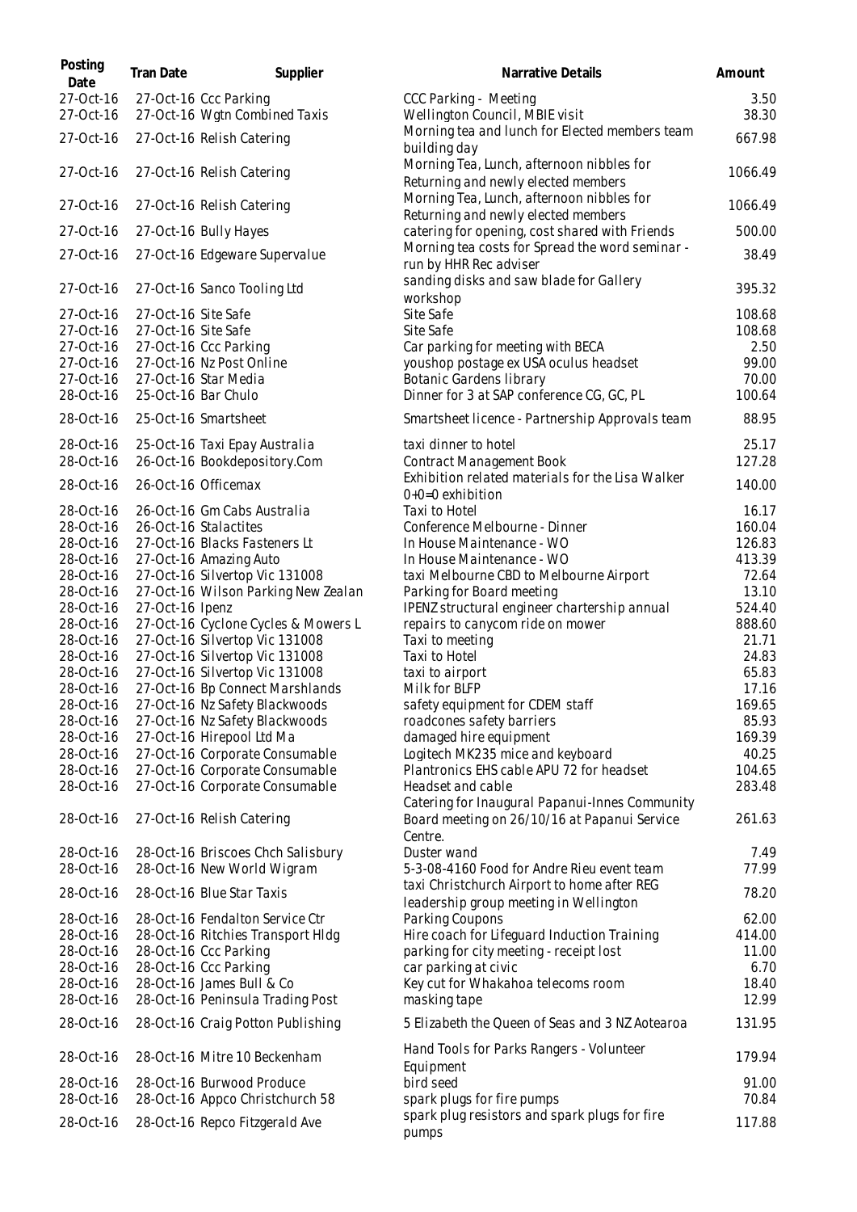| Posting Date | Tran Date | Supplier | Narrative Details | Amount |
|---|---|---|---|---|
| 27-Oct-16 | 27-Oct-16 | Ccc Parking | CCC Parking - Meeting | 3.50 |
| 27-Oct-16 | 27-Oct-16 | Wgtn Combined Taxis | Wellington Council, MBIE visit | 38.30 |
| 27-Oct-16 | 27-Oct-16 | Relish Catering | Morning tea and lunch for Elected members team building day | 667.98 |
| 27-Oct-16 | 27-Oct-16 | Relish Catering | Morning Tea, Lunch, afternoon nibbles for Returning and newly elected members | 1066.49 |
| 27-Oct-16 | 27-Oct-16 | Relish Catering | Morning Tea, Lunch, afternoon nibbles for Returning and newly elected members | 1066.49 |
| 27-Oct-16 | 27-Oct-16 | Bully Hayes | catering for opening, cost shared with Friends | 500.00 |
| 27-Oct-16 | 27-Oct-16 | Edgeware Supervalue | Morning tea costs for Spread the word seminar - run by HHR Rec adviser | 38.49 |
| 27-Oct-16 | 27-Oct-16 | Sanco Tooling Ltd | sanding disks and saw blade for Gallery workshop | 395.32 |
| 27-Oct-16 | 27-Oct-16 | Site Safe | Site Safe | 108.68 |
| 27-Oct-16 | 27-Oct-16 | Site Safe | Site Safe | 108.68 |
| 27-Oct-16 | 27-Oct-16 | Ccc Parking | Car parking for meeting with BECA | 2.50 |
| 27-Oct-16 | 27-Oct-16 | Nz Post Online | youshop postage ex USA oculus headset | 99.00 |
| 27-Oct-16 | 27-Oct-16 | Star Media | Botanic Gardens library | 70.00 |
| 28-Oct-16 | 25-Oct-16 | Bar Chulo | Dinner for 3 at SAP conference CG, GC, PL | 100.64 |
| 28-Oct-16 | 25-Oct-16 | Smartsheet | Smartsheet licence - Partnership Approvals team | 88.95 |
| 28-Oct-16 | 25-Oct-16 | Taxi Epay Australia | taxi dinner to hotel | 25.17 |
| 28-Oct-16 | 26-Oct-16 | Bookdepository.Com | Contract Management Book | 127.28 |
| 28-Oct-16 | 26-Oct-16 | Officemax | Exhibition related materials for the Lisa Walker 0+0=0 exhibition | 140.00 |
| 28-Oct-16 | 26-Oct-16 | Gm Cabs Australia | Taxi to Hotel | 16.17 |
| 28-Oct-16 | 26-Oct-16 | Stalactites | Conference Melbourne - Dinner | 160.04 |
| 28-Oct-16 | 27-Oct-16 | Blacks Fasteners Lt | In House Maintenance - WO | 126.83 |
| 28-Oct-16 | 27-Oct-16 | Amazing Auto | In House Maintenance - WO | 413.39 |
| 28-Oct-16 | 27-Oct-16 | Silvertop Vic 131008 | taxi Melbourne CBD to Melbourne Airport | 72.64 |
| 28-Oct-16 | 27-Oct-16 | Wilson Parking New Zealan | Parking for Board meeting | 13.10 |
| 28-Oct-16 | 27-Oct-16 | Ipenz | IPENZ structural engineer chartership annual | 524.40 |
| 28-Oct-16 | 27-Oct-16 | Cyclone Cycles & Mowers L | repairs to canycom ride on mower | 888.60 |
| 28-Oct-16 | 27-Oct-16 | Silvertop Vic 131008 | Taxi to meeting | 21.71 |
| 28-Oct-16 | 27-Oct-16 | Silvertop Vic 131008 | Taxi to Hotel | 24.83 |
| 28-Oct-16 | 27-Oct-16 | Silvertop Vic 131008 | taxi to airport | 65.83 |
| 28-Oct-16 | 27-Oct-16 | Bp Connect Marshlands | Milk for BLFP | 17.16 |
| 28-Oct-16 | 27-Oct-16 | Nz Safety Blackwoods | safety equipment for CDEM staff | 169.65 |
| 28-Oct-16 | 27-Oct-16 | Nz Safety Blackwoods | roadcones safety barriers | 85.93 |
| 28-Oct-16 | 27-Oct-16 | Hirepool Ltd Ma | damaged hire equipment | 169.39 |
| 28-Oct-16 | 27-Oct-16 | Corporate Consumable | Logitech MK235 mice and keyboard | 40.25 |
| 28-Oct-16 | 27-Oct-16 | Corporate Consumable | Plantronics EHS cable APU 72 for headset | 104.65 |
| 28-Oct-16 | 27-Oct-16 | Corporate Consumable | Headset and cable | 283.48 |
| 28-Oct-16 | 27-Oct-16 | Relish Catering | Catering for Inaugural Papanui-Innes Community Board meeting on 26/10/16 at Papanui Service Centre. | 261.63 |
| 28-Oct-16 | 28-Oct-16 | Briscoes Chch Salisbury | Duster wand | 7.49 |
| 28-Oct-16 | 28-Oct-16 | New World Wigram | 5-3-08-4160 Food for Andre Rieu event team | 77.99 |
| 28-Oct-16 | 28-Oct-16 | Blue Star Taxis | taxi Christchurch Airport to home after REG leadership group meeting in Wellington | 78.20 |
| 28-Oct-16 | 28-Oct-16 | Fendalton Service Ctr | Parking Coupons | 62.00 |
| 28-Oct-16 | 28-Oct-16 | Ritchies Transport Hldg | Hire coach for Lifeguard Induction Training | 414.00 |
| 28-Oct-16 | 28-Oct-16 | Ccc Parking | parking for city meeting - receipt lost | 11.00 |
| 28-Oct-16 | 28-Oct-16 | Ccc Parking | car parking at civic | 6.70 |
| 28-Oct-16 | 28-Oct-16 | James Bull & Co | Key cut for Whakahoa telecoms room | 18.40 |
| 28-Oct-16 | 28-Oct-16 | Peninsula Trading Post | masking tape | 12.99 |
| 28-Oct-16 | 28-Oct-16 | Craig Potton Publishing | 5 Elizabeth the Queen of Seas and 3 NZ Aotearoa | 131.95 |
| 28-Oct-16 | 28-Oct-16 | Mitre 10 Beckenham | Hand Tools for Parks Rangers - Volunteer Equipment | 179.94 |
| 28-Oct-16 | 28-Oct-16 | Burwood Produce | bird seed | 91.00 |
| 28-Oct-16 | 28-Oct-16 | Appco Christchurch 58 | spark plugs for fire pumps | 70.84 |
| 28-Oct-16 | 28-Oct-16 | Repco Fitzgerald Ave | spark plug resistors and spark plugs for fire pumps | 117.88 |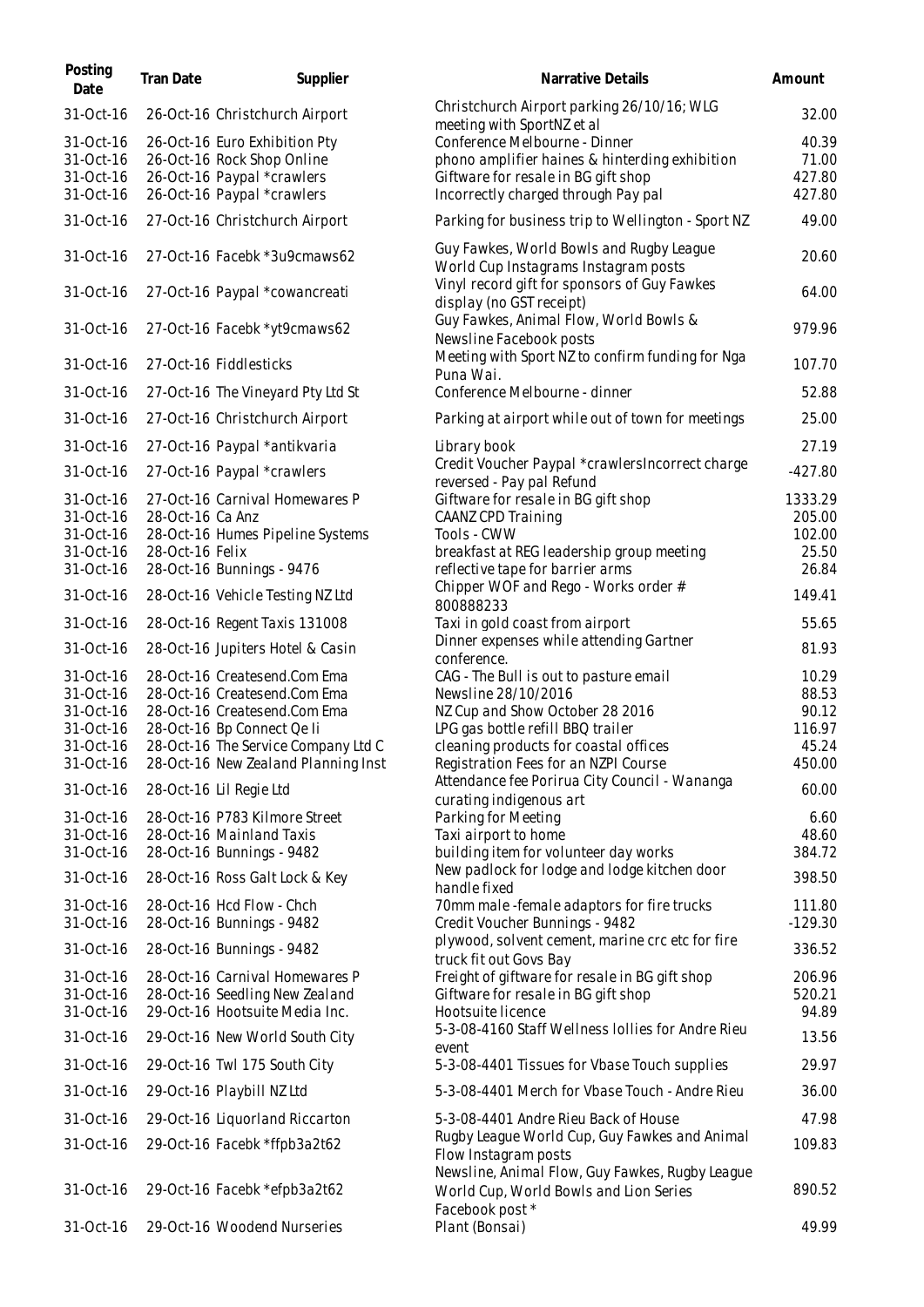| Posting Date | Tran Date | Supplier | Narrative Details | Amount |
|---|---|---|---|---|
| 31-Oct-16 | 26-Oct-16 | Christchurch Airport | Christchurch Airport parking 26/10/16; WLG meeting with SportNZ et al | 32.00 |
| 31-Oct-16 | 26-Oct-16 | Euro Exhibition Pty | Conference Melbourne - Dinner | 40.39 |
| 31-Oct-16 | 26-Oct-16 | Rock Shop Online | phono amplifier haines & hinterding exhibition | 71.00 |
| 31-Oct-16 | 26-Oct-16 | Paypal *crawlers | Giftware for resale in BG gift shop | 427.80 |
| 31-Oct-16 | 26-Oct-16 | Paypal *crawlers | Incorrectly charged through Pay pal | 427.80 |
| 31-Oct-16 | 27-Oct-16 | Christchurch Airport | Parking for business trip to Wellington - Sport NZ | 49.00 |
| 31-Oct-16 | 27-Oct-16 | Facebk *3u9cmaws62 | Guy Fawkes, World Bowls and Rugby League World Cup Instagrams Instagram posts | 20.60 |
| 31-Oct-16 | 27-Oct-16 | Paypal *cowancreati | Vinyl record gift for sponsors of Guy Fawkes display (no GST receipt) | 64.00 |
| 31-Oct-16 | 27-Oct-16 | Facebk *yt9cmaws62 | Guy Fawkes, Animal Flow, World Bowls & Newsline Facebook posts | 979.96 |
| 31-Oct-16 | 27-Oct-16 | Fiddlesticks | Meeting with Sport NZ to confirm funding for Nga Puna Wai. | 107.70 |
| 31-Oct-16 | 27-Oct-16 | The Vineyard Pty Ltd St | Conference Melbourne - dinner | 52.88 |
| 31-Oct-16 | 27-Oct-16 | Christchurch Airport | Parking at airport while out of town for meetings | 25.00 |
| 31-Oct-16 | 27-Oct-16 | Paypal *antikvaria | Library book | 27.19 |
| 31-Oct-16 | 27-Oct-16 | Paypal *crawlers | Credit Voucher Paypal *crawlersIncorrect charge reversed - Pay pal Refund | -427.80 |
| 31-Oct-16 | 27-Oct-16 | Carnival Homewares P | Giftware for resale in BG gift shop | 1333.29 |
| 31-Oct-16 | 28-Oct-16 | Ca Anz | CAANZ CPD Training | 205.00 |
| 31-Oct-16 | 28-Oct-16 | Humes Pipeline Systems | Tools - CWW | 102.00 |
| 31-Oct-16 | 28-Oct-16 | Felix | breakfast at REG leadership group meeting | 25.50 |
| 31-Oct-16 | 28-Oct-16 | Bunnings - 9476 | reflective tape for barrier arms | 26.84 |
| 31-Oct-16 | 28-Oct-16 | Vehicle Testing NZ Ltd | Chipper WOF and Rego - Works order # 800888233 | 149.41 |
| 31-Oct-16 | 28-Oct-16 | Regent Taxis 131008 | Taxi in gold coast from airport | 55.65 |
| 31-Oct-16 | 28-Oct-16 | Jupiters Hotel & Casin | Dinner expenses while attending Gartner conference. | 81.93 |
| 31-Oct-16 | 28-Oct-16 | Createsend.Com Ema | CAG - The Bull is out to pasture email | 10.29 |
| 31-Oct-16 | 28-Oct-16 | Createsend.Com Ema | Newsline 28/10/2016 | 88.53 |
| 31-Oct-16 | 28-Oct-16 | Createsend.Com Ema | NZ Cup and Show October 28 2016 | 90.12 |
| 31-Oct-16 | 28-Oct-16 | Bp Connect Qe Ii | LPG gas bottle refill BBQ trailer | 116.97 |
| 31-Oct-16 | 28-Oct-16 | The Service Company Ltd C | cleaning products for coastal offices | 45.24 |
| 31-Oct-16 | 28-Oct-16 | New Zealand Planning Inst | Registration Fees for an NZPI Course | 450.00 |
| 31-Oct-16 | 28-Oct-16 | Lil Regie Ltd | Attendance fee Porirua City Council - Wananga curating indigenous art | 60.00 |
| 31-Oct-16 | 28-Oct-16 | P783 Kilmore Street | Parking for Meeting | 6.60 |
| 31-Oct-16 | 28-Oct-16 | Mainland Taxis | Taxi airport to home | 48.60 |
| 31-Oct-16 | 28-Oct-16 | Bunnings - 9482 | building item for volunteer day works | 384.72 |
| 31-Oct-16 | 28-Oct-16 | Ross Galt Lock & Key | New padlock for lodge and lodge kitchen door handle fixed | 398.50 |
| 31-Oct-16 | 28-Oct-16 | Hcd Flow - Chch | 70mm male -female adaptors for fire trucks | 111.80 |
| 31-Oct-16 | 28-Oct-16 | Bunnings - 9482 | Credit Voucher Bunnings - 9482 | -129.30 |
| 31-Oct-16 | 28-Oct-16 | Bunnings - 9482 | plywood, solvent cement, marine crc etc for fire truck fit out Govs Bay | 336.52 |
| 31-Oct-16 | 28-Oct-16 | Carnival Homewares P | Freight of giftware for resale in BG gift shop | 206.96 |
| 31-Oct-16 | 28-Oct-16 | Seedling New Zealand | Giftware for resale in BG gift shop | 520.21 |
| 31-Oct-16 | 29-Oct-16 | Hootsuite Media Inc. | Hootsuite licence | 94.89 |
| 31-Oct-16 | 29-Oct-16 | New World South City | 5-3-08-4160 Staff Wellness lollies for Andre Rieu event | 13.56 |
| 31-Oct-16 | 29-Oct-16 | Twl 175 South City | 5-3-08-4401 Tissues for Vbase Touch supplies | 29.97 |
| 31-Oct-16 | 29-Oct-16 | Playbill NZ Ltd | 5-3-08-4401 Merch for Vbase Touch - Andre Rieu | 36.00 |
| 31-Oct-16 | 29-Oct-16 | Liquorland Riccarton | 5-3-08-4401 Andre Rieu Back of House | 47.98 |
| 31-Oct-16 | 29-Oct-16 | Facebk *ffpb3a2t62 | Rugby League World Cup, Guy Fawkes and Animal Flow Instagram posts | 109.83 |
| 31-Oct-16 | 29-Oct-16 | Facebk *efpb3a2t62 | Newsline, Animal Flow, Guy Fawkes, Rugby League World Cup, World Bowls and Lion Series Facebook post * | 890.52 |
| 31-Oct-16 | 29-Oct-16 | Woodend Nurseries | Plant (Bonsai) | 49.99 |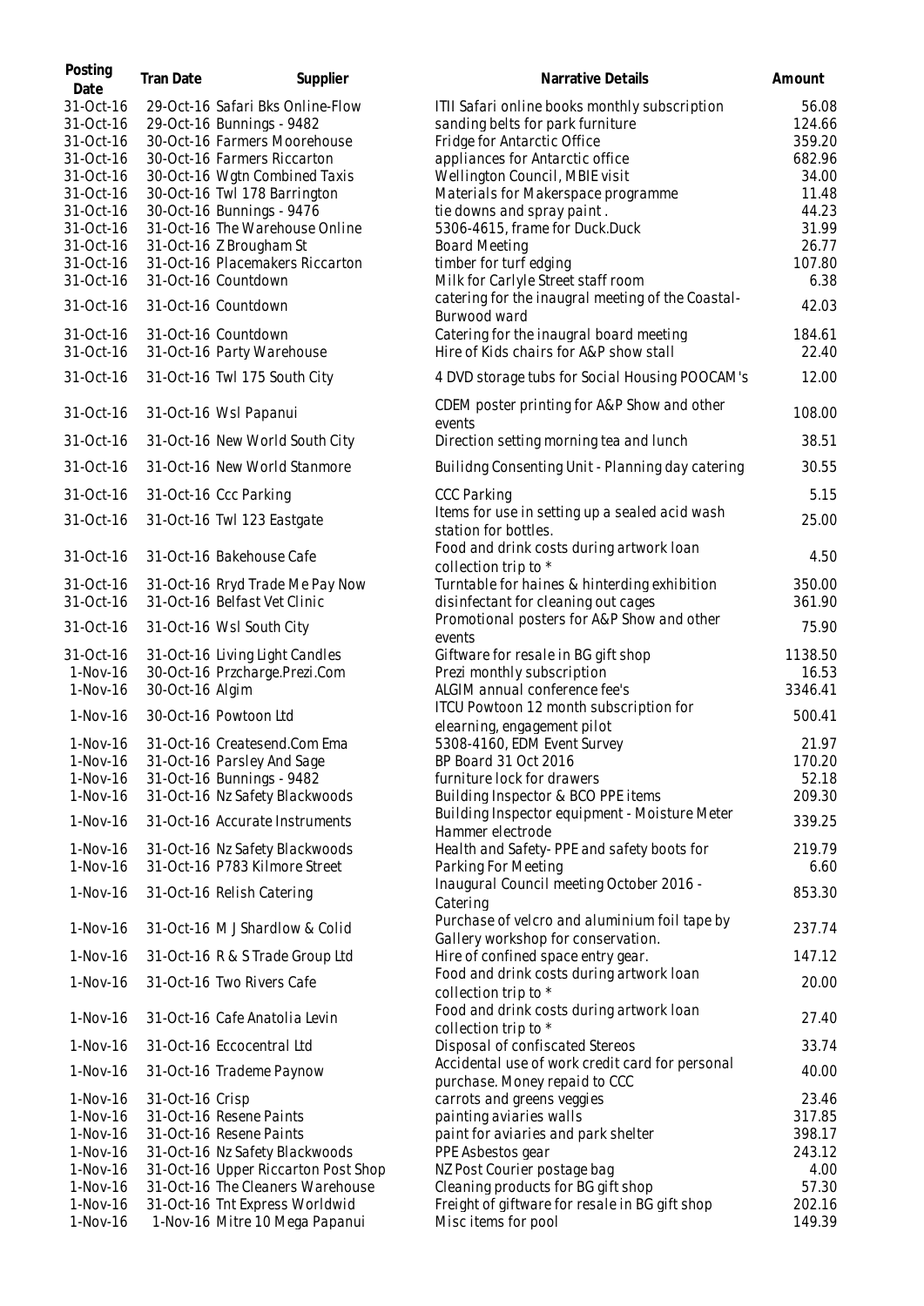| Posting Date | Tran Date | Supplier | Narrative Details | Amount |
|---|---|---|---|---|
| 31-Oct-16 | 29-Oct-16 | Safari Bks Online-Flow | ITII Safari online books monthly subscription | 56.08 |
| 31-Oct-16 | 29-Oct-16 | Bunnings - 9482 | sanding belts for park furniture | 124.66 |
| 31-Oct-16 | 30-Oct-16 | Farmers Moorehouse | Fridge for Antarctic Office | 359.20 |
| 31-Oct-16 | 30-Oct-16 | Farmers Riccarton | appliances for Antarctic office | 682.96 |
| 31-Oct-16 | 30-Oct-16 | Wgtn Combined Taxis | Wellington Council, MBIE visit | 34.00 |
| 31-Oct-16 | 30-Oct-16 | Twl 178 Barrington | Materials for Makerspace programme | 11.48 |
| 31-Oct-16 | 30-Oct-16 | Bunnings - 9476 | tie downs and spray paint . | 44.23 |
| 31-Oct-16 | 31-Oct-16 | The Warehouse Online | 5306-4615, frame for Duck.Duck | 31.99 |
| 31-Oct-16 | 31-Oct-16 | Z Brougham St | Board Meeting | 26.77 |
| 31-Oct-16 | 31-Oct-16 | Placemakers Riccarton | timber for turf edging | 107.80 |
| 31-Oct-16 | 31-Oct-16 | Countdown | Milk for Carlyle Street staff room | 6.38 |
| 31-Oct-16 | 31-Oct-16 | Countdown | catering for the inaugral meeting of the Coastal-Burwood ward | 42.03 |
| 31-Oct-16 | 31-Oct-16 | Countdown | Catering for the inaugral board meeting | 184.61 |
| 31-Oct-16 | 31-Oct-16 | Party Warehouse | Hire of Kids chairs for A&P show stall | 22.40 |
| 31-Oct-16 | 31-Oct-16 | Twl 175 South City | 4 DVD storage tubs for Social Housing POOCAM's | 12.00 |
| 31-Oct-16 | 31-Oct-16 | Wsl Papanui | CDEM poster printing for A&P Show and other events | 108.00 |
| 31-Oct-16 | 31-Oct-16 | New World South City | Direction setting morning tea and lunch | 38.51 |
| 31-Oct-16 | 31-Oct-16 | New World Stanmore | Builidng Consenting Unit - Planning day catering | 30.55 |
| 31-Oct-16 | 31-Oct-16 | Ccc Parking | CCC Parking | 5.15 |
| 31-Oct-16 | 31-Oct-16 | Twl 123 Eastgate | Items for use in setting up a sealed acid wash station for bottles. | 25.00 |
| 31-Oct-16 | 31-Oct-16 | Bakehouse Cafe | Food and drink costs during artwork loan collection trip to * | 4.50 |
| 31-Oct-16 | 31-Oct-16 | Rryd Trade Me Pay Now | Turntable for haines & hinterding exhibition | 350.00 |
| 31-Oct-16 | 31-Oct-16 | Belfast Vet Clinic | disinfectant for cleaning out cages | 361.90 |
| 31-Oct-16 | 31-Oct-16 | Wsl South City | Promotional posters for A&P Show and other events | 75.90 |
| 31-Oct-16 | 31-Oct-16 | Living Light Candles | Giftware for resale in BG gift shop | 1138.50 |
| 1-Nov-16 | 30-Oct-16 | Przcharge.Prezi.Com | Prezi monthly subscription | 16.53 |
| 1-Nov-16 | 30-Oct-16 | Algim | ALGIM annual conference fee's | 3346.41 |
| 1-Nov-16 | 30-Oct-16 | Powtoon Ltd | ITCU Powtoon 12 month subscription for elearning, engagement pilot | 500.41 |
| 1-Nov-16 | 31-Oct-16 | Createsend.Com Ema | 5308-4160, EDM Event Survey | 21.97 |
| 1-Nov-16 | 31-Oct-16 | Parsley And Sage | BP Board 31 Oct 2016 | 170.20 |
| 1-Nov-16 | 31-Oct-16 | Bunnings - 9482 | furniture lock for drawers | 52.18 |
| 1-Nov-16 | 31-Oct-16 | Nz Safety Blackwoods | Building Inspector & BCO PPE items | 209.30 |
| 1-Nov-16 | 31-Oct-16 | Accurate Instruments | Building Inspector equipment - Moisture Meter Hammer electrode | 339.25 |
| 1-Nov-16 | 31-Oct-16 | Nz Safety Blackwoods | Health and Safety- PPE and safety boots for | 219.79 |
| 1-Nov-16 | 31-Oct-16 | P783 Kilmore Street | Parking For Meeting | 6.60 |
| 1-Nov-16 | 31-Oct-16 | Relish Catering | Inaugural Council meeting October 2016 - Catering | 853.30 |
| 1-Nov-16 | 31-Oct-16 | M J Shardlow & Colid | Purchase of velcro and aluminium foil tape by Gallery workshop for conservation. | 237.74 |
| 1-Nov-16 | 31-Oct-16 | R & S Trade Group Ltd | Hire of confined space entry gear. | 147.12 |
| 1-Nov-16 | 31-Oct-16 | Two Rivers Cafe | Food and drink costs during artwork loan collection trip to * | 20.00 |
| 1-Nov-16 | 31-Oct-16 | Cafe Anatolia Levin | Food and drink costs during artwork loan collection trip to * | 27.40 |
| 1-Nov-16 | 31-Oct-16 | Eccocentral Ltd | Disposal of confiscated Stereos | 33.74 |
| 1-Nov-16 | 31-Oct-16 | Trademe Paynow | Accidental use of work credit card for personal purchase. Money repaid to CCC | 40.00 |
| 1-Nov-16 | 31-Oct-16 | Crisp | carrots and greens veggies | 23.46 |
| 1-Nov-16 | 31-Oct-16 | Resene Paints | painting aviaries walls | 317.85 |
| 1-Nov-16 | 31-Oct-16 | Resene Paints | paint for aviaries and park shelter | 398.17 |
| 1-Nov-16 | 31-Oct-16 | Nz Safety Blackwoods | PPE Asbestos gear | 243.12 |
| 1-Nov-16 | 31-Oct-16 | Upper Riccarton Post Shop | NZ Post Courier postage bag | 4.00 |
| 1-Nov-16 | 31-Oct-16 | The Cleaners Warehouse | Cleaning products for BG gift shop | 57.30 |
| 1-Nov-16 | 31-Oct-16 | Tnt Express Worldwid | Freight of giftware for resale in BG gift shop | 202.16 |
| 1-Nov-16 | 1-Nov-16 | Mitre 10 Mega Papanui | Misc items for pool | 149.39 |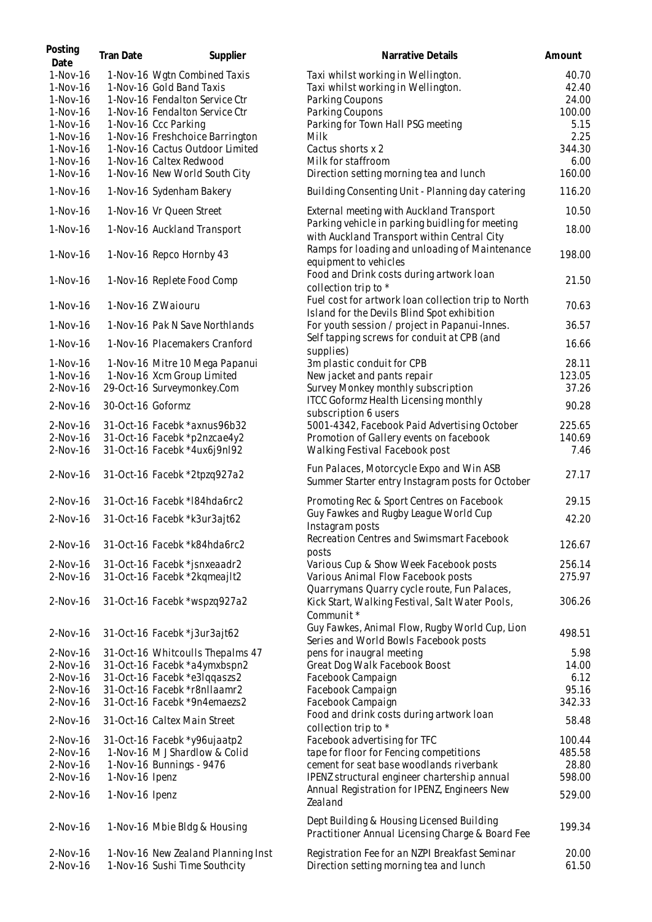| Posting Date | Tran Date | Supplier | Narrative Details | Amount |
| --- | --- | --- | --- | --- |
| 1-Nov-16 | 1-Nov-16 | Wgtn Combined Taxis | Taxi whilst working in Wellington. | 40.70 |
| 1-Nov-16 | 1-Nov-16 | Gold Band Taxis | Taxi whilst working in Wellington. | 42.40 |
| 1-Nov-16 | 1-Nov-16 | Fendalton Service Ctr | Parking Coupons | 24.00 |
| 1-Nov-16 | 1-Nov-16 | Fendalton Service Ctr | Parking Coupons | 100.00 |
| 1-Nov-16 | 1-Nov-16 | Ccc Parking | Parking for Town Hall PSG meeting | 5.15 |
| 1-Nov-16 | 1-Nov-16 | Freshchoice Barrington | Milk | 2.25 |
| 1-Nov-16 | 1-Nov-16 | Cactus Outdoor Limited | Cactus shorts x 2 | 344.30 |
| 1-Nov-16 | 1-Nov-16 | Caltex Redwood | Milk for staffroom | 6.00 |
| 1-Nov-16 | 1-Nov-16 | New World South City | Direction setting morning tea and lunch | 160.00 |
| 1-Nov-16 | 1-Nov-16 | Sydenham Bakery | Building Consenting Unit - Planning day catering | 116.20 |
| 1-Nov-16 | 1-Nov-16 | Vr Queen Street | External meeting with Auckland Transport | 10.50 |
| 1-Nov-16 | 1-Nov-16 | Auckland Transport | Parking vehicle in parking buidling for meeting with Auckland Transport within Central City | 18.00 |
| 1-Nov-16 | 1-Nov-16 | Repco Hornby 43 | Ramps for loading and unloading of Maintenance equipment to vehicles | 198.00 |
| 1-Nov-16 | 1-Nov-16 | Replete Food Comp | Food and Drink costs during artwork loan collection trip to * | 21.50 |
| 1-Nov-16 | 1-Nov-16 | Z Waiouru | Fuel cost for artwork loan collection trip to North Island for the Devils Blind Spot exhibition | 70.63 |
| 1-Nov-16 | 1-Nov-16 | Pak N Save Northlands | For youth session / project in Papanui-Innes. | 36.57 |
| 1-Nov-16 | 1-Nov-16 | Placemakers Cranford | Self tapping screws for conduit at CPB (and supplies) | 16.66 |
| 1-Nov-16 | 1-Nov-16 | Mitre 10 Mega Papanui | 3m plastic conduit for CPB | 28.11 |
| 1-Nov-16 | 1-Nov-16 | Xcm Group Limited | New jacket and pants repair | 123.05 |
| 2-Nov-16 | 29-Oct-16 | Surveymonkey.Com | Survey Monkey monthly subscription | 37.26 |
| 2-Nov-16 | 30-Oct-16 | Goformz | ITCC Goformz Health Licensing monthly subscription 6 users | 90.28 |
| 2-Nov-16 | 31-Oct-16 | Facebk *axnus96b32 | 5001-4342, Facebook Paid Advertising October | 225.65 |
| 2-Nov-16 | 31-Oct-16 | Facebk *p2nzcae4y2 | Promotion of Gallery events on facebook | 140.69 |
| 2-Nov-16 | 31-Oct-16 | Facebk *4ux6j9nl92 | Walking Festival Facebook post | 7.46 |
| 2-Nov-16 | 31-Oct-16 | Facebk *2tpzq927a2 | Fun Palaces, Motorcycle Expo and Win ASB Summer Starter entry Instagram posts for October | 27.17 |
| 2-Nov-16 | 31-Oct-16 | Facebk *l84hda6rc2 | Promoting Rec & Sport Centres on Facebook | 29.15 |
| 2-Nov-16 | 31-Oct-16 | Facebk *k3ur3ajt62 | Guy Fawkes and Rugby League World Cup Instagram posts | 42.20 |
| 2-Nov-16 | 31-Oct-16 | Facebk *k84hda6rc2 | Recreation Centres and Swimsmart Facebook posts | 126.67 |
| 2-Nov-16 | 31-Oct-16 | Facebk *jsnxeaadr2 | Various Cup & Show Week Facebook posts | 256.14 |
| 2-Nov-16 | 31-Oct-16 | Facebk *2kqmeajlt2 | Various Animal Flow Facebook posts | 275.97 |
| 2-Nov-16 | 31-Oct-16 | Facebk *wspzq927a2 | Quarrymans Quarry cycle route, Fun Palaces, Kick Start, Walking Festival, Salt Water Pools, Communit * | 306.26 |
| 2-Nov-16 | 31-Oct-16 | Facebk *j3ur3ajt62 | Guy Fawkes, Animal Flow, Rugby World Cup, Lion Series and World Bowls Facebook posts | 498.51 |
| 2-Nov-16 | 31-Oct-16 | Whitcoulls Thepalms 47 | pens for inaugral meeting | 5.98 |
| 2-Nov-16 | 31-Oct-16 | Facebk *a4ymxbspn2 | Great Dog Walk Facebook Boost | 14.00 |
| 2-Nov-16 | 31-Oct-16 | Facebk *e3lqqaszs2 | Facebook Campaign | 6.12 |
| 2-Nov-16 | 31-Oct-16 | Facebk *r8nllaamr2 | Facebook Campaign | 95.16 |
| 2-Nov-16 | 31-Oct-16 | Facebk *9n4emaezs2 | Facebook Campaign | 342.33 |
| 2-Nov-16 | 31-Oct-16 | Caltex Main Street | Food and drink costs during artwork loan collection trip to * | 58.48 |
| 2-Nov-16 | 31-Oct-16 | Facebk *y96ujaatp2 | Facebook advertising for TFC | 100.44 |
| 2-Nov-16 | 1-Nov-16 | M J Shardlow & Colid | tape for floor for Fencing competitions | 485.58 |
| 2-Nov-16 | 1-Nov-16 | Bunnings - 9476 | cement for seat base woodlands riverbank | 28.80 |
| 2-Nov-16 | 1-Nov-16 | Ipenz | IPENZ structural engineer chartership annual | 598.00 |
| 2-Nov-16 | 1-Nov-16 | Ipenz | Annual Registration for IPENZ, Engineers New Zealand | 529.00 |
| 2-Nov-16 | 1-Nov-16 | Mbie Bldg & Housing | Dept Building & Housing Licensed Building Practitioner Annual Licensing Charge & Board Fee | 199.34 |
| 2-Nov-16 | 1-Nov-16 | New Zealand Planning Inst | Registration Fee for an NZPI Breakfast Seminar | 20.00 |
| 2-Nov-16 | 1-Nov-16 | Sushi Time Southcity | Direction setting morning tea and lunch | 61.50 |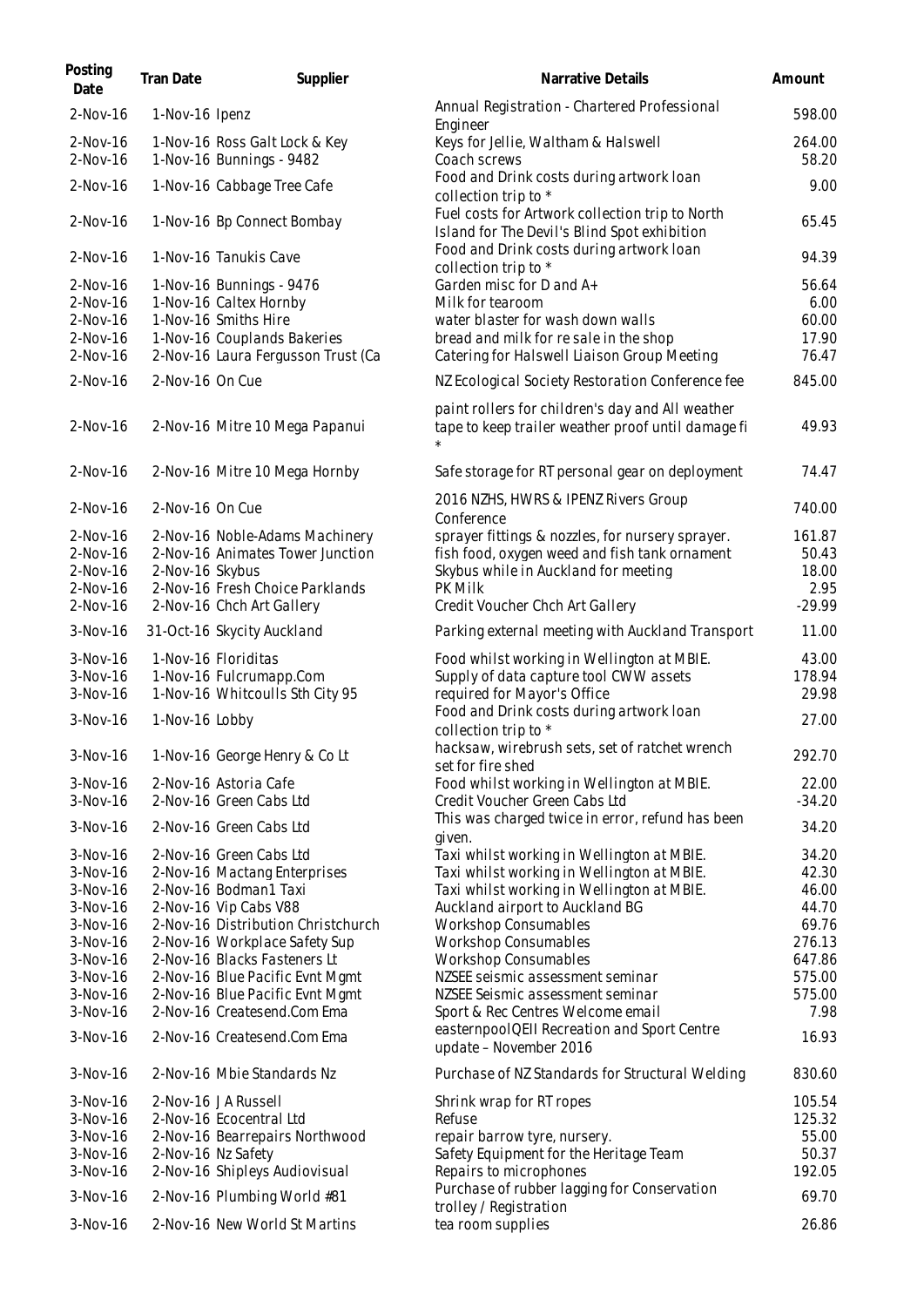| Posting Date | Tran Date | Supplier | Narrative Details | Amount |
|---|---|---|---|---|
| 2-Nov-16 | 1-Nov-16 | Ipenz | Annual Registration - Chartered Professional Engineer | 598.00 |
| 2-Nov-16 | 1-Nov-16 | Ross Galt Lock & Key | Keys for Jellie, Waltham & Halswell | 264.00 |
| 2-Nov-16 | 1-Nov-16 | Bunnings - 9482 | Coach screws | 58.20 |
| 2-Nov-16 | 1-Nov-16 | Cabbage Tree Cafe | Food and Drink costs during artwork loan collection trip to * | 9.00 |
| 2-Nov-16 | 1-Nov-16 | Bp Connect Bombay | Fuel costs for Artwork collection trip to North Island for The Devil's Blind Spot exhibition | 65.45 |
| 2-Nov-16 | 1-Nov-16 | Tanukis Cave | Food and Drink costs during artwork loan collection trip to * | 94.39 |
| 2-Nov-16 | 1-Nov-16 | Bunnings - 9476 | Garden misc for D and A+ | 56.64 |
| 2-Nov-16 | 1-Nov-16 | Caltex Hornby | Milk for tearoom | 6.00 |
| 2-Nov-16 | 1-Nov-16 | Smiths Hire | water blaster for wash down walls | 60.00 |
| 2-Nov-16 | 1-Nov-16 | Couplands Bakeries | bread and milk for re sale in the shop | 17.90 |
| 2-Nov-16 | 2-Nov-16 | Laura Fergusson Trust (Ca | Catering for Halswell Liaison Group Meeting | 76.47 |
| 2-Nov-16 | 2-Nov-16 | On Cue | NZ Ecological Society Restoration Conference fee | 845.00 |
| 2-Nov-16 | 2-Nov-16 | Mitre 10 Mega Papanui | paint rollers for children's day and All weather tape to keep trailer weather proof until damage fi * | 49.93 |
| 2-Nov-16 | 2-Nov-16 | Mitre 10 Mega Hornby | Safe storage for RT personal gear on deployment | 74.47 |
| 2-Nov-16 | 2-Nov-16 | On Cue | 2016 NZHS, HWRS & IPENZ Rivers Group Conference | 740.00 |
| 2-Nov-16 | 2-Nov-16 | Noble-Adams Machinery | sprayer fittings & nozzles, for nursery sprayer. | 161.87 |
| 2-Nov-16 | 2-Nov-16 | Animates Tower Junction | fish food, oxygen weed and fish tank ornament | 50.43 |
| 2-Nov-16 | 2-Nov-16 | Skybus | Skybus while in Auckland for meeting | 18.00 |
| 2-Nov-16 | 2-Nov-16 | Fresh Choice Parklands | PK Milk | 2.95 |
| 2-Nov-16 | 2-Nov-16 | Chch Art Gallery | Credit Voucher Chch Art Gallery | -29.99 |
| 3-Nov-16 | 31-Oct-16 | Skycity Auckland | Parking external meeting with Auckland Transport | 11.00 |
| 3-Nov-16 | 1-Nov-16 | Floriditas | Food whilst working in Wellington at MBIE. | 43.00 |
| 3-Nov-16 | 1-Nov-16 | Fulcrumapp.Com | Supply of data capture tool CWW assets | 178.94 |
| 3-Nov-16 | 1-Nov-16 | Whitcoulls Sth City 95 | required for Mayor's Office | 29.98 |
| 3-Nov-16 | 1-Nov-16 | Lobby | Food and Drink costs during artwork loan collection trip to * | 27.00 |
| 3-Nov-16 | 1-Nov-16 | George Henry & Co Lt | hacksaw, wirebrush sets, set of ratchet wrench set for fire shed | 292.70 |
| 3-Nov-16 | 2-Nov-16 | Astoria Cafe | Food whilst working in Wellington at MBIE. | 22.00 |
| 3-Nov-16 | 2-Nov-16 | Green Cabs Ltd | Credit Voucher Green Cabs Ltd | -34.20 |
| 3-Nov-16 | 2-Nov-16 | Green Cabs Ltd | This was charged twice in error, refund has been given. | 34.20 |
| 3-Nov-16 | 2-Nov-16 | Green Cabs Ltd | Taxi whilst working in Wellington at MBIE. | 34.20 |
| 3-Nov-16 | 2-Nov-16 | Mactang Enterprises | Taxi whilst working in Wellington at MBIE. | 42.30 |
| 3-Nov-16 | 2-Nov-16 | Bodman1 Taxi | Taxi whilst working in Wellington at MBIE. | 46.00 |
| 3-Nov-16 | 2-Nov-16 | Vip Cabs V88 | Auckland airport to Auckland BG | 44.70 |
| 3-Nov-16 | 2-Nov-16 | Distribution Christchurch | Workshop Consumables | 69.76 |
| 3-Nov-16 | 2-Nov-16 | Workplace Safety Sup | Workshop Consumables | 276.13 |
| 3-Nov-16 | 2-Nov-16 | Blacks Fasteners Lt | Workshop Consumables | 647.86 |
| 3-Nov-16 | 2-Nov-16 | Blue Pacific Evnt Mgmt | NZSEE seismic assessment seminar | 575.00 |
| 3-Nov-16 | 2-Nov-16 | Blue Pacific Evnt Mgmt | NZSEE Seismic assessment seminar | 575.00 |
| 3-Nov-16 | 2-Nov-16 | Createsend.Com Ema | Sport & Rec Centres Welcome email | 7.98 |
| 3-Nov-16 | 2-Nov-16 | Createsend.Com Ema | easternpoolQEII Recreation and Sport Centre update – November 2016 | 16.93 |
| 3-Nov-16 | 2-Nov-16 | Mbie Standards Nz | Purchase of NZ Standards for Structural Welding | 830.60 |
| 3-Nov-16 | 2-Nov-16 | J A Russell | Shrink wrap for RT ropes | 105.54 |
| 3-Nov-16 | 2-Nov-16 | Ecocentral Ltd | Refuse | 125.32 |
| 3-Nov-16 | 2-Nov-16 | Bearrepairs Northwood | repair barrow tyre, nursery. | 55.00 |
| 3-Nov-16 | 2-Nov-16 | Nz Safety | Safety Equipment for the Heritage Team | 50.37 |
| 3-Nov-16 | 2-Nov-16 | Shipleys Audiovisual | Repairs to microphones | 192.05 |
| 3-Nov-16 | 2-Nov-16 | Plumbing World #81 | Purchase of rubber lagging for Conservation trolley / Registration | 69.70 |
| 3-Nov-16 | 2-Nov-16 | New World St Martins | tea room supplies | 26.86 |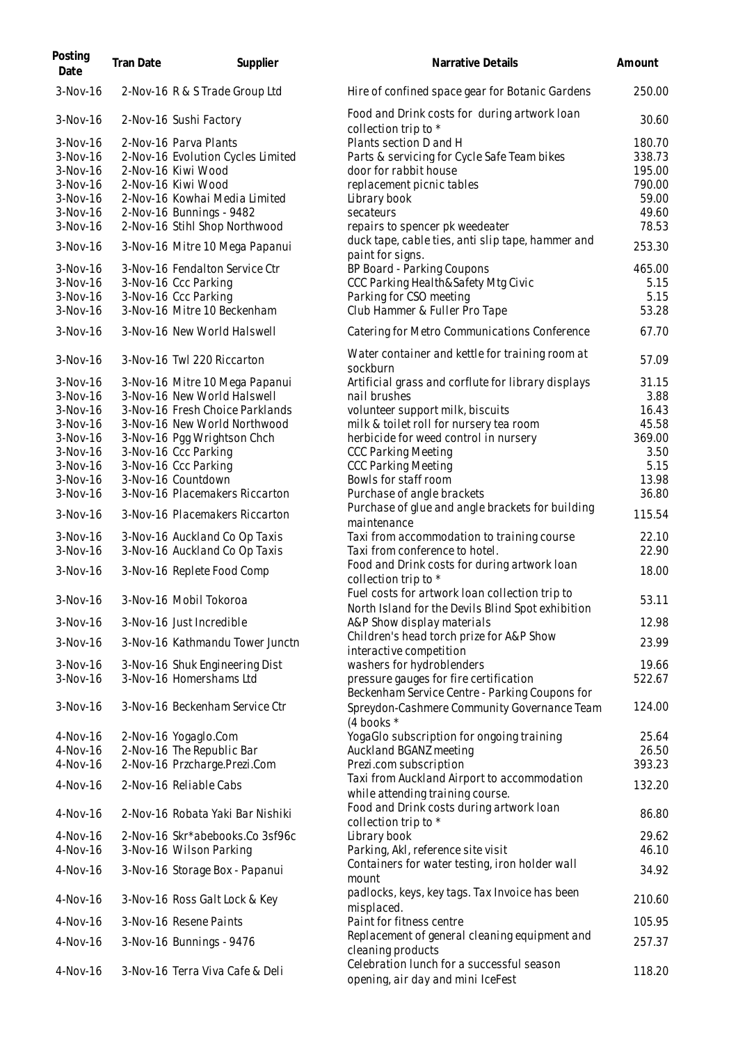| Posting Date | Tran Date | Supplier | Narrative Details | Amount |
| --- | --- | --- | --- | --- |
| 3-Nov-16 | 2-Nov-16 | R & S Trade Group Ltd | Hire of confined space gear for Botanic Gardens | 250.00 |
| 3-Nov-16 | 2-Nov-16 | Sushi Factory | Food and Drink costs for during artwork loan collection trip to * | 30.60 |
| 3-Nov-16 | 2-Nov-16 | Parva Plants | Plants section D and H | 180.70 |
| 3-Nov-16 | 2-Nov-16 | Evolution Cycles Limited | Parts & servicing for Cycle Safe Team bikes | 338.73 |
| 3-Nov-16 | 2-Nov-16 | Kiwi Wood | door for rabbit house | 195.00 |
| 3-Nov-16 | 2-Nov-16 | Kiwi Wood | replacement picnic tables | 790.00 |
| 3-Nov-16 | 2-Nov-16 | Kowhai Media Limited | Library book | 59.00 |
| 3-Nov-16 | 2-Nov-16 | Bunnings - 9482 | secateurs | 49.60 |
| 3-Nov-16 | 2-Nov-16 | Stihl Shop Northwood | repairs to spencer pk weedeater | 78.53 |
| 3-Nov-16 | 3-Nov-16 | Mitre 10 Mega Papanui | duck tape, cable ties, anti slip tape, hammer and paint for signs. | 253.30 |
| 3-Nov-16 | 3-Nov-16 | Fendalton Service Ctr | BP Board - Parking Coupons | 465.00 |
| 3-Nov-16 | 3-Nov-16 | Ccc Parking | CCC Parking Health&Safety Mtg Civic | 5.15 |
| 3-Nov-16 | 3-Nov-16 | Ccc Parking | Parking for CSO meeting | 5.15 |
| 3-Nov-16 | 3-Nov-16 | Mitre 10 Beckenham | Club Hammer & Fuller Pro Tape | 53.28 |
| 3-Nov-16 | 3-Nov-16 | New World Halswell | Catering for Metro Communications Conference | 67.70 |
| 3-Nov-16 | 3-Nov-16 | Twl 220 Riccarton | Water container and kettle for training room at sockburn | 57.09 |
| 3-Nov-16 | 3-Nov-16 | Mitre 10 Mega Papanui | Artificial grass and corflute for library displays | 31.15 |
| 3-Nov-16 | 3-Nov-16 | New World Halswell | nail brushes | 3.88 |
| 3-Nov-16 | 3-Nov-16 | Fresh Choice Parklands | volunteer support milk, biscuits | 16.43 |
| 3-Nov-16 | 3-Nov-16 | New World Northwood | milk & toilet roll for nursery tea room | 45.58 |
| 3-Nov-16 | 3-Nov-16 | Pgg Wrightson Chch | herbicide for weed control in nursery | 369.00 |
| 3-Nov-16 | 3-Nov-16 | Ccc Parking | CCC Parking Meeting | 3.50 |
| 3-Nov-16 | 3-Nov-16 | Ccc Parking | CCC Parking Meeting | 5.15 |
| 3-Nov-16 | 3-Nov-16 | Countdown | Bowls for staff room | 13.98 |
| 3-Nov-16 | 3-Nov-16 | Placemakers Riccarton | Purchase of angle brackets | 36.80 |
| 3-Nov-16 | 3-Nov-16 | Placemakers Riccarton | Purchase of glue and angle brackets for building maintenance | 115.54 |
| 3-Nov-16 | 3-Nov-16 | Auckland Co Op Taxis | Taxi from accommodation to training course | 22.10 |
| 3-Nov-16 | 3-Nov-16 | Auckland Co Op Taxis | Taxi from conference to hotel. | 22.90 |
| 3-Nov-16 | 3-Nov-16 | Replete Food Comp | Food and Drink costs for during artwork loan collection trip to * | 18.00 |
| 3-Nov-16 | 3-Nov-16 | Mobil Tokoroa | Fuel costs for artwork loan collection trip to North Island for the Devils Blind Spot exhibition | 53.11 |
| 3-Nov-16 | 3-Nov-16 | Just Incredible | A&P Show display materials | 12.98 |
| 3-Nov-16 | 3-Nov-16 | Kathmandu Tower Junctn | Children's head torch prize for A&P Show interactive competition | 23.99 |
| 3-Nov-16 | 3-Nov-16 | Shuk Engineering Dist | washers for hydroblenders | 19.66 |
| 3-Nov-16 | 3-Nov-16 | Homershams Ltd | pressure gauges for fire certification | 522.67 |
| 3-Nov-16 | 3-Nov-16 | Beckenham Service Ctr | Beckenham Service Centre - Parking Coupons for Spreydon-Cashmere Community Governance Team (4 books * | 124.00 |
| 4-Nov-16 | 2-Nov-16 | Yogaglo.Com | YogaGlo subscription for ongoing training | 25.64 |
| 4-Nov-16 | 2-Nov-16 | The Republic Bar | Auckland BGANZ meeting | 26.50 |
| 4-Nov-16 | 2-Nov-16 | Przcharge.Prezi.Com | Prezi.com subscription | 393.23 |
| 4-Nov-16 | 2-Nov-16 | Reliable Cabs | Taxi from Auckland Airport to accommodation while attending training course. | 132.20 |
| 4-Nov-16 | 2-Nov-16 | Robata Yaki Bar Nishiki | Food and Drink costs during artwork loan collection trip to * | 86.80 |
| 4-Nov-16 | 2-Nov-16 | Skr*abebooks.Co 3sf96c | Library book | 29.62 |
| 4-Nov-16 | 3-Nov-16 | Wilson Parking | Parking, Akl, reference site visit | 46.10 |
| 4-Nov-16 | 3-Nov-16 | Storage Box - Papanui | Containers for water testing, iron holder wall mount | 34.92 |
| 4-Nov-16 | 3-Nov-16 | Ross Galt Lock & Key | padlocks, keys, key tags. Tax Invoice has been misplaced. | 210.60 |
| 4-Nov-16 | 3-Nov-16 | Resene Paints | Paint for fitness centre | 105.95 |
| 4-Nov-16 | 3-Nov-16 | Bunnings - 9476 | Replacement of general cleaning equipment and cleaning products | 257.37 |
| 4-Nov-16 | 3-Nov-16 | Terra Viva Cafe & Deli | Celebration lunch for a successful season opening, air day and mini IceFest | 118.20 |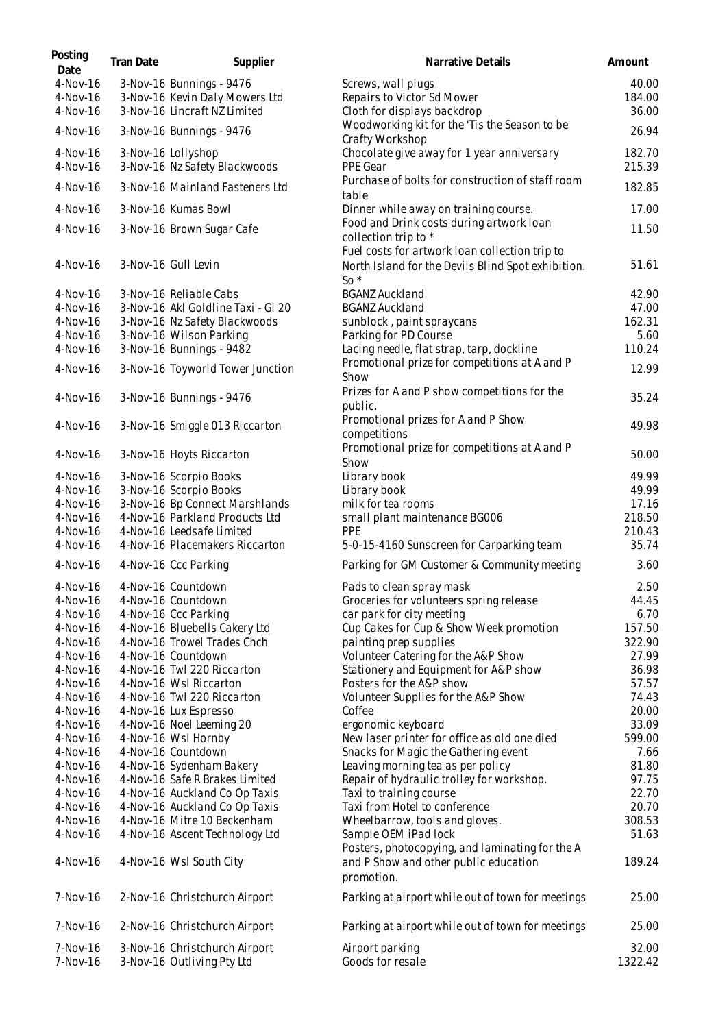| Posting Date | Tran Date | Supplier | Narrative Details | Amount |
|---|---|---|---|---|
| 4-Nov-16 | 3-Nov-16 | Bunnings - 9476 | Screws, wall plugs | 40.00 |
| 4-Nov-16 | 3-Nov-16 | Kevin Daly Mowers Ltd | Repairs to Victor Sd Mower | 184.00 |
| 4-Nov-16 | 3-Nov-16 | Lincraft NZ Limited | Cloth for displays backdrop | 36.00 |
| 4-Nov-16 | 3-Nov-16 | Bunnings - 9476 | Woodworking kit for the 'Tis the Season to be Crafty Workshop | 26.94 |
| 4-Nov-16 | 3-Nov-16 | Lollyshop | Chocolate give away for 1 year anniversary | 182.70 |
| 4-Nov-16 | 3-Nov-16 | Nz Safety Blackwoods | PPE Gear | 215.39 |
| 4-Nov-16 | 3-Nov-16 | Mainland Fasteners Ltd | Purchase of bolts for construction of staff room table | 182.85 |
| 4-Nov-16 | 3-Nov-16 | Kumas Bowl | Dinner while away on training course. | 17.00 |
| 4-Nov-16 | 3-Nov-16 | Brown Sugar Cafe | Food and Drink costs during artwork loan collection trip to * | 11.50 |
| 4-Nov-16 | 3-Nov-16 | Gull Levin | Fuel costs for artwork loan collection trip to North Island for the Devils Blind Spot exhibition. So * | 51.61 |
| 4-Nov-16 | 3-Nov-16 | Reliable Cabs | BGANZ Auckland | 42.90 |
| 4-Nov-16 | 3-Nov-16 | Akl Goldline Taxi - Gl 20 | BGANZ Auckland | 47.00 |
| 4-Nov-16 | 3-Nov-16 | Nz Safety Blackwoods | sunblock , paint spraycans | 162.31 |
| 4-Nov-16 | 3-Nov-16 | Wilson Parking | Parking for PD Course | 5.60 |
| 4-Nov-16 | 3-Nov-16 | Bunnings - 9482 | Lacing needle, flat strap, tarp, dockline | 110.24 |
| 4-Nov-16 | 3-Nov-16 | Toyworld Tower Junction | Promotional prize for competitions at A and P Show | 12.99 |
| 4-Nov-16 | 3-Nov-16 | Bunnings - 9476 | Prizes for A and P show competitions for the public. | 35.24 |
| 4-Nov-16 | 3-Nov-16 | Smiggle 013 Riccarton | Promotional prizes for A and P Show competitions | 49.98 |
| 4-Nov-16 | 3-Nov-16 | Hoyts Riccarton | Promotional prize for competitions at A and P Show | 50.00 |
| 4-Nov-16 | 3-Nov-16 | Scorpio Books | Library book | 49.99 |
| 4-Nov-16 | 3-Nov-16 | Scorpio Books | Library book | 49.99 |
| 4-Nov-16 | 3-Nov-16 | Bp Connect Marshlands | milk for tea rooms | 17.16 |
| 4-Nov-16 | 4-Nov-16 | Parkland Products Ltd | small plant maintenance BG006 | 218.50 |
| 4-Nov-16 | 4-Nov-16 | Leedsafe Limited | PPE | 210.43 |
| 4-Nov-16 | 4-Nov-16 | Placemakers Riccarton | 5-0-15-4160 Sunscreen for Carparking team | 35.74 |
| 4-Nov-16 | 4-Nov-16 | Ccc Parking | Parking for GM Customer & Community meeting | 3.60 |
| 4-Nov-16 | 4-Nov-16 | Countdown | Pads to clean spray mask | 2.50 |
| 4-Nov-16 | 4-Nov-16 | Countdown | Groceries for volunteers spring release | 44.45 |
| 4-Nov-16 | 4-Nov-16 | Ccc Parking | car park for city meeting | 6.70 |
| 4-Nov-16 | 4-Nov-16 | Bluebells Cakery Ltd | Cup Cakes for Cup & Show Week promotion | 157.50 |
| 4-Nov-16 | 4-Nov-16 | Trowel Trades Chch | painting prep supplies | 322.90 |
| 4-Nov-16 | 4-Nov-16 | Countdown | Volunteer Catering for the A&P Show | 27.99 |
| 4-Nov-16 | 4-Nov-16 | Twl 220 Riccarton | Stationery and Equipment for A&P show | 36.98 |
| 4-Nov-16 | 4-Nov-16 | Wsl Riccarton | Posters for the A&P show | 57.57 |
| 4-Nov-16 | 4-Nov-16 | Twl 220 Riccarton | Volunteer Supplies for the A&P Show | 74.43 |
| 4-Nov-16 | 4-Nov-16 | Lux Espresso | Coffee | 20.00 |
| 4-Nov-16 | 4-Nov-16 | Noel Leeming 20 | ergonomic keyboard | 33.09 |
| 4-Nov-16 | 4-Nov-16 | Wsl Hornby | New laser printer for office as old one died | 599.00 |
| 4-Nov-16 | 4-Nov-16 | Countdown | Snacks for Magic the Gathering event | 7.66 |
| 4-Nov-16 | 4-Nov-16 | Sydenham Bakery | Leaving morning tea as per policy | 81.80 |
| 4-Nov-16 | 4-Nov-16 | Safe R Brakes Limited | Repair of hydraulic trolley for workshop. | 97.75 |
| 4-Nov-16 | 4-Nov-16 | Auckland Co Op Taxis | Taxi to training course | 22.70 |
| 4-Nov-16 | 4-Nov-16 | Auckland Co Op Taxis | Taxi from Hotel to conference | 20.70 |
| 4-Nov-16 | 4-Nov-16 | Mitre 10 Beckenham | Wheelbarrow, tools and gloves. | 308.53 |
| 4-Nov-16 | 4-Nov-16 | Ascent Technology Ltd | Sample OEM iPad lock | 51.63 |
| 4-Nov-16 | 4-Nov-16 | Wsl South City | Posters, photocopying, and laminating for the A and P Show and other public education promotion. | 189.24 |
| 7-Nov-16 | 2-Nov-16 | Christchurch Airport | Parking at airport while out of town for meetings | 25.00 |
| 7-Nov-16 | 2-Nov-16 | Christchurch Airport | Parking at airport while out of town for meetings | 25.00 |
| 7-Nov-16 | 3-Nov-16 | Christchurch Airport | Airport parking | 32.00 |
| 7-Nov-16 | 3-Nov-16 | Outliving Pty Ltd | Goods for resale | 1322.42 |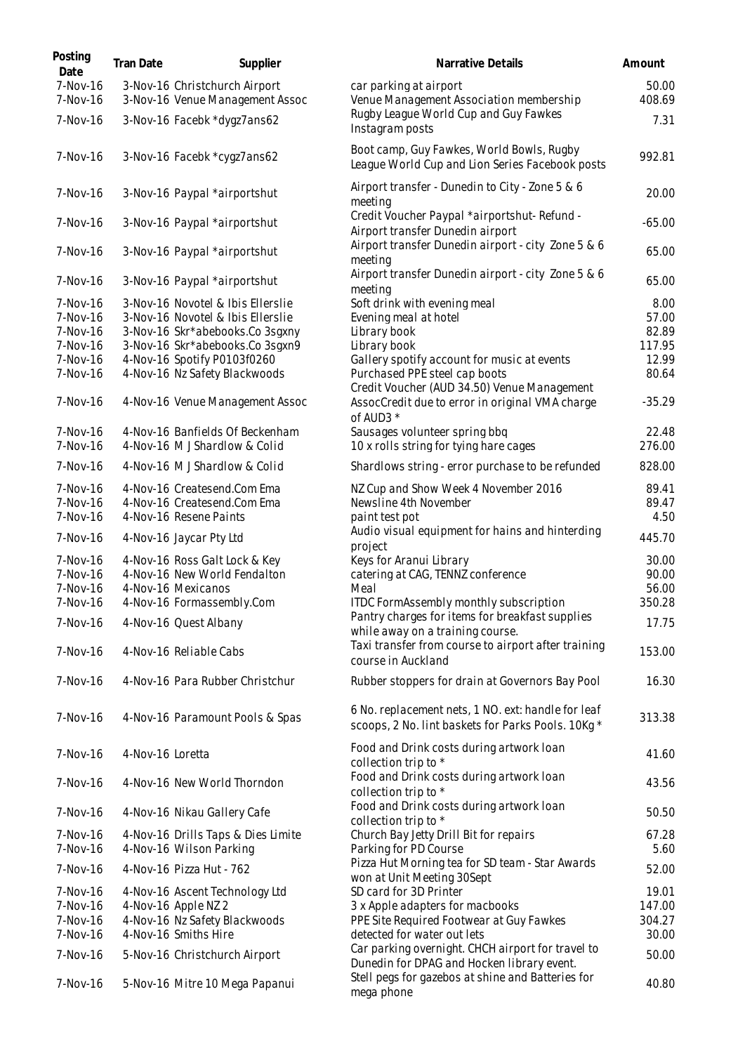| Posting Date | Tran Date | Supplier | Narrative Details | Amount |
|---|---|---|---|---|
| 7-Nov-16 | 3-Nov-16 | Christchurch Airport | car parking at airport | 50.00 |
| 7-Nov-16 | 3-Nov-16 | Venue Management Assoc | Venue Management Association membership | 408.69 |
| 7-Nov-16 | 3-Nov-16 | Facebk *dygz7ans62 | Rugby League World Cup and Guy Fawkes Instagram posts | 7.31 |
| 7-Nov-16 | 3-Nov-16 | Facebk *cygz7ans62 | Boot camp, Guy Fawkes, World Bowls, Rugby League World Cup and Lion Series Facebook posts | 992.81 |
| 7-Nov-16 | 3-Nov-16 | Paypal *airportshut | Airport transfer - Dunedin to City - Zone 5 & 6 meeting | 20.00 |
| 7-Nov-16 | 3-Nov-16 | Paypal *airportshut | Credit Voucher Paypal *airportshut- Refund - Airport transfer Dunedin airport | -65.00 |
| 7-Nov-16 | 3-Nov-16 | Paypal *airportshut | Airport transfer Dunedin airport - city Zone 5 & 6 meeting | 65.00 |
| 7-Nov-16 | 3-Nov-16 | Paypal *airportshut | Airport transfer Dunedin airport - city Zone 5 & 6 meeting | 65.00 |
| 7-Nov-16 | 3-Nov-16 | Novotel & Ibis Ellerslie | Soft drink with evening meal | 8.00 |
| 7-Nov-16 | 3-Nov-16 | Novotel & Ibis Ellerslie | Evening meal at hotel | 57.00 |
| 7-Nov-16 | 3-Nov-16 | Skr*abebooks.Co 3sgxny | Library book | 82.89 |
| 7-Nov-16 | 3-Nov-16 | Skr*abebooks.Co 3sgxn9 | Library book | 117.95 |
| 7-Nov-16 | 4-Nov-16 | Spotify P0103f0260 | Gallery spotify account for music at events | 12.99 |
| 7-Nov-16 | 4-Nov-16 | Nz Safety Blackwoods | Purchased PPE steel cap boots | 80.64 |
| 7-Nov-16 | 4-Nov-16 | Venue Management Assoc | Credit Voucher (AUD 34.50) Venue Management AssocCredit due to error in original VMA charge of AUD3 * | -35.29 |
| 7-Nov-16 | 4-Nov-16 | Banfields Of Beckenham | Sausages volunteer spring bbq | 22.48 |
| 7-Nov-16 | 4-Nov-16 | M J Shardlow & Colid | 10 x rolls string for tying hare cages | 276.00 |
| 7-Nov-16 | 4-Nov-16 | M J Shardlow & Colid | Shardlows string - error purchase to be refunded | 828.00 |
| 7-Nov-16 | 4-Nov-16 | Createsend.Com Ema | NZ Cup and Show Week 4 November 2016 | 89.41 |
| 7-Nov-16 | 4-Nov-16 | Createsend.Com Ema | Newsline 4th November | 89.47 |
| 7-Nov-16 | 4-Nov-16 | Resene Paints | paint test pot | 4.50 |
| 7-Nov-16 | 4-Nov-16 | Jaycar Pty Ltd | Audio visual equipment for hains and hinterding project | 445.70 |
| 7-Nov-16 | 4-Nov-16 | Ross Galt Lock & Key | Keys for Aranui Library | 30.00 |
| 7-Nov-16 | 4-Nov-16 | New World Fendalton | catering at CAG, TENNZ conference | 90.00 |
| 7-Nov-16 | 4-Nov-16 | Mexicanos | Meal | 56.00 |
| 7-Nov-16 | 4-Nov-16 | Formassembly.Com | ITDC FormAssembly monthly subscription | 350.28 |
| 7-Nov-16 | 4-Nov-16 | Quest Albany | Pantry charges for items for breakfast supplies while away on a training course. | 17.75 |
| 7-Nov-16 | 4-Nov-16 | Reliable Cabs | Taxi transfer from course to airport after training course in Auckland | 153.00 |
| 7-Nov-16 | 4-Nov-16 | Para Rubber Christchur | Rubber stoppers for drain at Governors Bay Pool | 16.30 |
| 7-Nov-16 | 4-Nov-16 | Paramount Pools & Spas | 6 No. replacement nets, 1 NO. ext: handle for leaf scoops, 2 No. lint baskets for Parks Pools. 10Kg * | 313.38 |
| 7-Nov-16 | 4-Nov-16 | Loretta | Food and Drink costs during artwork loan collection trip to * | 41.60 |
| 7-Nov-16 | 4-Nov-16 | New World Thorndon | Food and Drink costs during artwork loan collection trip to * | 43.56 |
| 7-Nov-16 | 4-Nov-16 | Nikau Gallery Cafe | Food and Drink costs during artwork loan collection trip to * | 50.50 |
| 7-Nov-16 | 4-Nov-16 | Drills Taps & Dies Limite | Church Bay Jetty Drill Bit for repairs | 67.28 |
| 7-Nov-16 | 4-Nov-16 | Wilson Parking | Parking for PD Course | 5.60 |
| 7-Nov-16 | 4-Nov-16 | Pizza Hut - 762 | Pizza Hut Morning tea for SD team - Star Awards won at Unit Meeting 30Sept | 52.00 |
| 7-Nov-16 | 4-Nov-16 | Ascent Technology Ltd | SD card for 3D Printer | 19.01 |
| 7-Nov-16 | 4-Nov-16 | Apple NZ 2 | 3 x Apple adapters for macbooks | 147.00 |
| 7-Nov-16 | 4-Nov-16 | Nz Safety Blackwoods | PPE Site Required Footwear at Guy Fawkes | 304.27 |
| 7-Nov-16 | 4-Nov-16 | Smiths Hire | detected for water out lets | 30.00 |
| 7-Nov-16 | 5-Nov-16 | Christchurch Airport | Car parking overnight. CHCH airport for travel to Dunedin for DPAG and Hocken library event. | 50.00 |
| 7-Nov-16 | 5-Nov-16 | Mitre 10 Mega Papanui | Stell pegs for gazebos at shine and Batteries for mega phone | 40.80 |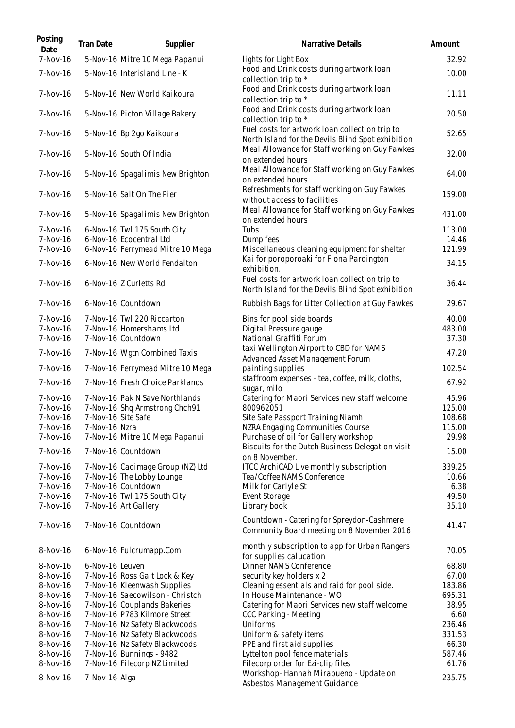| Posting Date | Tran Date | Supplier | Narrative Details | Amount |
|---|---|---|---|---|
| 7-Nov-16 | 5-Nov-16 | Mitre 10 Mega Papanui | lights for Light Box | 32.92 |
| 7-Nov-16 | 5-Nov-16 | Interisland Line - K | Food and Drink costs during artwork loan collection trip to * | 10.00 |
| 7-Nov-16 | 5-Nov-16 | New World Kaikoura | Food and Drink costs during artwork loan collection trip to * | 11.11 |
| 7-Nov-16 | 5-Nov-16 | Picton Village Bakery | Food and Drink costs during artwork loan collection trip to * | 20.50 |
| 7-Nov-16 | 5-Nov-16 | Bp 2go Kaikoura | Fuel costs for artwork loan collection trip to North Island for the Devils Blind Spot exhibition | 52.65 |
| 7-Nov-16 | 5-Nov-16 | South Of India | Meal Allowance for Staff working on Guy Fawkes on extended hours | 32.00 |
| 7-Nov-16 | 5-Nov-16 | Spagalimis New Brighton | Meal Allowance for Staff working on Guy Fawkes on extended hours | 64.00 |
| 7-Nov-16 | 5-Nov-16 | Salt On The Pier | Refreshments for staff working on Guy Fawkes without access to facilities | 159.00 |
| 7-Nov-16 | 5-Nov-16 | Spagalimis New Brighton | Meal Allowance for Staff working on Guy Fawkes on extended hours | 431.00 |
| 7-Nov-16 | 6-Nov-16 | Twl 175 South City | Tubs | 113.00 |
| 7-Nov-16 | 6-Nov-16 | Ecocentral Ltd | Dump fees | 14.46 |
| 7-Nov-16 | 6-Nov-16 | Ferrymead Mitre 10 Mega | Miscellaneous cleaning equipment for shelter | 121.99 |
| 7-Nov-16 | 6-Nov-16 | New World Fendalton | Kai for poroporoaki for Fiona Pardington exhibition. | 34.15 |
| 7-Nov-16 | 6-Nov-16 | Z Curletts Rd | Fuel costs for artwork loan collection trip to North Island for the Devils Blind Spot exhibition | 36.44 |
| 7-Nov-16 | 6-Nov-16 | Countdown | Rubbish Bags for Litter Collection at Guy Fawkes | 29.67 |
| 7-Nov-16 | 7-Nov-16 | Twl 220 Riccarton | Bins for pool side boards | 40.00 |
| 7-Nov-16 | 7-Nov-16 | Homershams Ltd | Digital Pressure gauge | 483.00 |
| 7-Nov-16 | 7-Nov-16 | Countdown | National Graffiti Forum | 37.30 |
| 7-Nov-16 | 7-Nov-16 | Wgtn Combined Taxis | taxi Wellington Airport to CBD for NAMS Advanced Asset Management Forum | 47.20 |
| 7-Nov-16 | 7-Nov-16 | Ferrymead Mitre 10 Mega | painting supplies | 102.54 |
| 7-Nov-16 | 7-Nov-16 | Fresh Choice Parklands | staffroom expenses - tea, coffee, milk, cloths, sugar, milo | 67.92 |
| 7-Nov-16 | 7-Nov-16 | Pak N Save Northlands | Catering for Maori Services new staff welcome | 45.96 |
| 7-Nov-16 | 7-Nov-16 | Shq Armstrong Chch91 | 800962051 | 125.00 |
| 7-Nov-16 | 7-Nov-16 | Site Safe | Site Safe Passport Training Niamh | 108.68 |
| 7-Nov-16 | 7-Nov-16 | Nzra | NZRA Engaging Communities Course | 115.00 |
| 7-Nov-16 | 7-Nov-16 | Mitre 10 Mega Papanui | Purchase of oil for Gallery workshop | 29.98 |
| 7-Nov-16 | 7-Nov-16 | Countdown | Biscuits for the Dutch Business Delegation visit on 8 November. | 15.00 |
| 7-Nov-16 | 7-Nov-16 | Cadimage Group (NZ) Ltd | ITCC ArchiCAD Live monthly subscription | 339.25 |
| 7-Nov-16 | 7-Nov-16 | The Lobby Lounge | Tea/Coffee NAMS Conference | 10.66 |
| 7-Nov-16 | 7-Nov-16 | Countdown | Milk for Carlyle St | 6.38 |
| 7-Nov-16 | 7-Nov-16 | Twl 175 South City | Event Storage | 49.50 |
| 7-Nov-16 | 7-Nov-16 | Art Gallery | Library book | 35.10 |
| 7-Nov-16 | 7-Nov-16 | Countdown | Countdown - Catering for Spreydon-Cashmere Community Board meeting on 8 November 2016 | 41.47 |
| 8-Nov-16 | 6-Nov-16 | Fulcrumapp.Com | monthly subscription to app for Urban Rangers for supplies calucation | 70.05 |
| 8-Nov-16 | 6-Nov-16 | Leuven | Dinner NAMS Conference | 68.80 |
| 8-Nov-16 | 7-Nov-16 | Ross Galt Lock & Key | security key holders x 2 | 67.00 |
| 8-Nov-16 | 7-Nov-16 | Kleenwash Supplies | Cleaning essentials and raid for pool side. | 183.86 |
| 8-Nov-16 | 7-Nov-16 | Saecowilson - Christch | In House Maintenance - WO | 695.31 |
| 8-Nov-16 | 7-Nov-16 | Couplands Bakeries | Catering for Maori Services new staff welcome | 38.95 |
| 8-Nov-16 | 7-Nov-16 | P783 Kilmore Street | CCC Parking - Meeting | 6.60 |
| 8-Nov-16 | 7-Nov-16 | Nz Safety Blackwoods | Uniforms | 236.46 |
| 8-Nov-16 | 7-Nov-16 | Nz Safety Blackwoods | Uniform & safety items | 331.53 |
| 8-Nov-16 | 7-Nov-16 | Nz Safety Blackwoods | PPE and first aid supplies | 66.30 |
| 8-Nov-16 | 7-Nov-16 | Bunnings - 9482 | Lyttelton pool fence materials | 587.46 |
| 8-Nov-16 | 7-Nov-16 | Filecorp NZ Limited | Filecorp order for Ezi-clip files | 61.76 |
| 8-Nov-16 | 7-Nov-16 | Alga | Workshop- Hannah Mirabueno - Update on Asbestos Management Guidance | 235.75 |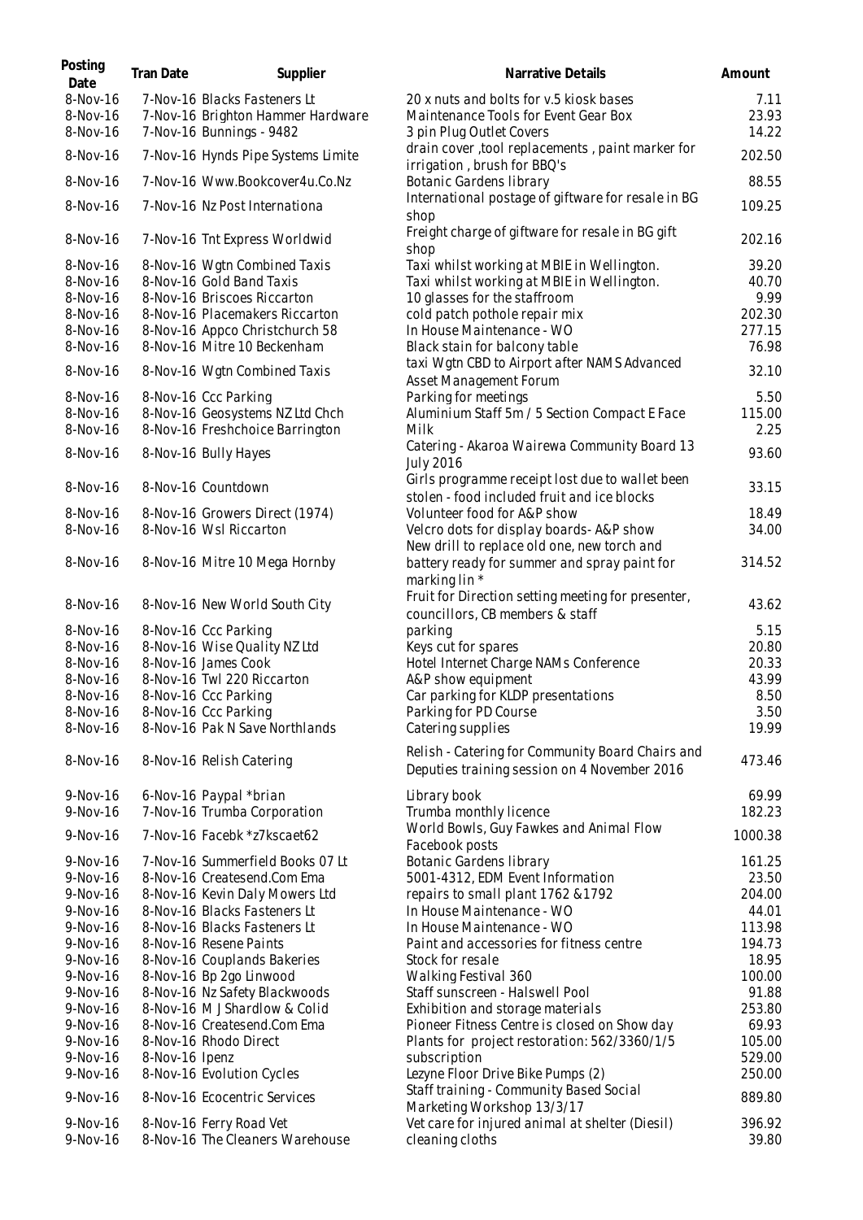| Posting Date | Tran Date | Supplier | Narrative Details | Amount |
|---|---|---|---|---|
| 8-Nov-16 | 7-Nov-16 | Blacks Fasteners Lt | 20 x nuts and bolts for v.5 kiosk bases | 7.11 |
| 8-Nov-16 | 7-Nov-16 | Brighton Hammer Hardware | Maintenance Tools for Event Gear Box | 23.93 |
| 8-Nov-16 | 7-Nov-16 | Bunnings - 9482 | 3 pin Plug Outlet Covers | 14.22 |
| 8-Nov-16 | 7-Nov-16 | Hynds Pipe Systems Limite | drain cover ,tool replacements , paint marker for irrigation , brush for BBQ's | 202.50 |
| 8-Nov-16 | 7-Nov-16 | Www.Bookcover4u.Co.Nz | Botanic Gardens library | 88.55 |
| 8-Nov-16 | 7-Nov-16 | Nz Post Internationa | International postage of giftware for resale in BG shop | 109.25 |
| 8-Nov-16 | 7-Nov-16 | Tnt Express Worldwid | Freight charge of giftware for resale in BG gift shop | 202.16 |
| 8-Nov-16 | 8-Nov-16 | Wgtn Combined Taxis | Taxi whilst working at MBIE in Wellington. | 39.20 |
| 8-Nov-16 | 8-Nov-16 | Gold Band Taxis | Taxi whilst working at MBIE in Wellington. | 40.70 |
| 8-Nov-16 | 8-Nov-16 | Briscoes Riccarton | 10 glasses for the staffroom | 9.99 |
| 8-Nov-16 | 8-Nov-16 | Placemakers Riccarton | cold patch pothole repair mix | 202.30 |
| 8-Nov-16 | 8-Nov-16 | Appco Christchurch 58 | In House Maintenance - WO | 277.15 |
| 8-Nov-16 | 8-Nov-16 | Mitre 10 Beckenham | Black stain for balcony table | 76.98 |
| 8-Nov-16 | 8-Nov-16 | Wgtn Combined Taxis | taxi Wgtn CBD to Airport after NAMS Advanced Asset Management Forum | 32.10 |
| 8-Nov-16 | 8-Nov-16 | Ccc Parking | Parking for meetings | 5.50 |
| 8-Nov-16 | 8-Nov-16 | Geosystems NZ Ltd Chch | Aluminium Staff 5m / 5 Section Compact E Face | 115.00 |
| 8-Nov-16 | 8-Nov-16 | Freshchoice Barrington | Milk | 2.25 |
| 8-Nov-16 | 8-Nov-16 | Bully Hayes | Catering - Akaroa Wairewa Community Board 13 July 2016 | 93.60 |
| 8-Nov-16 | 8-Nov-16 | Countdown | Girls programme receipt lost due to wallet been stolen - food included fruit and ice blocks | 33.15 |
| 8-Nov-16 | 8-Nov-16 | Growers Direct (1974) | Volunteer food for A&P show | 18.49 |
| 8-Nov-16 | 8-Nov-16 | Wsl Riccarton | Velcro dots for display boards- A&P show | 34.00 |
| 8-Nov-16 | 8-Nov-16 | Mitre 10 Mega Hornby | New drill to replace old one, new torch and battery ready for summer and spray paint for marking lin * | 314.52 |
| 8-Nov-16 | 8-Nov-16 | New World South City | Fruit for Direction setting meeting for presenter, councillors, CB members & staff | 43.62 |
| 8-Nov-16 | 8-Nov-16 | Ccc Parking | parking | 5.15 |
| 8-Nov-16 | 8-Nov-16 | Wise Quality NZ Ltd | Keys cut for spares | 20.80 |
| 8-Nov-16 | 8-Nov-16 | James Cook | Hotel Internet Charge NAMs Conference | 20.33 |
| 8-Nov-16 | 8-Nov-16 | Twl 220 Riccarton | A&P show equipment | 43.99 |
| 8-Nov-16 | 8-Nov-16 | Ccc Parking | Car parking for KLDP presentations | 8.50 |
| 8-Nov-16 | 8-Nov-16 | Ccc Parking | Parking for PD Course | 3.50 |
| 8-Nov-16 | 8-Nov-16 | Pak N Save Northlands | Catering supplies | 19.99 |
| 8-Nov-16 | 8-Nov-16 | Relish Catering | Relish - Catering for Community Board Chairs and Deputies training session on 4 November 2016 | 473.46 |
| 9-Nov-16 | 6-Nov-16 | Paypal *brian | Library book | 69.99 |
| 9-Nov-16 | 7-Nov-16 | Trumba Corporation | Trumba monthly licence | 182.23 |
| 9-Nov-16 | 7-Nov-16 | Facebk *z7kscaet62 | World Bowls, Guy Fawkes and Animal Flow Facebook posts | 1000.38 |
| 9-Nov-16 | 7-Nov-16 | Summerfield Books 07 Lt | Botanic Gardens library | 161.25 |
| 9-Nov-16 | 8-Nov-16 | Createsend.Com Ema | 5001-4312, EDM Event Information | 23.50 |
| 9-Nov-16 | 8-Nov-16 | Kevin Daly Mowers Ltd | repairs to small plant 1762 &1792 | 204.00 |
| 9-Nov-16 | 8-Nov-16 | Blacks Fasteners Lt | In House Maintenance - WO | 44.01 |
| 9-Nov-16 | 8-Nov-16 | Blacks Fasteners Lt | In House Maintenance - WO | 113.98 |
| 9-Nov-16 | 8-Nov-16 | Resene Paints | Paint and accessories for fitness centre | 194.73 |
| 9-Nov-16 | 8-Nov-16 | Couplands Bakeries | Stock for resale | 18.95 |
| 9-Nov-16 | 8-Nov-16 | Bp 2go Linwood | Walking Festival 360 | 100.00 |
| 9-Nov-16 | 8-Nov-16 | Nz Safety Blackwoods | Staff sunscreen - Halswell Pool | 91.88 |
| 9-Nov-16 | 8-Nov-16 | M J Shardlow & Colid | Exhibition and storage materials | 253.80 |
| 9-Nov-16 | 8-Nov-16 | Createsend.Com Ema | Pioneer Fitness Centre is closed on Show day | 69.93 |
| 9-Nov-16 | 8-Nov-16 | Rhodo Direct | Plants for project restoration: 562/3360/1/5 | 105.00 |
| 9-Nov-16 | 8-Nov-16 | Ipenz | subscription | 529.00 |
| 9-Nov-16 | 8-Nov-16 | Evolution Cycles | Lezyne Floor Drive Bike Pumps (2) | 250.00 |
| 9-Nov-16 | 8-Nov-16 | Ecocentric Services | Staff training - Community Based Social Marketing Workshop 13/3/17 | 889.80 |
| 9-Nov-16 | 8-Nov-16 | Ferry Road Vet | Vet care for injured animal at shelter (Diesil) | 396.92 |
| 9-Nov-16 | 8-Nov-16 | The Cleaners Warehouse | cleaning cloths | 39.80 |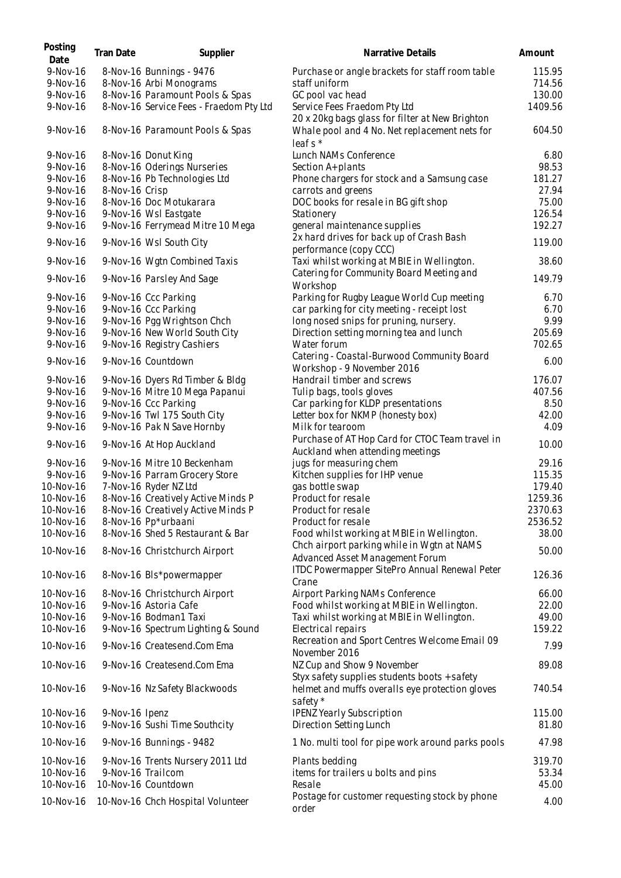| Posting Date | Tran Date | Supplier | Narrative Details | Amount |
| --- | --- | --- | --- | --- |
| 9-Nov-16 | 8-Nov-16 | Bunnings - 9476 | Purchase or angle brackets for staff room table | 115.95 |
| 9-Nov-16 | 8-Nov-16 | Arbi Monograms | staff uniform | 714.56 |
| 9-Nov-16 | 8-Nov-16 | Paramount Pools & Spas | GC pool vac head | 130.00 |
| 9-Nov-16 | 8-Nov-16 | Service Fees - Fraedom Pty Ltd | Service Fees Fraedom Pty Ltd | 1409.56 |
| 9-Nov-16 | 8-Nov-16 | Paramount Pools & Spas | 20 x 20kg bags glass for filter at New Brighton Whale pool and 4 No. Net replacement nets for leaf s * | 604.50 |
| 9-Nov-16 | 8-Nov-16 | Donut King | Lunch NAMs Conference | 6.80 |
| 9-Nov-16 | 8-Nov-16 | Oderings Nurseries | Section A+ plants | 98.53 |
| 9-Nov-16 | 8-Nov-16 | Pb Technologies Ltd | Phone chargers for stock and a Samsung case | 181.27 |
| 9-Nov-16 | 8-Nov-16 | Crisp | carrots and greens | 27.94 |
| 9-Nov-16 | 8-Nov-16 | Doc Motukarara | DOC books for resale in BG gift shop | 75.00 |
| 9-Nov-16 | 9-Nov-16 | Wsl Eastgate | Stationery | 126.54 |
| 9-Nov-16 | 9-Nov-16 | Ferrymead Mitre 10 Mega | general maintenance supplies | 192.27 |
| 9-Nov-16 | 9-Nov-16 | Wsl South City | 2x hard drives for back up of Crash Bash performance (copy CCC) | 119.00 |
| 9-Nov-16 | 9-Nov-16 | Wgtn Combined Taxis | Taxi whilst working at MBIE in Wellington. | 38.60 |
| 9-Nov-16 | 9-Nov-16 | Parsley And Sage | Catering for Community Board Meeting and Workshop | 149.79 |
| 9-Nov-16 | 9-Nov-16 | Ccc Parking | Parking for Rugby League World Cup meeting | 6.70 |
| 9-Nov-16 | 9-Nov-16 | Ccc Parking | car parking for city meeting - receipt lost | 6.70 |
| 9-Nov-16 | 9-Nov-16 | Pgg Wrightson Chch | long nosed snips for pruning, nursery. | 9.99 |
| 9-Nov-16 | 9-Nov-16 | New World South City | Direction setting morning tea and lunch | 205.69 |
| 9-Nov-16 | 9-Nov-16 | Registry Cashiers | Water forum | 702.65 |
| 9-Nov-16 | 9-Nov-16 | Countdown | Catering - Coastal-Burwood Community Board Workshop - 9 November 2016 | 6.00 |
| 9-Nov-16 | 9-Nov-16 | Dyers Rd Timber & Bldg | Handrail timber and screws | 176.07 |
| 9-Nov-16 | 9-Nov-16 | Mitre 10 Mega Papanui | Tulip bags, tools gloves | 407.56 |
| 9-Nov-16 | 9-Nov-16 | Ccc Parking | Car parking for KLDP presentations | 8.50 |
| 9-Nov-16 | 9-Nov-16 | Twl 175 South City | Letter box for NKMP (honesty box) | 42.00 |
| 9-Nov-16 | 9-Nov-16 | Pak N Save Hornby | Milk for tearoom | 4.09 |
| 9-Nov-16 | 9-Nov-16 | At Hop Auckland | Purchase of AT Hop Card for CTOC Team travel in Auckland when attending meetings | 10.00 |
| 9-Nov-16 | 9-Nov-16 | Mitre 10 Beckenham | jugs for measuring chem | 29.16 |
| 9-Nov-16 | 9-Nov-16 | Parram Grocery Store | Kitchen supplies for IHP venue | 115.35 |
| 10-Nov-16 | 7-Nov-16 | Ryder NZ Ltd | gas bottle swap | 179.40 |
| 10-Nov-16 | 8-Nov-16 | Creatively Active Minds P | Product for resale | 1259.36 |
| 10-Nov-16 | 8-Nov-16 | Creatively Active Minds P | Product for resale | 2370.63 |
| 10-Nov-16 | 8-Nov-16 | Pp*urbaani | Product for resale | 2536.52 |
| 10-Nov-16 | 8-Nov-16 | Shed 5 Restaurant & Bar | Food whilst working at MBIE in Wellington. | 38.00 |
| 10-Nov-16 | 8-Nov-16 | Christchurch Airport | Chch airport parking while in Wgtn at NAMS Advanced Asset Management Forum | 50.00 |
| 10-Nov-16 | 8-Nov-16 | Bls*powermapper | ITDC Powermapper SitePro Annual Renewal Peter Crane | 126.36 |
| 10-Nov-16 | 8-Nov-16 | Christchurch Airport | Airport Parking NAMs Conference | 66.00 |
| 10-Nov-16 | 9-Nov-16 | Astoria Cafe | Food whilst working at MBIE in Wellington. | 22.00 |
| 10-Nov-16 | 9-Nov-16 | Bodman1 Taxi | Taxi whilst working at MBIE in Wellington. | 49.00 |
| 10-Nov-16 | 9-Nov-16 | Spectrum Lighting & Sound | Electrical repairs | 159.22 |
| 10-Nov-16 | 9-Nov-16 | Createsend.Com Ema | Recreation and Sport Centres Welcome Email 09 November 2016 | 7.99 |
| 10-Nov-16 | 9-Nov-16 | Createsend.Com Ema | NZ Cup and Show 9 November | 89.08 |
| 10-Nov-16 | 9-Nov-16 | Nz Safety Blackwoods | Styx safety supplies students boots + safety helmet and muffs overalls eye protection gloves safety * | 740.54 |
| 10-Nov-16 | 9-Nov-16 | Ipenz | IPENZ Yearly Subscription | 115.00 |
| 10-Nov-16 | 9-Nov-16 | Sushi Time Southcity | Direction Setting Lunch | 81.80 |
| 10-Nov-16 | 9-Nov-16 | Bunnings - 9482 | 1 No. multi tool for pipe work around parks pools | 47.98 |
| 10-Nov-16 | 9-Nov-16 | Trents Nursery 2011 Ltd | Plants bedding | 319.70 |
| 10-Nov-16 | 9-Nov-16 | Trailcom | items for trailers u bolts and pins | 53.34 |
| 10-Nov-16 | 10-Nov-16 | Countdown | Resale | 45.00 |
| 10-Nov-16 | 10-Nov-16 | Chch Hospital Volunteer | Postage for customer requesting stock by phone order | 4.00 |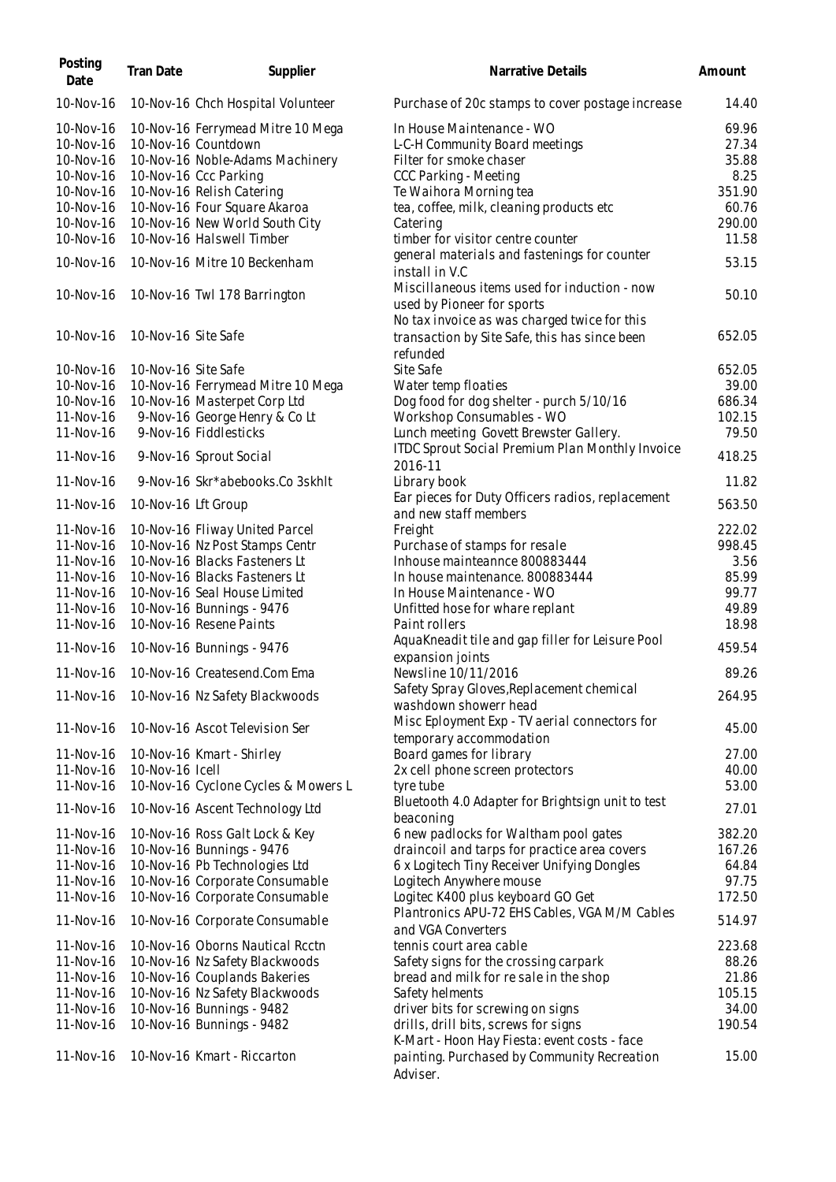| Posting Date | Tran Date | Supplier | Narrative Details | Amount |
| --- | --- | --- | --- | --- |
| 10-Nov-16 | 10-Nov-16 | Chch Hospital Volunteer | Purchase of 20c stamps to cover postage increase | 14.40 |
| 10-Nov-16 | 10-Nov-16 | Ferrymead Mitre 10 Mega | In House Maintenance - WO | 69.96 |
| 10-Nov-16 | 10-Nov-16 | Countdown | L-C-H Community Board meetings | 27.34 |
| 10-Nov-16 | 10-Nov-16 | Noble-Adams Machinery | Filter for smoke chaser | 35.88 |
| 10-Nov-16 | 10-Nov-16 | Ccc Parking | CCC Parking - Meeting | 8.25 |
| 10-Nov-16 | 10-Nov-16 | Relish Catering | Te Waihora Morning tea | 351.90 |
| 10-Nov-16 | 10-Nov-16 | Four Square Akaroa | tea, coffee, milk, cleaning products etc | 60.76 |
| 10-Nov-16 | 10-Nov-16 | New World South City | Catering | 290.00 |
| 10-Nov-16 | 10-Nov-16 | Halswell Timber | timber for visitor centre counter | 11.58 |
| 10-Nov-16 | 10-Nov-16 | Mitre 10 Beckenham | general materials and fastenings for counter install in V.C | 53.15 |
| 10-Nov-16 | 10-Nov-16 | Twl 178 Barrington | Miscillaneous items used for induction - now used by Pioneer for sports | 50.10 |
| 10-Nov-16 | 10-Nov-16 | Site Safe | No tax invoice as was charged twice for this transaction by Site Safe, this has since been refunded | 652.05 |
| 10-Nov-16 | 10-Nov-16 | Site Safe | Site Safe | 652.05 |
| 10-Nov-16 | 10-Nov-16 | Ferrymead Mitre 10 Mega | Water temp floaties | 39.00 |
| 10-Nov-16 | 10-Nov-16 | Masterpet Corp Ltd | Dog food for dog shelter - purch 5/10/16 | 686.34 |
| 11-Nov-16 | 9-Nov-16 | George Henry & Co Lt | Workshop Consumables - WO | 102.15 |
| 11-Nov-16 | 9-Nov-16 | Fiddlesticks | Lunch meeting Govett Brewster Gallery. | 79.50 |
| 11-Nov-16 | 9-Nov-16 | Sprout Social | ITDC Sprout Social Premium Plan Monthly Invoice 2016-11 | 418.25 |
| 11-Nov-16 | 9-Nov-16 | Skr*abebooks.Co 3skhlt | Library book | 11.82 |
| 11-Nov-16 | 10-Nov-16 | Lft Group | Ear pieces for Duty Officers radios, replacement and new staff members | 563.50 |
| 11-Nov-16 | 10-Nov-16 | Fliway United Parcel | Freight | 222.02 |
| 11-Nov-16 | 10-Nov-16 | Nz Post Stamps Centr | Purchase of stamps for resale | 998.45 |
| 11-Nov-16 | 10-Nov-16 | Blacks Fasteners Lt | Inhouse mainteannce 800883444 | 3.56 |
| 11-Nov-16 | 10-Nov-16 | Blacks Fasteners Lt | In house maintenance. 800883444 | 85.99 |
| 11-Nov-16 | 10-Nov-16 | Seal House Limited | In House Maintenance - WO | 99.77 |
| 11-Nov-16 | 10-Nov-16 | Bunnings - 9476 | Unfitted hose for whare replant | 49.89 |
| 11-Nov-16 | 10-Nov-16 | Resene Paints | Paint rollers | 18.98 |
| 11-Nov-16 | 10-Nov-16 | Bunnings - 9476 | AquaKneadit tile and gap filler for Leisure Pool expansion joints | 459.54 |
| 11-Nov-16 | 10-Nov-16 | Createsend.Com Ema | Newsline 10/11/2016 | 89.26 |
| 11-Nov-16 | 10-Nov-16 | Nz Safety Blackwoods | Safety Spray Gloves,Replacement chemical washdown showerr head | 264.95 |
| 11-Nov-16 | 10-Nov-16 | Ascot Television Ser | Misc Eployment Exp - TV aerial connectors for temporary accommodation | 45.00 |
| 11-Nov-16 | 10-Nov-16 | Kmart - Shirley | Board games for library | 27.00 |
| 11-Nov-16 | 10-Nov-16 | Icell | 2x cell phone screen protectors | 40.00 |
| 11-Nov-16 | 10-Nov-16 | Cyclone Cycles & Mowers L | tyre tube | 53.00 |
| 11-Nov-16 | 10-Nov-16 | Ascent Technology Ltd | Bluetooth 4.0 Adapter for Brightsign unit to test beaconing | 27.01 |
| 11-Nov-16 | 10-Nov-16 | Ross Galt Lock & Key | 6 new padlocks for Waltham pool gates | 382.20 |
| 11-Nov-16 | 10-Nov-16 | Bunnings - 9476 | draincoil and tarps for practice area covers | 167.26 |
| 11-Nov-16 | 10-Nov-16 | Pb Technologies Ltd | 6 x Logitech Tiny Receiver Unifying Dongles | 64.84 |
| 11-Nov-16 | 10-Nov-16 | Corporate Consumable | Logitech Anywhere mouse | 97.75 |
| 11-Nov-16 | 10-Nov-16 | Corporate Consumable | Logitec K400 plus keyboard GO Get | 172.50 |
| 11-Nov-16 | 10-Nov-16 | Corporate Consumable | Plantronics APU-72 EHS Cables, VGA M/M Cables and VGA Converters | 514.97 |
| 11-Nov-16 | 10-Nov-16 | Oborns Nautical Rcctn | tennis court area cable | 223.68 |
| 11-Nov-16 | 10-Nov-16 | Nz Safety Blackwoods | Safety signs for the crossing carpark | 88.26 |
| 11-Nov-16 | 10-Nov-16 | Couplands Bakeries | bread and milk for re sale in the shop | 21.86 |
| 11-Nov-16 | 10-Nov-16 | Nz Safety Blackwoods | Safety helments | 105.15 |
| 11-Nov-16 | 10-Nov-16 | Bunnings - 9482 | driver bits for screwing on signs | 34.00 |
| 11-Nov-16 | 10-Nov-16 | Bunnings - 9482 | drills, drill bits, screws for signs | 190.54 |
| 11-Nov-16 | 10-Nov-16 | Kmart - Riccarton | K-Mart - Hoon Hay Fiesta: event costs - face painting. Purchased by Community Recreation Adviser. | 15.00 |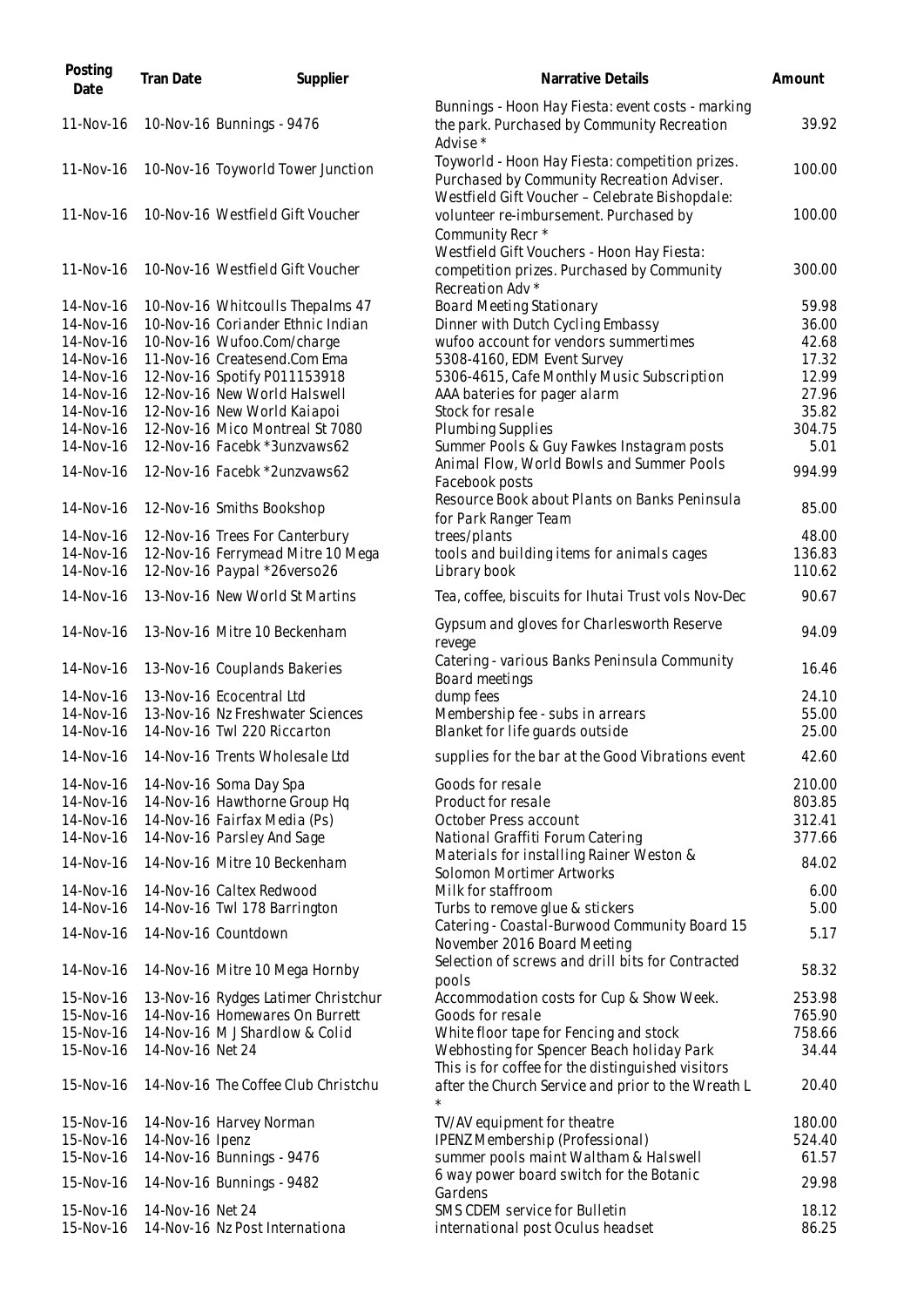| Posting Date | Tran Date | Supplier | Narrative Details | Amount |
|---|---|---|---|---|
| 11-Nov-16 | 10-Nov-16 | Bunnings - 9476 | Bunnings - Hoon Hay Fiesta: event costs - marking the park. Purchased by Community Recreation Advise * | 39.92 |
| 11-Nov-16 | 10-Nov-16 | Toyworld Tower Junction | Toyworld - Hoon Hay Fiesta: competition prizes. Purchased by Community Recreation Adviser. | 100.00 |
| 11-Nov-16 | 10-Nov-16 | Westfield Gift Voucher | Westfield Gift Voucher – Celebrate Bishopdale: volunteer re-imbursement. Purchased by Community Recr * | 100.00 |
| 11-Nov-16 | 10-Nov-16 | Westfield Gift Voucher | Westfield Gift Vouchers - Hoon Hay Fiesta: competition prizes. Purchased by Community Recreation Adv * | 300.00 |
| 14-Nov-16 | 10-Nov-16 | Whitcoulls Thepalms 47 | Board Meeting Stationary | 59.98 |
| 14-Nov-16 | 10-Nov-16 | Coriander Ethnic Indian | Dinner with Dutch Cycling Embassy | 36.00 |
| 14-Nov-16 | 10-Nov-16 | Wufoo.Com/charge | wufoo account for vendors summertimes | 42.68 |
| 14-Nov-16 | 11-Nov-16 | Createsend.Com Ema | 5308-4160, EDM Event Survey | 17.32 |
| 14-Nov-16 | 12-Nov-16 | Spotify P011153918 | 5306-4615, Cafe Monthly Music Subscription | 12.99 |
| 14-Nov-16 | 12-Nov-16 | New World Halswell | AAA bateries for pager alarm | 27.96 |
| 14-Nov-16 | 12-Nov-16 | New World Kaiapoi | Stock for resale | 35.82 |
| 14-Nov-16 | 12-Nov-16 | Mico Montreal St 7080 | Plumbing Supplies | 304.75 |
| 14-Nov-16 | 12-Nov-16 | Facebk *3unzvaws62 | Summer Pools & Guy Fawkes Instagram posts | 5.01 |
| 14-Nov-16 | 12-Nov-16 | Facebk *2unzvaws62 | Animal Flow, World Bowls and Summer Pools Facebook posts | 994.99 |
| 14-Nov-16 | 12-Nov-16 | Smiths Bookshop | Resource Book about Plants on Banks Peninsula for Park Ranger Team | 85.00 |
| 14-Nov-16 | 12-Nov-16 | Trees For Canterbury | trees/plants | 48.00 |
| 14-Nov-16 | 12-Nov-16 | Ferrymead Mitre 10 Mega | tools and building items for animals cages | 136.83 |
| 14-Nov-16 | 12-Nov-16 | Paypal *26verso26 | Library book | 110.62 |
| 14-Nov-16 | 13-Nov-16 | New World St Martins | Tea, coffee, biscuits for Ihutai Trust vols Nov-Dec | 90.67 |
| 14-Nov-16 | 13-Nov-16 | Mitre 10 Beckenham | Gypsum and gloves for Charlesworth Reserve revege | 94.09 |
| 14-Nov-16 | 13-Nov-16 | Couplands Bakeries | Catering - various Banks Peninsula Community Board meetings | 16.46 |
| 14-Nov-16 | 13-Nov-16 | Ecocentral Ltd | dump fees | 24.10 |
| 14-Nov-16 | 13-Nov-16 | Nz Freshwater Sciences | Membership fee - subs in arrears | 55.00 |
| 14-Nov-16 | 14-Nov-16 | Twl 220 Riccarton | Blanket for life guards outside | 25.00 |
| 14-Nov-16 | 14-Nov-16 | Trents Wholesale Ltd | supplies for the bar at the Good Vibrations event | 42.60 |
| 14-Nov-16 | 14-Nov-16 | Soma Day Spa | Goods for resale | 210.00 |
| 14-Nov-16 | 14-Nov-16 | Hawthorne Group Hq | Product for resale | 803.85 |
| 14-Nov-16 | 14-Nov-16 | Fairfax Media (Ps) | October Press account | 312.41 |
| 14-Nov-16 | 14-Nov-16 | Parsley And Sage | National Graffiti Forum Catering | 377.66 |
| 14-Nov-16 | 14-Nov-16 | Mitre 10 Beckenham | Materials for installing Rainer Weston & Solomon Mortimer Artworks | 84.02 |
| 14-Nov-16 | 14-Nov-16 | Caltex Redwood | Milk for staffroom | 6.00 |
| 14-Nov-16 | 14-Nov-16 | Twl 178 Barrington | Turbs to remove glue & stickers | 5.00 |
| 14-Nov-16 | 14-Nov-16 | Countdown | Catering - Coastal-Burwood Community Board 15 November 2016 Board Meeting | 5.17 |
| 14-Nov-16 | 14-Nov-16 | Mitre 10 Mega Hornby | Selection of screws and drill bits for Contracted pools | 58.32 |
| 15-Nov-16 | 13-Nov-16 | Rydges Latimer Christchur | Accommodation costs for Cup & Show Week. | 253.98 |
| 15-Nov-16 | 14-Nov-16 | Homewares On Burrett | Goods for resale | 765.90 |
| 15-Nov-16 | 14-Nov-16 | M J Shardlow & Colid | White floor tape for Fencing and stock | 758.66 |
| 15-Nov-16 | 14-Nov-16 | Net 24 | Webhosting for Spencer Beach holiday Park | 34.44 |
| 15-Nov-16 | 14-Nov-16 | The Coffee Club Christchu | This is for coffee for the distinguished visitors after the Church Service and prior to the Wreath L * | 20.40 |
| 15-Nov-16 | 14-Nov-16 | Harvey Norman | TV/AV equipment for theatre | 180.00 |
| 15-Nov-16 | 14-Nov-16 | Ipenz | IPENZ Membership (Professional) | 524.40 |
| 15-Nov-16 | 14-Nov-16 | Bunnings - 9476 | summer pools maint Waltham & Halswell | 61.57 |
| 15-Nov-16 | 14-Nov-16 | Bunnings - 9482 | 6 way power board switch for the Botanic Gardens | 29.98 |
| 15-Nov-16 | 14-Nov-16 | Net 24 | SMS CDEM service for Bulletin | 18.12 |
| 15-Nov-16 | 14-Nov-16 | Nz Post Internationa | international post Oculus headset | 86.25 |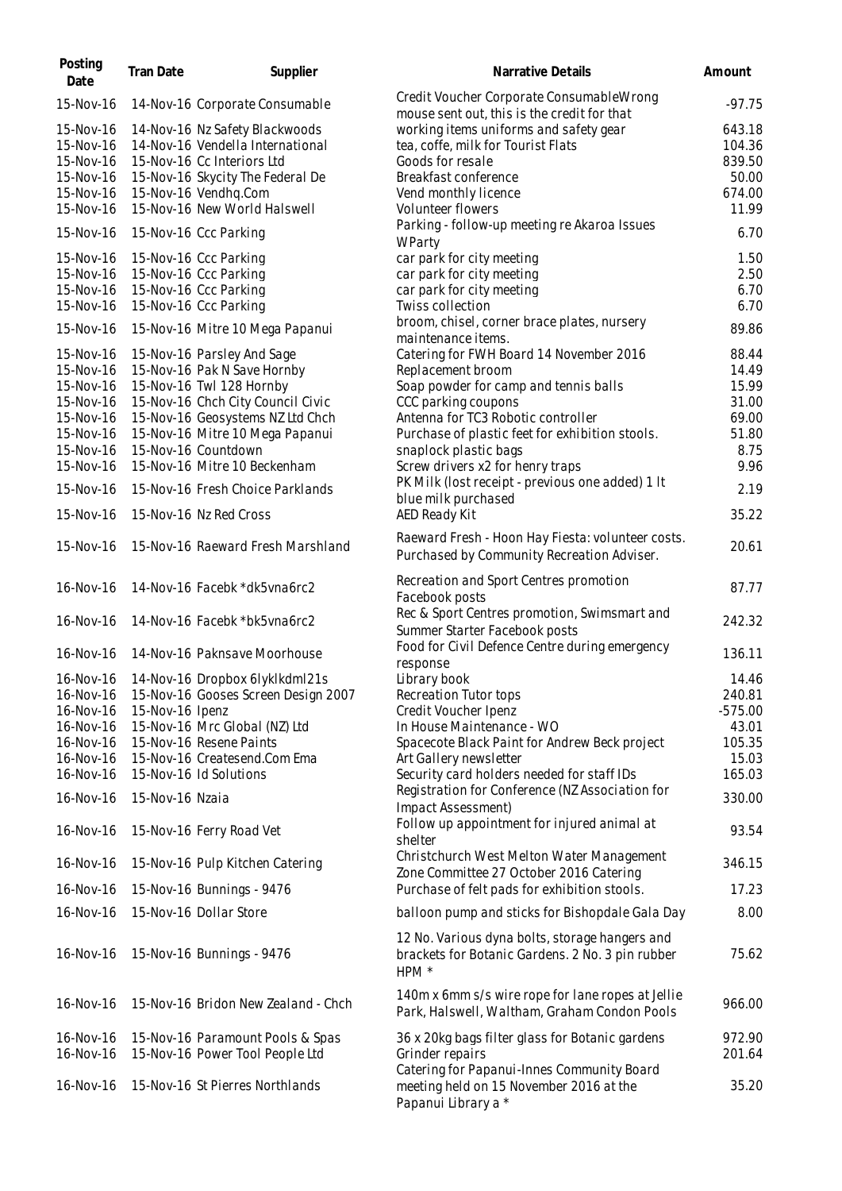| Posting Date | Tran Date | Supplier | Narrative Details | Amount |
|---|---|---|---|---|
| 15-Nov-16 | 14-Nov-16 | Corporate Consumable | Credit Voucher Corporate ConsumableWrong mouse sent out, this is the credit for that | -97.75 |
| 15-Nov-16 | 14-Nov-16 | Nz Safety Blackwoods | working items uniforms and safety gear | 643.18 |
| 15-Nov-16 | 14-Nov-16 | Vendella International | tea, coffe, milk for Tourist Flats | 104.36 |
| 15-Nov-16 | 15-Nov-16 | Cc Interiors Ltd | Goods for resale | 839.50 |
| 15-Nov-16 | 15-Nov-16 | Skycity The Federal De | Breakfast conference | 50.00 |
| 15-Nov-16 | 15-Nov-16 | Vendhq.Com | Vend monthly licence | 674.00 |
| 15-Nov-16 | 15-Nov-16 | New World Halswell | Volunteer flowers | 11.99 |
| 15-Nov-16 | 15-Nov-16 | Ccc Parking | Parking - follow-up meeting re Akaroa Issues WParty | 6.70 |
| 15-Nov-16 | 15-Nov-16 | Ccc Parking | car park for city meeting | 1.50 |
| 15-Nov-16 | 15-Nov-16 | Ccc Parking | car park for city meeting | 2.50 |
| 15-Nov-16 | 15-Nov-16 | Ccc Parking | car park for city meeting | 6.70 |
| 15-Nov-16 | 15-Nov-16 | Ccc Parking | Twiss collection | 6.70 |
| 15-Nov-16 | 15-Nov-16 | Mitre 10 Mega Papanui | broom, chisel, corner brace plates, nursery maintenance items. | 89.86 |
| 15-Nov-16 | 15-Nov-16 | Parsley And Sage | Catering for FWH Board 14 November 2016 | 88.44 |
| 15-Nov-16 | 15-Nov-16 | Pak N Save Hornby | Replacement broom | 14.49 |
| 15-Nov-16 | 15-Nov-16 | Twl 128 Hornby | Soap powder for camp and tennis balls | 15.99 |
| 15-Nov-16 | 15-Nov-16 | Chch City Council Civic | CCC parking coupons | 31.00 |
| 15-Nov-16 | 15-Nov-16 | Geosystems NZ Ltd Chch | Antenna for TC3 Robotic controller | 69.00 |
| 15-Nov-16 | 15-Nov-16 | Mitre 10 Mega Papanui | Purchase of plastic feet for exhibition stools. | 51.80 |
| 15-Nov-16 | 15-Nov-16 | Countdown | snaplock plastic bags | 8.75 |
| 15-Nov-16 | 15-Nov-16 | Mitre 10 Beckenham | Screw drivers x2 for henry traps | 9.96 |
| 15-Nov-16 | 15-Nov-16 | Fresh Choice Parklands | PK Milk (lost receipt - previous one added) 1 lt blue milk purchased | 2.19 |
| 15-Nov-16 | 15-Nov-16 | Nz Red Cross | AED Ready Kit | 35.22 |
| 15-Nov-16 | 15-Nov-16 | Raeward Fresh Marshland | Raeward Fresh - Hoon Hay Fiesta: volunteer costs. Purchased by Community Recreation Adviser. | 20.61 |
| 16-Nov-16 | 14-Nov-16 | Facebk *dk5vna6rc2 | Recreation and Sport Centres promotion Facebook posts | 87.77 |
| 16-Nov-16 | 14-Nov-16 | Facebk *bk5vna6rc2 | Rec & Sport Centres promotion, Swimsmart and Summer Starter Facebook posts | 242.32 |
| 16-Nov-16 | 14-Nov-16 | Paknsave Moorhouse | Food for Civil Defence Centre during emergency response | 136.11 |
| 16-Nov-16 | 14-Nov-16 | Dropbox 6lyklkdml21s | Library book | 14.46 |
| 16-Nov-16 | 15-Nov-16 | Gooses Screen Design 2007 | Recreation Tutor tops | 240.81 |
| 16-Nov-16 | 15-Nov-16 | Ipenz | Credit Voucher Ipenz | -575.00 |
| 16-Nov-16 | 15-Nov-16 | Mrc Global (NZ) Ltd | In House Maintenance - WO | 43.01 |
| 16-Nov-16 | 15-Nov-16 | Resene Paints | Spacecote Black Paint for Andrew Beck project | 105.35 |
| 16-Nov-16 | 15-Nov-16 | Createsend.Com Ema | Art Gallery newsletter | 15.03 |
| 16-Nov-16 | 15-Nov-16 | Id Solutions | Security card holders needed for staff IDs | 165.03 |
| 16-Nov-16 | 15-Nov-16 | Nzaia | Registration for Conference (NZ Association for Impact Assessment) | 330.00 |
| 16-Nov-16 | 15-Nov-16 | Ferry Road Vet | Follow up appointment for injured animal at shelter | 93.54 |
| 16-Nov-16 | 15-Nov-16 | Pulp Kitchen Catering | Christchurch West Melton Water Management Zone Committee 27 October 2016 Catering | 346.15 |
| 16-Nov-16 | 15-Nov-16 | Bunnings - 9476 | Purchase of felt pads for exhibition stools. | 17.23 |
| 16-Nov-16 | 15-Nov-16 | Dollar Store | balloon pump and sticks for Bishopdale Gala Day | 8.00 |
| 16-Nov-16 | 15-Nov-16 | Bunnings - 9476 | 12 No. Various dyna bolts, storage hangers and brackets for Botanic Gardens. 2 No. 3 pin rubber HPM * | 75.62 |
| 16-Nov-16 | 15-Nov-16 | Bridon New Zealand - Chch | 140m x 6mm s/s wire rope for lane ropes at Jellie Park, Halswell, Waltham, Graham Condon Pools | 966.00 |
| 16-Nov-16 | 15-Nov-16 | Paramount Pools & Spas | 36 x 20kg bags filter glass for Botanic gardens | 972.90 |
| 16-Nov-16 | 15-Nov-16 | Power Tool People Ltd | Grinder repairs | 201.64 |
| 16-Nov-16 | 15-Nov-16 | St Pierres Northlands | Catering for Papanui-Innes Community Board meeting held on 15 November 2016 at the Papanui Library a * | 35.20 |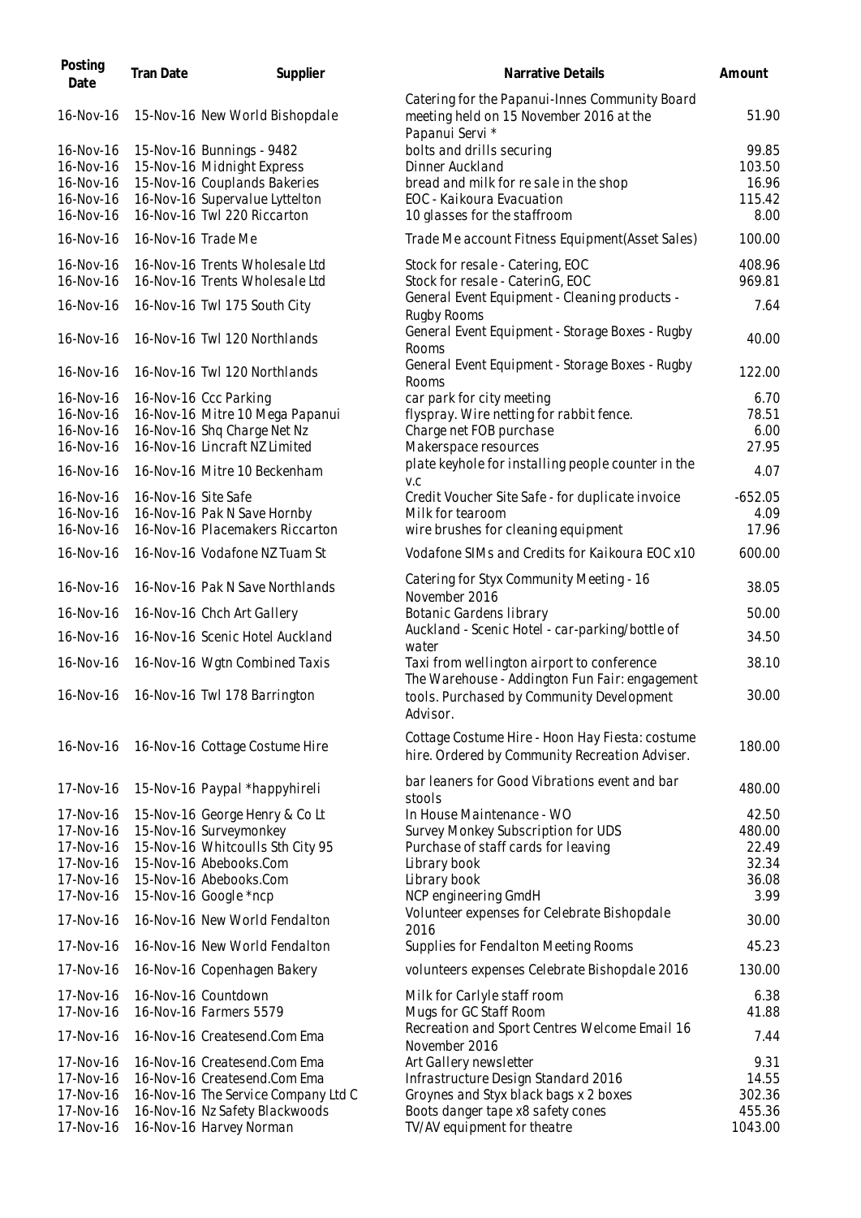| Posting Date | Tran Date | Supplier | Narrative Details | Amount |
|---|---|---|---|---|
| 16-Nov-16 | 15-Nov-16 | New World Bishopdale | Catering for the Papanui-Innes Community Board meeting held on 15 November 2016 at the Papanui Servi * | 51.90 |
| 16-Nov-16 | 15-Nov-16 | Bunnings - 9482 | bolts and drills securing | 99.85 |
| 16-Nov-16 | 15-Nov-16 | Midnight Express | Dinner Auckland | 103.50 |
| 16-Nov-16 | 15-Nov-16 | Couplands Bakeries | bread and milk for re sale in the shop | 16.96 |
| 16-Nov-16 | 16-Nov-16 | Supervalue Lyttelton | EOC - Kaikoura Evacuation | 115.42 |
| 16-Nov-16 | 16-Nov-16 | Twl 220 Riccarton | 10 glasses for the staffroom | 8.00 |
| 16-Nov-16 | 16-Nov-16 | Trade Me | Trade Me account Fitness Equipment(Asset Sales) | 100.00 |
| 16-Nov-16 | 16-Nov-16 | Trents Wholesale Ltd | Stock for resale - Catering, EOC | 408.96 |
| 16-Nov-16 | 16-Nov-16 | Trents Wholesale Ltd | Stock for resale - CaterinG, EOC | 969.81 |
| 16-Nov-16 | 16-Nov-16 | Twl 175 South City | General Event Equipment - Cleaning products - Rugby Rooms | 7.64 |
| 16-Nov-16 | 16-Nov-16 | Twl 120 Northlands | General Event Equipment - Storage Boxes - Rugby Rooms | 40.00 |
| 16-Nov-16 | 16-Nov-16 | Twl 120 Northlands | General Event Equipment - Storage Boxes - Rugby Rooms | 122.00 |
| 16-Nov-16 | 16-Nov-16 | Ccc Parking | car park for city meeting | 6.70 |
| 16-Nov-16 | 16-Nov-16 | Mitre 10 Mega Papanui | flyspray. Wire netting for rabbit fence. | 78.51 |
| 16-Nov-16 | 16-Nov-16 | Shq Charge Net Nz | Charge net FOB purchase | 6.00 |
| 16-Nov-16 | 16-Nov-16 | Lincraft NZ Limited | Makerspace resources | 27.95 |
| 16-Nov-16 | 16-Nov-16 | Mitre 10 Beckenham | plate keyhole for installing people counter in the V.C | 4.07 |
| 16-Nov-16 | 16-Nov-16 | Site Safe | Credit Voucher Site Safe - for duplicate invoice | -652.05 |
| 16-Nov-16 | 16-Nov-16 | Pak N Save Hornby | Milk for tearoom | 4.09 |
| 16-Nov-16 | 16-Nov-16 | Placemakers Riccarton | wire brushes for cleaning equipment | 17.96 |
| 16-Nov-16 | 16-Nov-16 | Vodafone NZ Tuam St | Vodafone SIMs and Credits for Kaikoura EOC x10 | 600.00 |
| 16-Nov-16 | 16-Nov-16 | Pak N Save Northlands | Catering for Styx Community Meeting - 16 November 2016 | 38.05 |
| 16-Nov-16 | 16-Nov-16 | Chch Art Gallery | Botanic Gardens library | 50.00 |
| 16-Nov-16 | 16-Nov-16 | Scenic Hotel Auckland | Auckland - Scenic Hotel - car-parking/bottle of water | 34.50 |
| 16-Nov-16 | 16-Nov-16 | Wgtn Combined Taxis | Taxi from wellington airport to conference | 38.10 |
| 16-Nov-16 | 16-Nov-16 | Twl 178 Barrington | The Warehouse - Addington Fun Fair: engagement tools. Purchased by Community Development Advisor. | 30.00 |
| 16-Nov-16 | 16-Nov-16 | Cottage Costume Hire | Cottage Costume Hire - Hoon Hay Fiesta: costume hire. Ordered by Community Recreation Adviser. | 180.00 |
| 17-Nov-16 | 15-Nov-16 | Paypal *happyhireli | bar leaners for Good Vibrations event and bar stools | 480.00 |
| 17-Nov-16 | 15-Nov-16 | George Henry & Co Lt | In House Maintenance - WO | 42.50 |
| 17-Nov-16 | 15-Nov-16 | Surveymonkey | Survey Monkey Subscription for UDS | 480.00 |
| 17-Nov-16 | 15-Nov-16 | Whitcoulls Sth City 95 | Purchase of staff cards for leaving | 22.49 |
| 17-Nov-16 | 15-Nov-16 | Abebooks.Com | Library book | 32.34 |
| 17-Nov-16 | 15-Nov-16 | Abebooks.Com | Library book | 36.08 |
| 17-Nov-16 | 15-Nov-16 | Google *ncp | NCP engineering GmdH | 3.99 |
| 17-Nov-16 | 16-Nov-16 | New World Fendalton | Volunteer expenses for Celebrate Bishopdale 2016 | 30.00 |
| 17-Nov-16 | 16-Nov-16 | New World Fendalton | Supplies for Fendalton Meeting Rooms | 45.23 |
| 17-Nov-16 | 16-Nov-16 | Copenhagen Bakery | volunteers expenses Celebrate Bishopdale 2016 | 130.00 |
| 17-Nov-16 | 16-Nov-16 | Countdown | Milk for Carlyle staff room | 6.38 |
| 17-Nov-16 | 16-Nov-16 | Farmers 5579 | Mugs for GC Staff Room | 41.88 |
| 17-Nov-16 | 16-Nov-16 | Createsend.Com Ema | Recreation and Sport Centres Welcome Email 16 November 2016 | 7.44 |
| 17-Nov-16 | 16-Nov-16 | Createsend.Com Ema | Art Gallery newsletter | 9.31 |
| 17-Nov-16 | 16-Nov-16 | Createsend.Com Ema | Infrastructure Design Standard 2016 | 14.55 |
| 17-Nov-16 | 16-Nov-16 | The Service Company Ltd C | Groynes and Styx black bags x 2 boxes | 302.36 |
| 17-Nov-16 | 16-Nov-16 | Nz Safety Blackwoods | Boots danger tape x8 safety cones | 455.36 |
| 17-Nov-16 | 16-Nov-16 | Harvey Norman | TV/AV equipment for theatre | 1043.00 |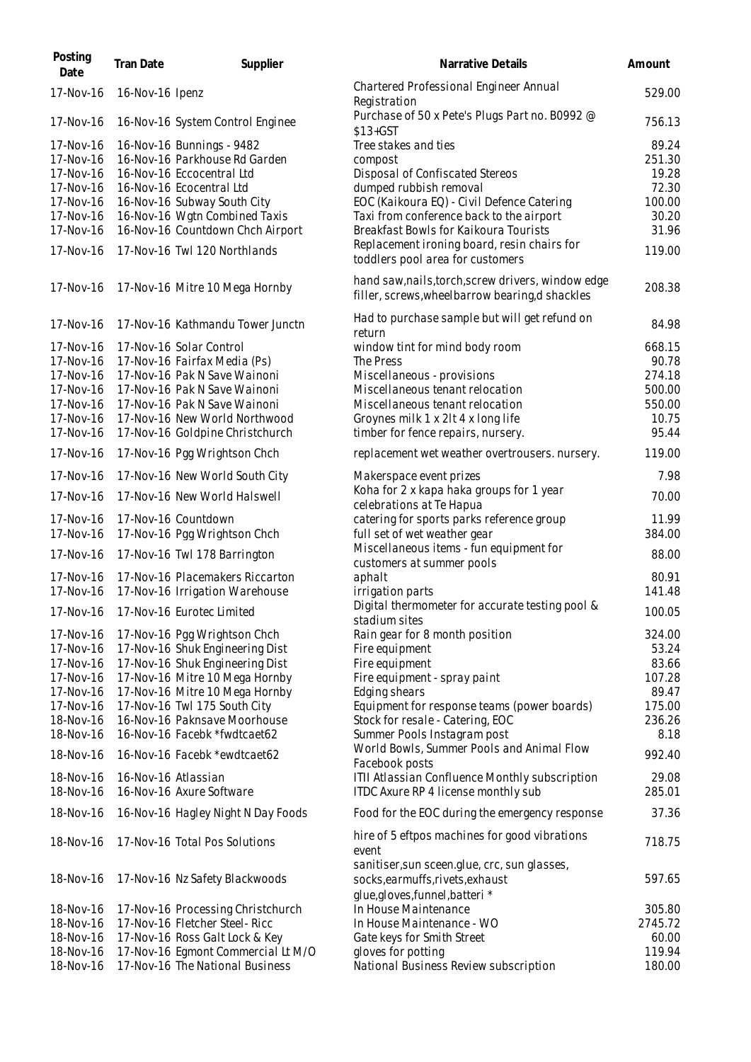| Posting Date | Tran Date | Supplier | Narrative Details | Amount |
| --- | --- | --- | --- | --- |
| 17-Nov-16 | 16-Nov-16 | Ipenz | Chartered Professional Engineer Annual Registration | 529.00 |
| 17-Nov-16 | 16-Nov-16 | System Control Enginee | Purchase of 50 x Pete's Plugs Part no. B0992 @ $13+GST | 756.13 |
| 17-Nov-16 | 16-Nov-16 | Bunnings - 9482 | Tree stakes and ties | 89.24 |
| 17-Nov-16 | 16-Nov-16 | Parkhouse Rd Garden | compost | 251.30 |
| 17-Nov-16 | 16-Nov-16 | Eccocentral Ltd | Disposal of Confiscated Stereos | 19.28 |
| 17-Nov-16 | 16-Nov-16 | Ecocentral Ltd | dumped rubbish removal | 72.30 |
| 17-Nov-16 | 16-Nov-16 | Subway South City | EOC (Kaikoura EQ) - Civil Defence Catering | 100.00 |
| 17-Nov-16 | 16-Nov-16 | Wgtn Combined Taxis | Taxi from conference back to the airport | 30.20 |
| 17-Nov-16 | 16-Nov-16 | Countdown Chch Airport | Breakfast Bowls for Kaikoura Tourists | 31.96 |
| 17-Nov-16 | 17-Nov-16 | Twl 120 Northlands | Replacement ironing board, resin chairs for toddlers pool area for customers | 119.00 |
| 17-Nov-16 | 17-Nov-16 | Mitre 10 Mega Hornby | hand saw,nails,torch,screw drivers, window edge filler, screws,wheelbarrow bearing,d shackles | 208.38 |
| 17-Nov-16 | 17-Nov-16 | Kathmandu Tower Junctn | Had to purchase sample but will get refund on return | 84.98 |
| 17-Nov-16 | 17-Nov-16 | Solar Control | window tint for mind body room | 668.15 |
| 17-Nov-16 | 17-Nov-16 | Fairfax Media (Ps) | The Press | 90.78 |
| 17-Nov-16 | 17-Nov-16 | Pak N Save Wainoni | Miscellaneous - provisions | 274.18 |
| 17-Nov-16 | 17-Nov-16 | Pak N Save Wainoni | Miscellaneous tenant relocation | 500.00 |
| 17-Nov-16 | 17-Nov-16 | Pak N Save Wainoni | Miscellaneous tenant relocation | 550.00 |
| 17-Nov-16 | 17-Nov-16 | New World Northwood | Groynes milk 1 x 2lt 4 x long life | 10.75 |
| 17-Nov-16 | 17-Nov-16 | Goldpine Christchurch | timber for fence repairs, nursery. | 95.44 |
| 17-Nov-16 | 17-Nov-16 | Pgg Wrightson Chch | replacement wet weather overtrousers. nursery. | 119.00 |
| 17-Nov-16 | 17-Nov-16 | New World South City | Makerspace event prizes | 7.98 |
| 17-Nov-16 | 17-Nov-16 | New World Halswell | Koha for 2 x kapa haka groups for 1 year celebrations at Te Hapua | 70.00 |
| 17-Nov-16 | 17-Nov-16 | Countdown | catering for sports parks reference group | 11.99 |
| 17-Nov-16 | 17-Nov-16 | Pgg Wrightson Chch | full set of wet weather gear | 384.00 |
| 17-Nov-16 | 17-Nov-16 | Twl 178 Barrington | Miscellaneous items - fun equipment for customers at summer pools | 88.00 |
| 17-Nov-16 | 17-Nov-16 | Placemakers Riccarton | aphalt | 80.91 |
| 17-Nov-16 | 17-Nov-16 | Irrigation Warehouse | irrigation parts | 141.48 |
| 17-Nov-16 | 17-Nov-16 | Eurotec Limited | Digital thermometer for accurate testing pool & stadium sites | 100.05 |
| 17-Nov-16 | 17-Nov-16 | Pgg Wrightson Chch | Rain gear for 8 month position | 324.00 |
| 17-Nov-16 | 17-Nov-16 | Shuk Engineering Dist | Fire equipment | 53.24 |
| 17-Nov-16 | 17-Nov-16 | Shuk Engineering Dist | Fire equipment | 83.66 |
| 17-Nov-16 | 17-Nov-16 | Mitre 10 Mega Hornby | Fire equipment - spray paint | 107.28 |
| 17-Nov-16 | 17-Nov-16 | Mitre 10 Mega Hornby | Edging shears | 89.47 |
| 17-Nov-16 | 17-Nov-16 | Twl 175 South City | Equipment for response teams (power boards) | 175.00 |
| 18-Nov-16 | 16-Nov-16 | Paknsave Moorhouse | Stock for resale - Catering, EOC | 236.26 |
| 18-Nov-16 | 16-Nov-16 | Facebk *fwdtcaet62 | Summer Pools Instagram post | 8.18 |
| 18-Nov-16 | 16-Nov-16 | Facebk *ewdtcaet62 | World Bowls, Summer Pools and Animal Flow Facebook posts | 992.40 |
| 18-Nov-16 | 16-Nov-16 | Atlassian | ITII Atlassian Confluence Monthly subscription | 29.08 |
| 18-Nov-16 | 16-Nov-16 | Axure Software | ITDC Axure RP 4 license monthly sub | 285.01 |
| 18-Nov-16 | 16-Nov-16 | Hagley Night N Day Foods | Food for the EOC during the emergency response | 37.36 |
| 18-Nov-16 | 17-Nov-16 | Total Pos Solutions | hire of 5 eftpos machines for good vibrations event | 718.75 |
| 18-Nov-16 | 17-Nov-16 | Nz Safety Blackwoods | sanitiser,sun sceen.glue, crc, sun glasses, socks,earmuffs,rivets,exhaust glue,gloves,funnel,batteri * | 597.65 |
| 18-Nov-16 | 17-Nov-16 | Processing Christchurch | In House Maintenance | 305.80 |
| 18-Nov-16 | 17-Nov-16 | Fletcher Steel- Ricc | In House Maintenance - WO | 2745.72 |
| 18-Nov-16 | 17-Nov-16 | Ross Galt Lock & Key | Gate keys for Smith Street | 60.00 |
| 18-Nov-16 | 17-Nov-16 | Egmont Commercial Lt M/O | gloves for potting | 119.94 |
| 18-Nov-16 | 17-Nov-16 | The National Business | National Business Review subscription | 180.00 |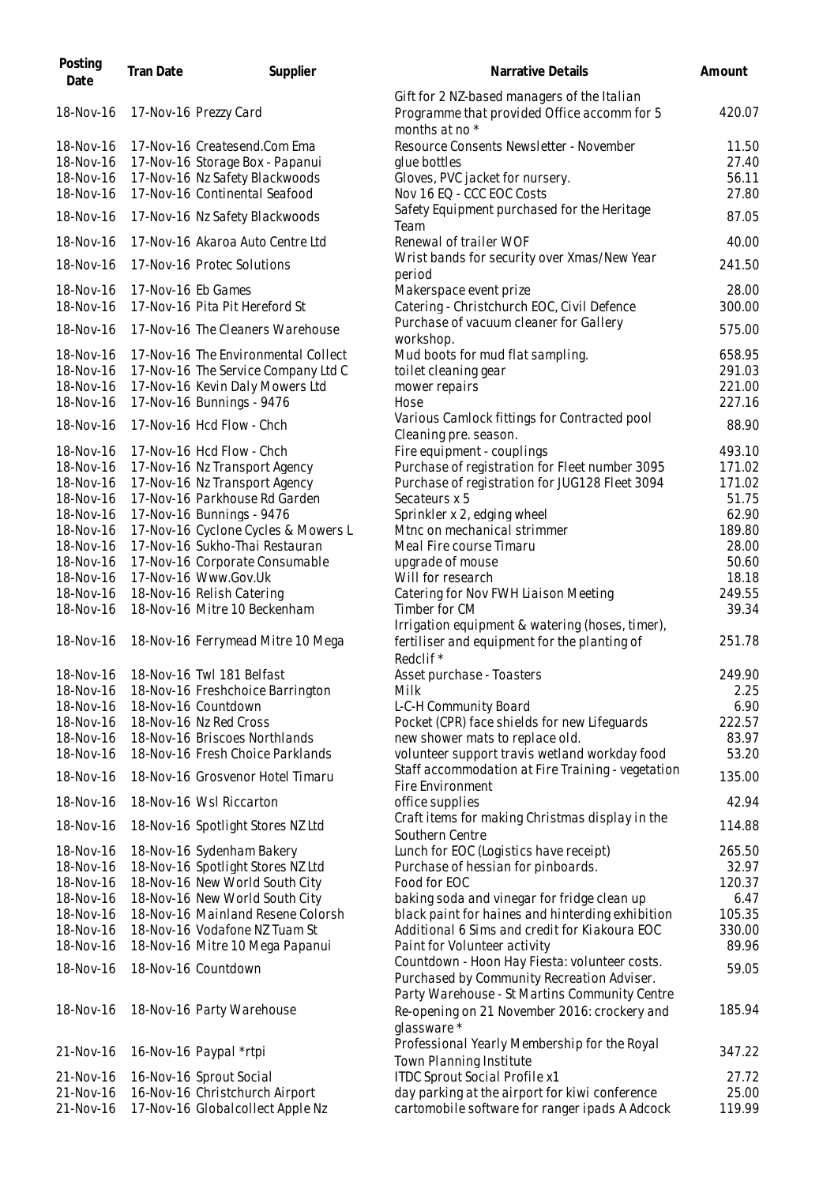| Posting Date | Tran Date | Supplier | Narrative Details | Amount |
|---|---|---|---|---|
| 18-Nov-16 | 17-Nov-16 | Prezzy Card | Gift for 2 NZ-based managers of the Italian Programme that provided Office accomm for 5 months at no * | 420.07 |
| 18-Nov-16 | 17-Nov-16 | Createsend.Com Ema | Resource Consents Newsletter - November | 11.50 |
| 18-Nov-16 | 17-Nov-16 | Storage Box - Papanui | glue bottles | 27.40 |
| 18-Nov-16 | 17-Nov-16 | Nz Safety Blackwoods | Gloves, PVC jacket for nursery. | 56.11 |
| 18-Nov-16 | 17-Nov-16 | Continental Seafood | Nov 16 EQ - CCC EOC Costs | 27.80 |
| 18-Nov-16 | 17-Nov-16 | Nz Safety Blackwoods | Safety Equipment purchased for the Heritage Team | 87.05 |
| 18-Nov-16 | 17-Nov-16 | Akaroa Auto Centre Ltd | Renewal of trailer WOF | 40.00 |
| 18-Nov-16 | 17-Nov-16 | Protec Solutions | Wrist bands for security over Xmas/New Year period | 241.50 |
| 18-Nov-16 | 17-Nov-16 | Eb Games | Makerspace event prize | 28.00 |
| 18-Nov-16 | 17-Nov-16 | Pita Pit Hereford St | Catering - Christchurch EOC, Civil Defence | 300.00 |
| 18-Nov-16 | 17-Nov-16 | The Cleaners Warehouse | Purchase of vacuum cleaner for Gallery workshop. | 575.00 |
| 18-Nov-16 | 17-Nov-16 | The Environmental Collect | Mud boots for mud flat sampling. | 658.95 |
| 18-Nov-16 | 17-Nov-16 | The Service Company Ltd C | toilet cleaning gear | 291.03 |
| 18-Nov-16 | 17-Nov-16 | Kevin Daly Mowers Ltd | mower repairs | 221.00 |
| 18-Nov-16 | 17-Nov-16 | Bunnings - 9476 | Hose | 227.16 |
| 18-Nov-16 | 17-Nov-16 | Hcd Flow - Chch | Various Camlock fittings for Contracted pool Cleaning pre. season. | 88.90 |
| 18-Nov-16 | 17-Nov-16 | Hcd Flow - Chch | Fire equipment - couplings | 493.10 |
| 18-Nov-16 | 17-Nov-16 | Nz Transport Agency | Purchase of registration for Fleet number 3095 | 171.02 |
| 18-Nov-16 | 17-Nov-16 | Nz Transport Agency | Purchase of registration for JUG128 Fleet 3094 | 171.02 |
| 18-Nov-16 | 17-Nov-16 | Parkhouse Rd Garden | Secateurs x 5 | 51.75 |
| 18-Nov-16 | 17-Nov-16 | Bunnings - 9476 | Sprinkler x 2, edging wheel | 62.90 |
| 18-Nov-16 | 17-Nov-16 | Cyclone Cycles & Mowers L | Mtnc on mechanical strimmer | 189.80 |
| 18-Nov-16 | 17-Nov-16 | Sukho-Thai Restauran | Meal Fire course Timaru | 28.00 |
| 18-Nov-16 | 17-Nov-16 | Corporate Consumable | upgrade of mouse | 50.60 |
| 18-Nov-16 | 17-Nov-16 | Www.Gov.Uk | Will for research | 18.18 |
| 18-Nov-16 | 18-Nov-16 | Relish Catering | Catering for Nov FWH Liaison Meeting | 249.55 |
| 18-Nov-16 | 18-Nov-16 | Mitre 10 Beckenham | Timber for CM | 39.34 |
| 18-Nov-16 | 18-Nov-16 | Ferrymead Mitre 10 Mega | Irrigation equipment & watering (hoses, timer), fertiliser and equipment for the planting of Redclif * | 251.78 |
| 18-Nov-16 | 18-Nov-16 | Twl 181 Belfast | Asset purchase - Toasters | 249.90 |
| 18-Nov-16 | 18-Nov-16 | Freshchoice Barrington | Milk | 2.25 |
| 18-Nov-16 | 18-Nov-16 | Countdown | L-C-H Community Board | 6.90 |
| 18-Nov-16 | 18-Nov-16 | Nz Red Cross | Pocket (CPR) face shields for new Lifeguards | 222.57 |
| 18-Nov-16 | 18-Nov-16 | Briscoes Northlands | new shower mats to replace old. | 83.97 |
| 18-Nov-16 | 18-Nov-16 | Fresh Choice Parklands | volunteer support travis wetland workday food | 53.20 |
| 18-Nov-16 | 18-Nov-16 | Grosvenor Hotel Timaru | Staff accommodation at Fire Training - vegetation Fire Environment | 135.00 |
| 18-Nov-16 | 18-Nov-16 | Wsl Riccarton | office supplies | 42.94 |
| 18-Nov-16 | 18-Nov-16 | Spotlight Stores NZ Ltd | Craft items for making Christmas display in the Southern Centre | 114.88 |
| 18-Nov-16 | 18-Nov-16 | Sydenham Bakery | Lunch for EOC (Logistics have receipt) | 265.50 |
| 18-Nov-16 | 18-Nov-16 | Spotlight Stores NZ Ltd | Purchase of hessian for pinboards. | 32.97 |
| 18-Nov-16 | 18-Nov-16 | New World South City | Food for EOC | 120.37 |
| 18-Nov-16 | 18-Nov-16 | New World South City | baking soda and vinegar for fridge clean up | 6.47 |
| 18-Nov-16 | 18-Nov-16 | Mainland Resene Colorsh | black paint for haines and hinterding exhibition | 105.35 |
| 18-Nov-16 | 18-Nov-16 | Vodafone NZ Tuam St | Additional 6 Sims and credit for Kiakoura EOC | 330.00 |
| 18-Nov-16 | 18-Nov-16 | Mitre 10 Mega Papanui | Paint for Volunteer activity | 89.96 |
| 18-Nov-16 | 18-Nov-16 | Countdown | Countdown - Hoon Hay Fiesta: volunteer costs. Purchased by Community Recreation Adviser. | 59.05 |
| 18-Nov-16 | 18-Nov-16 | Party Warehouse | Party Warehouse - St Martins Community Centre Re-opening on 21 November 2016: crockery and glassware * | 185.94 |
| 21-Nov-16 | 16-Nov-16 | Paypal *rtpi | Professional Yearly Membership for the Royal Town Planning Institute | 347.22 |
| 21-Nov-16 | 16-Nov-16 | Sprout Social | ITDC Sprout Social Profile x1 | 27.72 |
| 21-Nov-16 | 16-Nov-16 | Christchurch Airport | day parking at the airport for kiwi conference | 25.00 |
| 21-Nov-16 | 17-Nov-16 | Globalcollect Apple Nz | cartomobile software for ranger ipads A Adcock | 119.99 |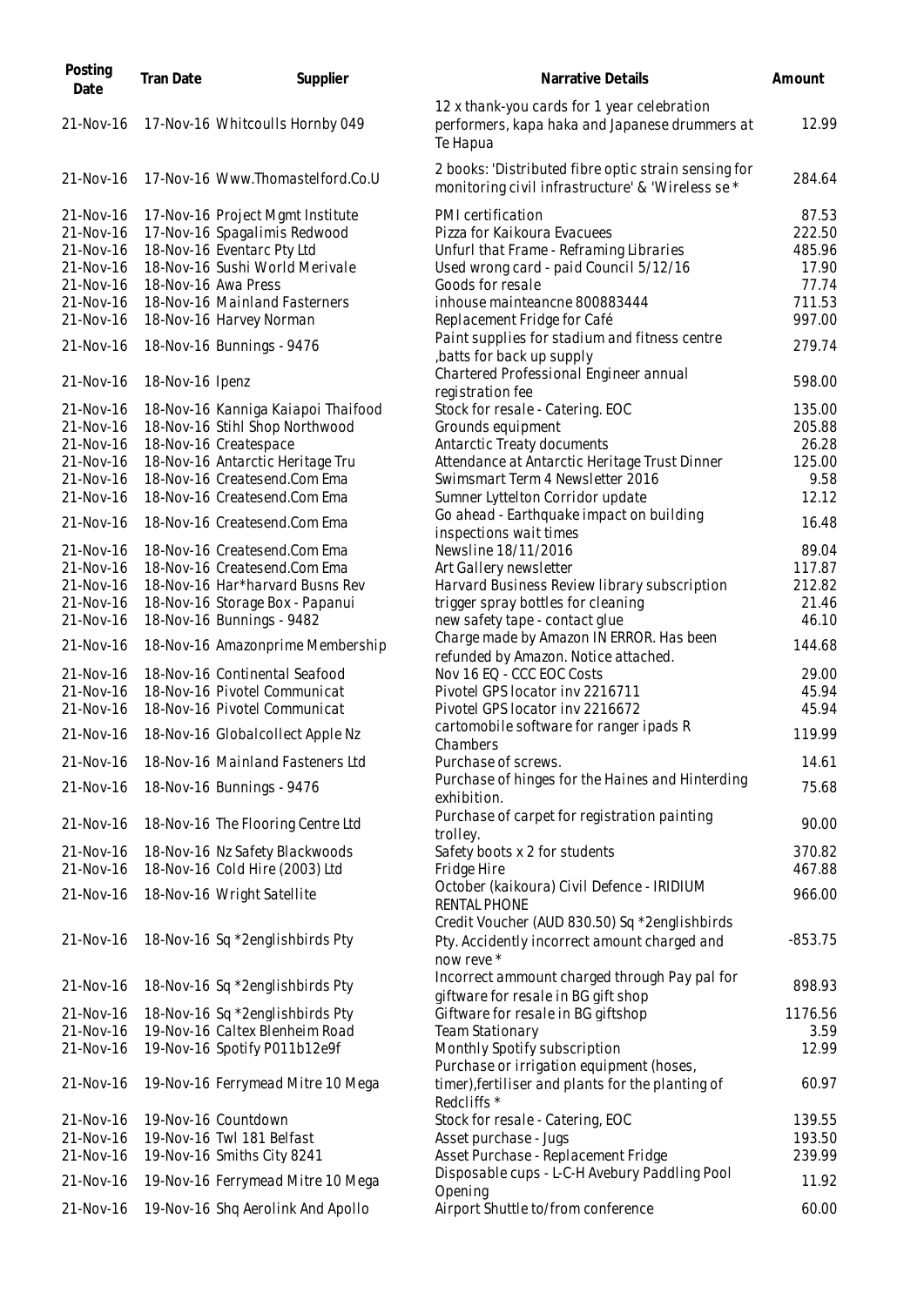| Posting Date | Tran Date | Supplier | Narrative Details | Amount |
|---|---|---|---|---|
| 21-Nov-16 | 17-Nov-16 | Whitcoulls Hornby 049 | 12 x thank-you cards for 1 year celebration performers, kapa haka and Japanese drummers at Te Hapua | 12.99 |
| 21-Nov-16 | 17-Nov-16 | Www.Thomastelford.Co.U | 2 books: 'Distributed fibre optic strain sensing for monitoring civil infrastructure' & 'Wireless se * | 284.64 |
| 21-Nov-16 | 17-Nov-16 | Project Mgmt Institute | PMI certification | 87.53 |
| 21-Nov-16 | 17-Nov-16 | Spagalimis Redwood | Pizza for Kaikoura Evacuees | 222.50 |
| 21-Nov-16 | 18-Nov-16 | Eventarc Pty Ltd | Unfurl that Frame - Reframing Libraries | 485.96 |
| 21-Nov-16 | 18-Nov-16 | Sushi World Merivale | Used wrong card - paid Council 5/12/16 | 17.90 |
| 21-Nov-16 | 18-Nov-16 | Awa Press | Goods for resale | 77.74 |
| 21-Nov-16 | 18-Nov-16 | Mainland Fasterners | inhouse mainteancne 800883444 | 711.53 |
| 21-Nov-16 | 18-Nov-16 | Harvey Norman | Replacement Fridge for Café | 997.00 |
| 21-Nov-16 | 18-Nov-16 | Bunnings - 9476 | Paint supplies for stadium and fitness centre ,batts for back up supply | 279.74 |
| 21-Nov-16 | 18-Nov-16 | Ipenz | Chartered Professional Engineer annual registration fee | 598.00 |
| 21-Nov-16 | 18-Nov-16 | Kanniga Kaiapoi Thaifood | Stock for resale - Catering. EOC | 135.00 |
| 21-Nov-16 | 18-Nov-16 | Stihl Shop Northwood | Grounds equipment | 205.88 |
| 21-Nov-16 | 18-Nov-16 | Createspace | Antarctic Treaty documents | 26.28 |
| 21-Nov-16 | 18-Nov-16 | Antarctic Heritage Tru | Attendance at Antarctic Heritage Trust Dinner | 125.00 |
| 21-Nov-16 | 18-Nov-16 | Createsend.Com Ema | Swimsmart Term 4 Newsletter 2016 | 9.58 |
| 21-Nov-16 | 18-Nov-16 | Createsend.Com Ema | Sumner Lyttelton Corridor update | 12.12 |
| 21-Nov-16 | 18-Nov-16 | Createsend.Com Ema | Go ahead - Earthquake impact on building inspections wait times | 16.48 |
| 21-Nov-16 | 18-Nov-16 | Createsend.Com Ema | Newsline 18/11/2016 | 89.04 |
| 21-Nov-16 | 18-Nov-16 | Createsend.Com Ema | Art Gallery newsletter | 117.87 |
| 21-Nov-16 | 18-Nov-16 | Har*harvard Busns Rev | Harvard Business Review library subscription | 212.82 |
| 21-Nov-16 | 18-Nov-16 | Storage Box - Papanui | trigger spray bottles for cleaning | 21.46 |
| 21-Nov-16 | 18-Nov-16 | Bunnings - 9482 | new safety tape - contact glue | 46.10 |
| 21-Nov-16 | 18-Nov-16 | Amazonprime Membership | Charge made by Amazon IN ERROR. Has been refunded by Amazon. Notice attached. | 144.68 |
| 21-Nov-16 | 18-Nov-16 | Continental Seafood | Nov 16 EQ - CCC EOC Costs | 29.00 |
| 21-Nov-16 | 18-Nov-16 | Pivotel Communicat | Pivotel GPS locator inv 2216711 | 45.94 |
| 21-Nov-16 | 18-Nov-16 | Pivotel Communicat | Pivotel GPS locator inv 2216672 | 45.94 |
| 21-Nov-16 | 18-Nov-16 | Globalcollect Apple Nz | cartomobile software for ranger ipads R Chambers | 119.99 |
| 21-Nov-16 | 18-Nov-16 | Mainland Fasteners Ltd | Purchase of screws. | 14.61 |
| 21-Nov-16 | 18-Nov-16 | Bunnings - 9476 | Purchase of hinges for the Haines and Hinterding exhibition. | 75.68 |
| 21-Nov-16 | 18-Nov-16 | The Flooring Centre Ltd | Purchase of carpet for registration painting trolley. | 90.00 |
| 21-Nov-16 | 18-Nov-16 | Nz Safety Blackwoods | Safety boots x 2 for students | 370.82 |
| 21-Nov-16 | 18-Nov-16 | Cold Hire (2003) Ltd | Fridge Hire | 467.88 |
| 21-Nov-16 | 18-Nov-16 | Wright Satellite | October (kaikoura) Civil Defence - IRIDIUM RENTAL PHONE | 966.00 |
| 21-Nov-16 | 18-Nov-16 | Sq *2englishbirds Pty | Credit Voucher (AUD 830.50) Sq *2englishbirds Pty. Accidently incorrect amount charged and now reve * | -853.75 |
| 21-Nov-16 | 18-Nov-16 | Sq *2englishbirds Pty | Incorrect ammount charged through Pay pal for giftware for resale in BG gift shop | 898.93 |
| 21-Nov-16 | 18-Nov-16 | Sq *2englishbirds Pty | Giftware for resale in BG giftshop | 1176.56 |
| 21-Nov-16 | 19-Nov-16 | Caltex Blenheim Road | Team Stationary | 3.59 |
| 21-Nov-16 | 19-Nov-16 | Spotify P011b12e9f | Monthly Spotify subscription | 12.99 |
| 21-Nov-16 | 19-Nov-16 | Ferrymead Mitre 10 Mega | Purchase or irrigation equipment (hoses, timer),fertiliser and plants for the planting of Redcliffs * | 60.97 |
| 21-Nov-16 | 19-Nov-16 | Countdown | Stock for resale - Catering, EOC | 139.55 |
| 21-Nov-16 | 19-Nov-16 | Twl 181 Belfast | Asset purchase - Jugs | 193.50 |
| 21-Nov-16 | 19-Nov-16 | Smiths City 8241 | Asset Purchase - Replacement Fridge | 239.99 |
| 21-Nov-16 | 19-Nov-16 | Ferrymead Mitre 10 Mega | Disposable cups - L-C-H Avebury Paddling Pool Opening | 11.92 |
| 21-Nov-16 | 19-Nov-16 | Shq Aerolink And Apollo | Airport Shuttle to/from conference | 60.00 |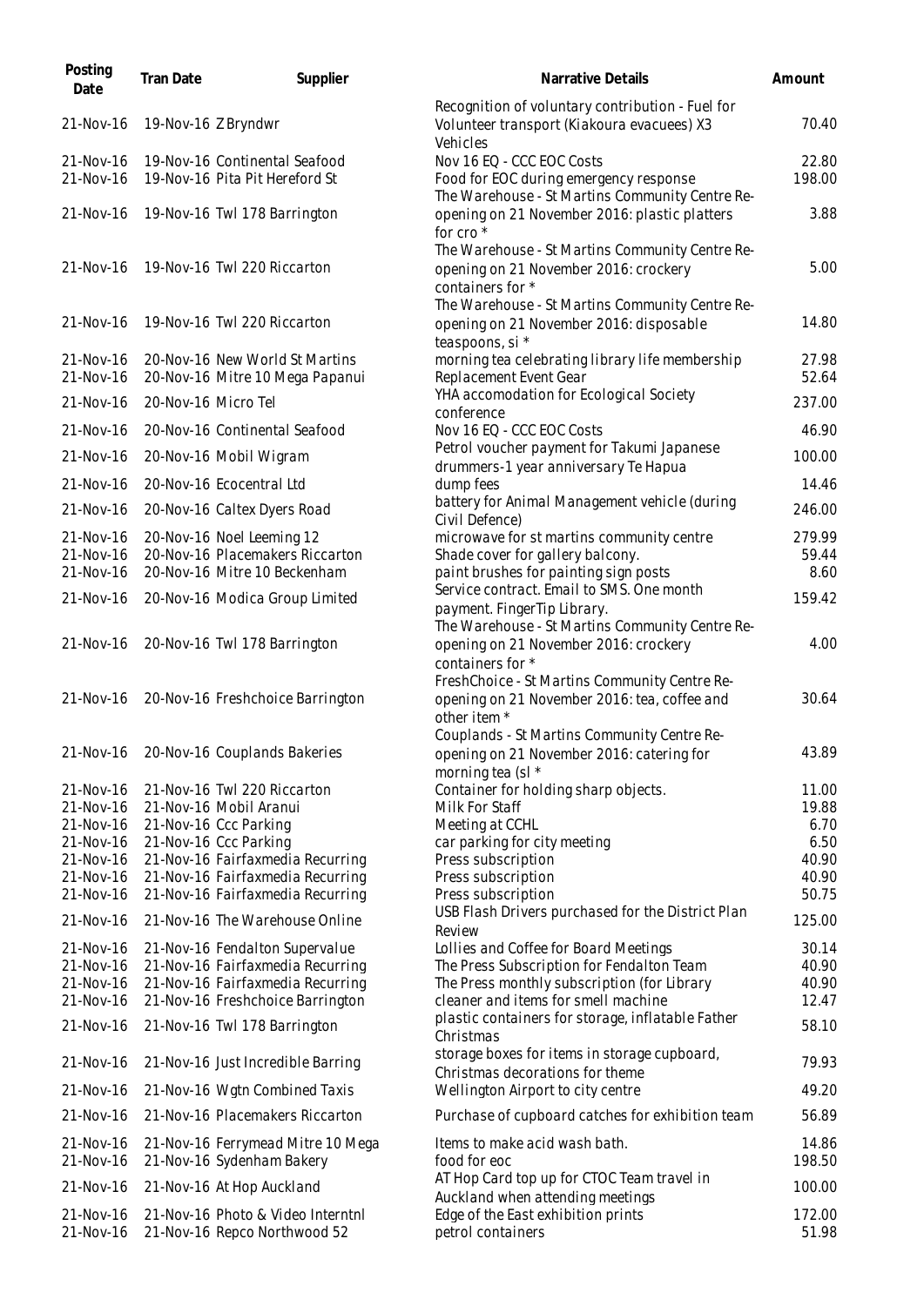| Posting Date | Tran Date | Supplier | Narrative Details | Amount |
|---|---|---|---|---|
| 21-Nov-16 | 19-Nov-16 | Z Bryndwr | Recognition of voluntary contribution - Fuel for Volunteer transport (Kiakoura evacuees) X3 Vehicles | 70.40 |
| 21-Nov-16 | 19-Nov-16 | Continental Seafood | Nov 16 EQ - CCC EOC Costs | 22.80 |
| 21-Nov-16 | 19-Nov-16 | Pita Pit Hereford St | Food for EOC during emergency response | 198.00 |
| 21-Nov-16 | 19-Nov-16 | Twl 178 Barrington | The Warehouse - St Martins Community Centre Re-opening on 21 November 2016: plastic platters for cro * | 3.88 |
| 21-Nov-16 | 19-Nov-16 | Twl 220 Riccarton | The Warehouse - St Martins Community Centre Re-opening on 21 November 2016: crockery containers for * | 5.00 |
| 21-Nov-16 | 19-Nov-16 | Twl 220 Riccarton | The Warehouse - St Martins Community Centre Re-opening on 21 November 2016: disposable teaspoons, si * | 14.80 |
| 21-Nov-16 | 20-Nov-16 | New World St Martins | morning tea celebrating library life membership | 27.98 |
| 21-Nov-16 | 20-Nov-16 | Mitre 10 Mega Papanui | Replacement Event Gear | 52.64 |
| 21-Nov-16 | 20-Nov-16 | Micro Tel | YHA accomodation for Ecological Society conference | 237.00 |
| 21-Nov-16 | 20-Nov-16 | Continental Seafood | Nov 16 EQ - CCC EOC Costs | 46.90 |
| 21-Nov-16 | 20-Nov-16 | Mobil Wigram | Petrol voucher payment for Takumi Japanese drummers-1 year anniversary Te Hapua | 100.00 |
| 21-Nov-16 | 20-Nov-16 | Ecocentral Ltd | dump fees | 14.46 |
| 21-Nov-16 | 20-Nov-16 | Caltex Dyers Road | battery for Animal Management vehicle (during Civil Defence) | 246.00 |
| 21-Nov-16 | 20-Nov-16 | Noel Leeming 12 | microwave for st martins community centre | 279.99 |
| 21-Nov-16 | 20-Nov-16 | Placemakers Riccarton | Shade cover for gallery balcony. | 59.44 |
| 21-Nov-16 | 20-Nov-16 | Mitre 10 Beckenham | paint brushes for painting sign posts | 8.60 |
| 21-Nov-16 | 20-Nov-16 | Modica Group Limited | Service contract. Email to SMS. One month payment. FingerTip Library. | 159.42 |
| 21-Nov-16 | 20-Nov-16 | Twl 178 Barrington | The Warehouse - St Martins Community Centre Re-opening on 21 November 2016: crockery containers for * | 4.00 |
| 21-Nov-16 | 20-Nov-16 | Freshchoice Barrington | FreshChoice - St Martins Community Centre Re-opening on 21 November 2016: tea, coffee and other item * | 30.64 |
| 21-Nov-16 | 20-Nov-16 | Couplands Bakeries | Couplands - St Martins Community Centre Re-opening on 21 November 2016: catering for morning tea (sl * | 43.89 |
| 21-Nov-16 | 21-Nov-16 | Twl 220 Riccarton | Container for holding sharp objects. | 11.00 |
| 21-Nov-16 | 21-Nov-16 | Mobil Aranui | Milk For Staff | 19.88 |
| 21-Nov-16 | 21-Nov-16 | Ccc Parking | Meeting at CCHL | 6.70 |
| 21-Nov-16 | 21-Nov-16 | Ccc Parking | car parking for city meeting | 6.50 |
| 21-Nov-16 | 21-Nov-16 | Fairfaxmedia Recurring | Press subscription | 40.90 |
| 21-Nov-16 | 21-Nov-16 | Fairfaxmedia Recurring | Press subscription | 40.90 |
| 21-Nov-16 | 21-Nov-16 | Fairfaxmedia Recurring | Press subscription | 50.75 |
| 21-Nov-16 | 21-Nov-16 | The Warehouse Online | USB Flash Drivers purchased for the District Plan Review | 125.00 |
| 21-Nov-16 | 21-Nov-16 | Fendalton Supervalue | Lollies and Coffee for Board Meetings | 30.14 |
| 21-Nov-16 | 21-Nov-16 | Fairfaxmedia Recurring | The Press Subscription for Fendalton Team | 40.90 |
| 21-Nov-16 | 21-Nov-16 | Fairfaxmedia Recurring | The Press monthly subscription (for Library | 40.90 |
| 21-Nov-16 | 21-Nov-16 | Freshchoice Barrington | cleaner and items for smell machine | 12.47 |
| 21-Nov-16 | 21-Nov-16 | Twl 178 Barrington | plastic containers for storage, inflatable Father Christmas | 58.10 |
| 21-Nov-16 | 21-Nov-16 | Just Incredible Barring | storage boxes for items in storage cupboard, Christmas decorations for theme | 79.93 |
| 21-Nov-16 | 21-Nov-16 | Wgtn Combined Taxis | Wellington Airport to city centre | 49.20 |
| 21-Nov-16 | 21-Nov-16 | Placemakers Riccarton | Purchase of cupboard catches for exhibition team | 56.89 |
| 21-Nov-16 | 21-Nov-16 | Ferrymead Mitre 10 Mega | Items to make acid wash bath. | 14.86 |
| 21-Nov-16 | 21-Nov-16 | Sydenham Bakery | food for eoc | 198.50 |
| 21-Nov-16 | 21-Nov-16 | At Hop Auckland | AT Hop Card top up for CTOC Team travel in Auckland when attending meetings | 100.00 |
| 21-Nov-16 | 21-Nov-16 | Photo & Video Interntnl | Edge of the East exhibition prints | 172.00 |
| 21-Nov-16 | 21-Nov-16 | Repco Northwood 52 | petrol containers | 51.98 |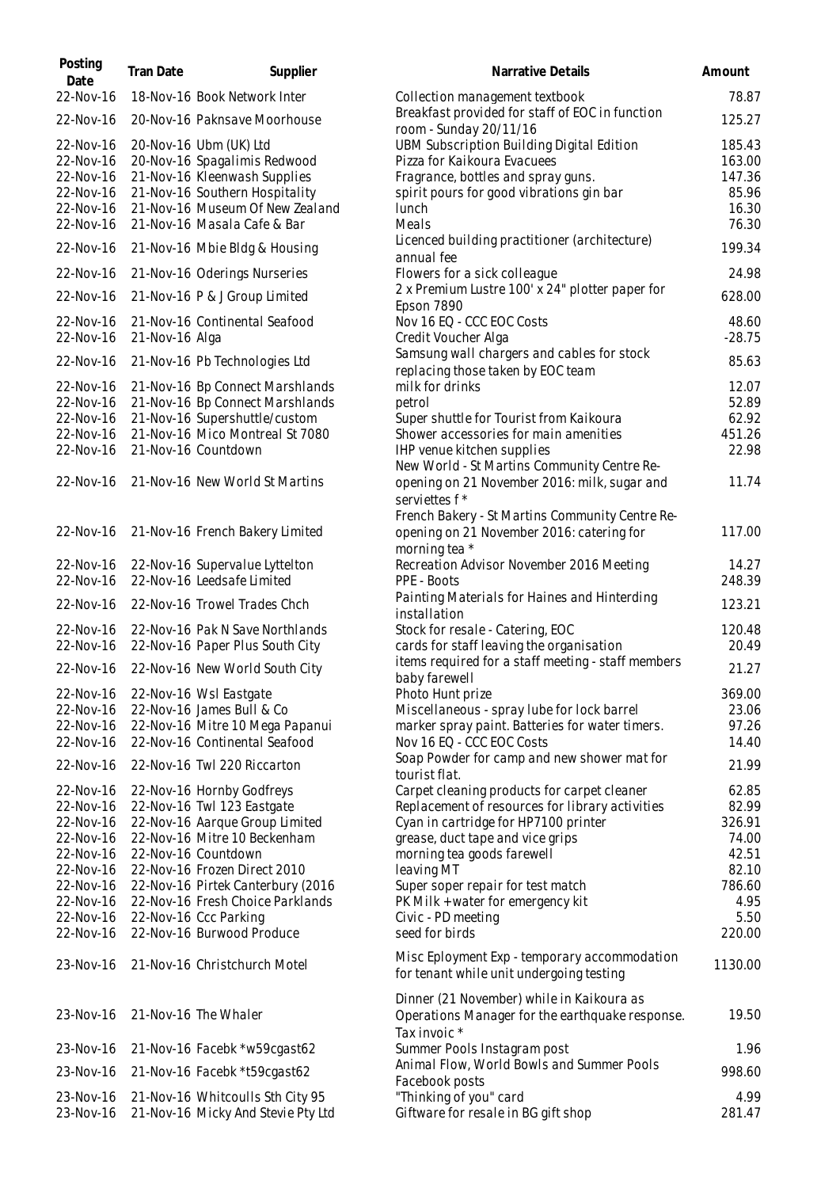| Posting Date | Tran Date | Supplier | Narrative Details | Amount |
|---|---|---|---|---|
| 22-Nov-16 | 18-Nov-16 | Book Network Inter | Collection management textbook | 78.87 |
| 22-Nov-16 | 20-Nov-16 | Paknsave Moorhouse | Breakfast provided for staff of EOC in function room - Sunday 20/11/16 | 125.27 |
| 22-Nov-16 | 20-Nov-16 | Ubm (UK) Ltd | UBM Subscription Building Digital Edition | 185.43 |
| 22-Nov-16 | 20-Nov-16 | Spagalimis Redwood | Pizza for Kaikoura Evacuees | 163.00 |
| 22-Nov-16 | 21-Nov-16 | Kleenwash Supplies | Fragrance, bottles and spray guns. | 147.36 |
| 22-Nov-16 | 21-Nov-16 | Southern Hospitality | spirit pours for good vibrations gin bar | 85.96 |
| 22-Nov-16 | 21-Nov-16 | Museum Of New Zealand | lunch | 16.30 |
| 22-Nov-16 | 21-Nov-16 | Masala Cafe & Bar | Meals | 76.30 |
| 22-Nov-16 | 21-Nov-16 | Mbie Bldg & Housing | Licenced building practitioner (architecture) annual fee | 199.34 |
| 22-Nov-16 | 21-Nov-16 | Oderings Nurseries | Flowers for a sick colleague | 24.98 |
| 22-Nov-16 | 21-Nov-16 | P & J Group Limited | 2 x Premium Lustre 100' x 24" plotter paper for Epson 7890 | 628.00 |
| 22-Nov-16 | 21-Nov-16 | Continental Seafood | Nov 16 EQ - CCC EOC Costs | 48.60 |
| 22-Nov-16 | 21-Nov-16 | Alga | Credit Voucher Alga | -28.75 |
| 22-Nov-16 | 21-Nov-16 | Pb Technologies Ltd | Samsung wall chargers and cables for stock replacing those taken by EOC team | 85.63 |
| 22-Nov-16 | 21-Nov-16 | Bp Connect Marshlands | milk for drinks | 12.07 |
| 22-Nov-16 | 21-Nov-16 | Bp Connect Marshlands | petrol | 52.89 |
| 22-Nov-16 | 21-Nov-16 | Supershuttle/custom | Super shuttle for Tourist from Kaikoura | 62.92 |
| 22-Nov-16 | 21-Nov-16 | Mico Montreal St 7080 | Shower accessories for main amenities | 451.26 |
| 22-Nov-16 | 21-Nov-16 | Countdown | IHP venue kitchen supplies | 22.98 |
| 22-Nov-16 | 21-Nov-16 | New World St Martins | New World - St Martins Community Centre Re-opening on 21 November 2016: milk, sugar and serviettes f * | 11.74 |
| 22-Nov-16 | 21-Nov-16 | French Bakery Limited | French Bakery - St Martins Community Centre Re-opening on 21 November 2016: catering for morning tea * | 117.00 |
| 22-Nov-16 | 22-Nov-16 | Supervalue Lyttelton | Recreation Advisor November 2016 Meeting | 14.27 |
| 22-Nov-16 | 22-Nov-16 | Leedsafe Limited | PPE - Boots | 248.39 |
| 22-Nov-16 | 22-Nov-16 | Trowel Trades Chch | Painting Materials for Haines and Hinterding installation | 123.21 |
| 22-Nov-16 | 22-Nov-16 | Pak N Save Northlands | Stock for resale - Catering, EOC | 120.48 |
| 22-Nov-16 | 22-Nov-16 | Paper Plus South City | cards for staff leaving the organisation | 20.49 |
| 22-Nov-16 | 22-Nov-16 | New World South City | items required for a staff meeting - staff members baby farewell | 21.27 |
| 22-Nov-16 | 22-Nov-16 | Wsl Eastgate | Photo Hunt prize | 369.00 |
| 22-Nov-16 | 22-Nov-16 | James Bull & Co | Miscellaneous - spray lube for lock barrel | 23.06 |
| 22-Nov-16 | 22-Nov-16 | Mitre 10 Mega Papanui | marker spray paint. Batteries for water timers. | 97.26 |
| 22-Nov-16 | 22-Nov-16 | Continental Seafood | Nov 16 EQ - CCC EOC Costs | 14.40 |
| 22-Nov-16 | 22-Nov-16 | Twl 220 Riccarton | Soap Powder for camp and new shower mat for tourist flat. | 21.99 |
| 22-Nov-16 | 22-Nov-16 | Hornby Godfreys | Carpet cleaning products for carpet cleaner | 62.85 |
| 22-Nov-16 | 22-Nov-16 | Twl 123 Eastgate | Replacement of resources for library activities | 82.99 |
| 22-Nov-16 | 22-Nov-16 | Aarque Group Limited | Cyan in cartridge for HP7100 printer | 326.91 |
| 22-Nov-16 | 22-Nov-16 | Mitre 10 Beckenham | grease, duct tape and vice grips | 74.00 |
| 22-Nov-16 | 22-Nov-16 | Countdown | morning tea goods farewell | 42.51 |
| 22-Nov-16 | 22-Nov-16 | Frozen Direct 2010 | leaving MT | 82.10 |
| 22-Nov-16 | 22-Nov-16 | Pirtek Canterbury (2016 | Super soper repair for test match | 786.60 |
| 22-Nov-16 | 22-Nov-16 | Fresh Choice Parklands | PK Milk + water for emergency kit | 4.95 |
| 22-Nov-16 | 22-Nov-16 | Ccc Parking | Civic - PD meeting | 5.50 |
| 22-Nov-16 | 22-Nov-16 | Burwood Produce | seed for birds | 220.00 |
| 23-Nov-16 | 21-Nov-16 | Christchurch Motel | Misc Eployment Exp - temporary accommodation for tenant while unit undergoing testing | 1130.00 |
| 23-Nov-16 | 21-Nov-16 | The Whaler | Dinner (21 November) while in Kaikoura as Operations Manager for the earthquake response. Tax invoic * | 19.50 |
| 23-Nov-16 | 21-Nov-16 | Facebk *w59cgast62 | Summer Pools Instagram post | 1.96 |
| 23-Nov-16 | 21-Nov-16 | Facebk *t59cgast62 | Animal Flow, World Bowls and Summer Pools Facebook posts | 998.60 |
| 23-Nov-16 | 21-Nov-16 | Whitcoulls Sth City 95 | "Thinking of you" card | 4.99 |
| 23-Nov-16 | 21-Nov-16 | Micky And Stevie Pty Ltd | Giftware for resale in BG gift shop | 281.47 |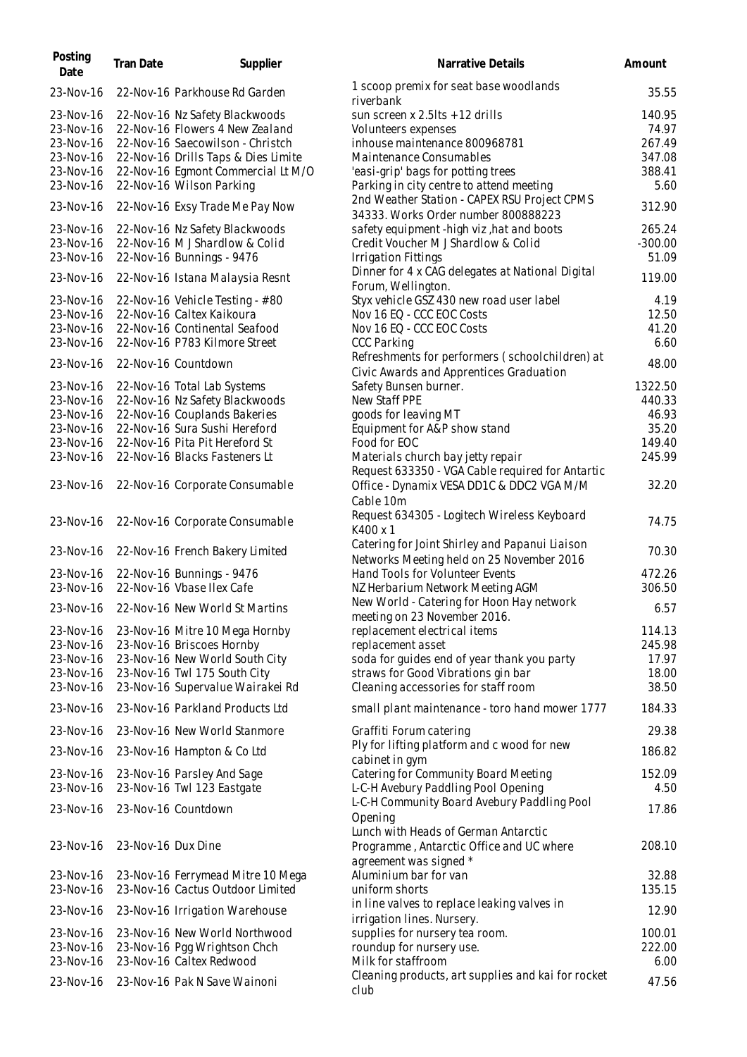| Posting Date | Tran Date | Supplier | Narrative Details | Amount |
|---|---|---|---|---|
| 23-Nov-16 | 22-Nov-16 | Parkhouse Rd Garden | 1 scoop premix for seat base woodlands riverbank | 35.55 |
| 23-Nov-16 | 22-Nov-16 | Nz Safety Blackwoods | sun screen x 2.5lts + 12 drills | 140.95 |
| 23-Nov-16 | 22-Nov-16 | Flowers 4 New Zealand | Volunteers expenses | 74.97 |
| 23-Nov-16 | 22-Nov-16 | Saecowilson - Christch | inhouse maintenance 800968781 | 267.49 |
| 23-Nov-16 | 22-Nov-16 | Drills Taps & Dies Limite | Maintenance Consumables | 347.08 |
| 23-Nov-16 | 22-Nov-16 | Egmont Commercial Lt M/O | 'easi-grip' bags for potting trees | 388.41 |
| 23-Nov-16 | 22-Nov-16 | Wilson Parking | Parking in city centre to attend meeting | 5.60 |
| 23-Nov-16 | 22-Nov-16 | Exsy Trade Me Pay Now | 2nd Weather Station - CAPEX RSU Project CPMS 34333. Works Order number 800888223 | 312.90 |
| 23-Nov-16 | 22-Nov-16 | Nz Safety Blackwoods | safety equipment -high viz ,hat and boots | 265.24 |
| 23-Nov-16 | 22-Nov-16 | M J Shardlow & Colid | Credit Voucher M J Shardlow & Colid | -300.00 |
| 23-Nov-16 | 22-Nov-16 | Bunnings - 9476 | Irrigation Fittings | 51.09 |
| 23-Nov-16 | 22-Nov-16 | Istana Malaysia Resnt | Dinner for 4 x CAG delegates at National Digital Forum, Wellington. | 119.00 |
| 23-Nov-16 | 22-Nov-16 | Vehicle Testing - #80 | Styx vehicle GSZ430 new road user label | 4.19 |
| 23-Nov-16 | 22-Nov-16 | Caltex Kaikoura | Nov 16 EQ - CCC EOC Costs | 12.50 |
| 23-Nov-16 | 22-Nov-16 | Continental Seafood | Nov 16 EQ - CCC EOC Costs | 41.20 |
| 23-Nov-16 | 22-Nov-16 | P783 Kilmore Street | CCC Parking | 6.60 |
| 23-Nov-16 | 22-Nov-16 | Countdown | Refreshments for performers ( schoolchildren) at Civic Awards and Apprentices Graduation | 48.00 |
| 23-Nov-16 | 22-Nov-16 | Total Lab Systems | Safety Bunsen burner. | 1322.50 |
| 23-Nov-16 | 22-Nov-16 | Nz Safety Blackwoods | New Staff PPE | 440.33 |
| 23-Nov-16 | 22-Nov-16 | Couplands Bakeries | goods for leaving MT | 46.93 |
| 23-Nov-16 | 22-Nov-16 | Sura Sushi Hereford | Equipment for A&P show stand | 35.20 |
| 23-Nov-16 | 22-Nov-16 | Pita Pit Hereford St | Food for EOC | 149.40 |
| 23-Nov-16 | 22-Nov-16 | Blacks Fasteners Lt | Materials church bay jetty repair | 245.99 |
| 23-Nov-16 | 22-Nov-16 | Corporate Consumable | Request 633350 - VGA Cable required for Antartic Office - Dynamix VESA DD1C & DDC2 VGA M/M Cable 10m | 32.20 |
| 23-Nov-16 | 22-Nov-16 | Corporate Consumable | Request 634305 - Logitech Wireless Keyboard K400 x 1 | 74.75 |
| 23-Nov-16 | 22-Nov-16 | French Bakery Limited | Catering for Joint Shirley and Papanui Liaison Networks Meeting held on 25 November 2016 | 70.30 |
| 23-Nov-16 | 22-Nov-16 | Bunnings - 9476 | Hand Tools for Volunteer Events | 472.26 |
| 23-Nov-16 | 22-Nov-16 | Vbase Ilex Cafe | NZ Herbarium Network Meeting AGM | 306.50 |
| 23-Nov-16 | 22-Nov-16 | New World St Martins | New World - Catering for Hoon Hay network meeting on 23 November 2016. | 6.57 |
| 23-Nov-16 | 23-Nov-16 | Mitre 10 Mega Hornby | replacement electrical items | 114.13 |
| 23-Nov-16 | 23-Nov-16 | Briscoes Hornby | replacement asset | 245.98 |
| 23-Nov-16 | 23-Nov-16 | New World South City | soda for guides end of year thank you party | 17.97 |
| 23-Nov-16 | 23-Nov-16 | Twl 175 South City | straws for Good Vibrations gin bar | 18.00 |
| 23-Nov-16 | 23-Nov-16 | Supervalue Wairakei Rd | Cleaning accessories for staff room | 38.50 |
| 23-Nov-16 | 23-Nov-16 | Parkland Products Ltd | small plant maintenance - toro hand mower 1777 | 184.33 |
| 23-Nov-16 | 23-Nov-16 | New World Stanmore | Graffiti Forum catering | 29.38 |
| 23-Nov-16 | 23-Nov-16 | Hampton & Co Ltd | Ply for lifting platform and c wood for new cabinet in gym | 186.82 |
| 23-Nov-16 | 23-Nov-16 | Parsley And Sage | Catering for Community Board Meeting | 152.09 |
| 23-Nov-16 | 23-Nov-16 | Twl 123 Eastgate | L-C-H Avebury Paddling Pool Opening | 4.50 |
| 23-Nov-16 | 23-Nov-16 | Countdown | L-C-H Community Board Avebury Paddling Pool Opening | 17.86 |
| 23-Nov-16 | 23-Nov-16 | Dux Dine | Lunch with Heads of German Antarctic Programme , Antarctic Office and UC where agreement was signed * | 208.10 |
| 23-Nov-16 | 23-Nov-16 | Ferrymead Mitre 10 Mega | Aluminium bar for van | 32.88 |
| 23-Nov-16 | 23-Nov-16 | Cactus Outdoor Limited | uniform shorts | 135.15 |
| 23-Nov-16 | 23-Nov-16 | Irrigation Warehouse | in line valves to replace leaking valves in irrigation lines. Nursery. | 12.90 |
| 23-Nov-16 | 23-Nov-16 | New World Northwood | supplies for nursery tea room. | 100.01 |
| 23-Nov-16 | 23-Nov-16 | Pgg Wrightson Chch | roundup for nursery use. | 222.00 |
| 23-Nov-16 | 23-Nov-16 | Caltex Redwood | Milk for staffroom | 6.00 |
| 23-Nov-16 | 23-Nov-16 | Pak N Save Wainoni | Cleaning products, art supplies and kai for rocket club | 47.56 |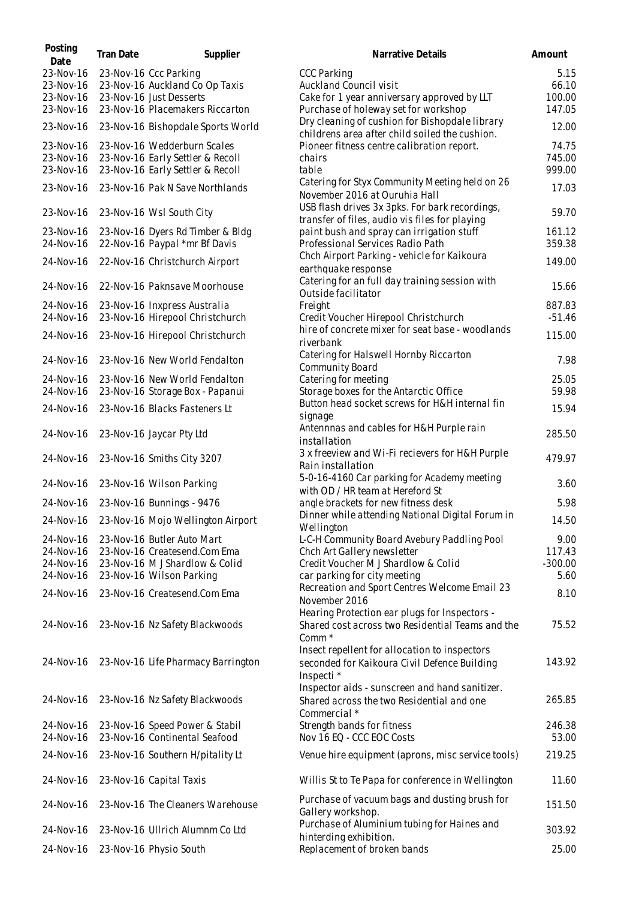| Posting Date | Tran Date | Supplier | Narrative Details | Amount |
|---|---|---|---|---|
| 23-Nov-16 | 23-Nov-16 | Ccc Parking | CCC Parking | 5.15 |
| 23-Nov-16 | 23-Nov-16 | Auckland Co Op Taxis | Auckland Council visit | 66.10 |
| 23-Nov-16 | 23-Nov-16 | Just Desserts | Cake for 1 year anniversary approved by LLT | 100.00 |
| 23-Nov-16 | 23-Nov-16 | Placemakers Riccarton | Purchase of holeway set for workshop | 147.05 |
| 23-Nov-16 | 23-Nov-16 | Bishopdale Sports World | Dry cleaning of cushion for Bishopdale library childrens area after child soiled the cushion. | 12.00 |
| 23-Nov-16 | 23-Nov-16 | Wedderburn Scales | Pioneer fitness centre calibration report. | 74.75 |
| 23-Nov-16 | 23-Nov-16 | Early Settler & Recoll | chairs | 745.00 |
| 23-Nov-16 | 23-Nov-16 | Early Settler & Recoll | table | 999.00 |
| 23-Nov-16 | 23-Nov-16 | Pak N Save Northlands | Catering for Styx Community Meeting held on 26 November 2016 at Ouruhia Hall | 17.03 |
| 23-Nov-16 | 23-Nov-16 | Wsl South City | USB flash drives 3x 3pks. For bark recordings, transfer of files, audio vis files for playing | 59.70 |
| 23-Nov-16 | 23-Nov-16 | Dyers Rd Timber & Bldg | paint bush and spray can irrigation stuff | 161.12 |
| 24-Nov-16 | 22-Nov-16 | Paypal *mr Bf Davis | Professional Services Radio Path | 359.38 |
| 24-Nov-16 | 22-Nov-16 | Christchurch Airport | Chch Airport Parking - vehicle for Kaikoura earthquake response | 149.00 |
| 24-Nov-16 | 22-Nov-16 | Paknsave Moorhouse | Catering for an full day training session with Outside facilitator | 15.66 |
| 24-Nov-16 | 23-Nov-16 | Inxpress Australia | Freight | 887.83 |
| 24-Nov-16 | 23-Nov-16 | Hirepool Christchurch | Credit Voucher Hirepool Christchurch | -51.46 |
| 24-Nov-16 | 23-Nov-16 | Hirepool Christchurch | hire of concrete mixer for seat base - woodlands riverbank | 115.00 |
| 24-Nov-16 | 23-Nov-16 | New World Fendalton | Catering for Halswell Hornby Riccarton Community Board | 7.98 |
| 24-Nov-16 | 23-Nov-16 | New World Fendalton | Catering for meeting | 25.05 |
| 24-Nov-16 | 23-Nov-16 | Storage Box - Papanui | Storage boxes for the Antarctic Office | 59.98 |
| 24-Nov-16 | 23-Nov-16 | Blacks Fasteners Lt | Button head socket screws for H&H internal fin signage | 15.94 |
| 24-Nov-16 | 23-Nov-16 | Jaycar Pty Ltd | Antennnas and cables for H&H Purple rain installation | 285.50 |
| 24-Nov-16 | 23-Nov-16 | Smiths City 3207 | 3 x freeview and Wi-Fi recievers for H&H Purple Rain installation | 479.97 |
| 24-Nov-16 | 23-Nov-16 | Wilson Parking | 5-0-16-4160 Car parking for Academy meeting with OD / HR team at Hereford St | 3.60 |
| 24-Nov-16 | 23-Nov-16 | Bunnings - 9476 | angle brackets for new fitness desk | 5.98 |
| 24-Nov-16 | 23-Nov-16 | Mojo Wellington Airport | Dinner while attending National Digital Forum in Wellington | 14.50 |
| 24-Nov-16 | 23-Nov-16 | Butler Auto Mart | L-C-H Community Board Avebury Paddling Pool | 9.00 |
| 24-Nov-16 | 23-Nov-16 | Createsend.Com Ema | Chch Art Gallery newsletter | 117.43 |
| 24-Nov-16 | 23-Nov-16 | M J Shardlow & Colid | Credit Voucher M J Shardlow & Colid | -300.00 |
| 24-Nov-16 | 23-Nov-16 | Wilson Parking | car parking for city meeting | 5.60 |
| 24-Nov-16 | 23-Nov-16 | Createsend.Com Ema | Recreation and Sport Centres Welcome Email 23 November 2016 | 8.10 |
| 24-Nov-16 | 23-Nov-16 | Nz Safety Blackwoods | Hearing Protection ear plugs for Inspectors - Shared cost across two Residential Teams and the Comm * | 75.52 |
| 24-Nov-16 | 23-Nov-16 | Life Pharmacy Barrington | Insect repellent for allocation to inspectors seconded for Kaikoura Civil Defence Building Inspecti * | 143.92 |
| 24-Nov-16 | 23-Nov-16 | Nz Safety Blackwoods | Inspector aids - sunscreen and hand sanitizer. Shared across the two Residential and one Commercial * | 265.85 |
| 24-Nov-16 | 23-Nov-16 | Speed Power & Stabil | Strength bands for fitness | 246.38 |
| 24-Nov-16 | 23-Nov-16 | Continental Seafood | Nov 16 EQ - CCC EOC Costs | 53.00 |
| 24-Nov-16 | 23-Nov-16 | Southern H/pitality Lt | Venue hire equipment (aprons, misc service tools) | 219.25 |
| 24-Nov-16 | 23-Nov-16 | Capital Taxis | Willis St to Te Papa for conference in Wellington | 11.60 |
| 24-Nov-16 | 23-Nov-16 | The Cleaners Warehouse | Purchase of vacuum bags and dusting brush for Gallery workshop. | 151.50 |
| 24-Nov-16 | 23-Nov-16 | Ullrich Alumnm Co Ltd | Purchase of Aluminium tubing for Haines and hinterding exhibition. | 303.92 |
| 24-Nov-16 | 23-Nov-16 | Physio South | Replacement of broken bands | 25.00 |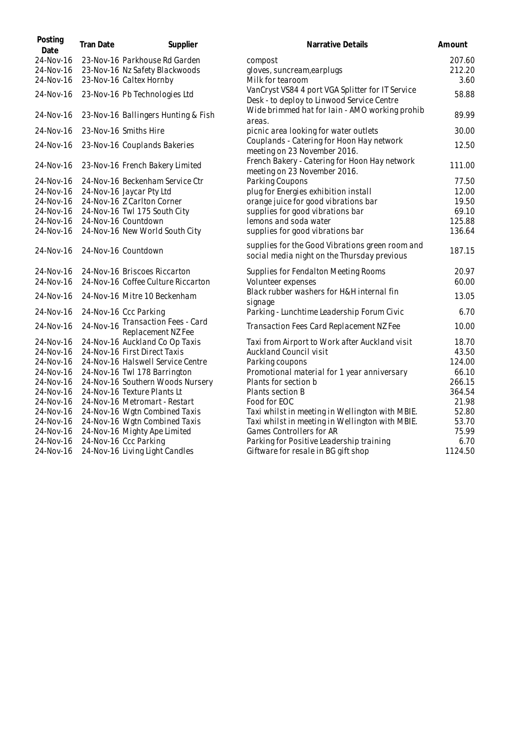| Posting Date | Tran Date | Supplier | Narrative Details | Amount |
|---|---|---|---|---|
| 24-Nov-16 | 23-Nov-16 | Parkhouse Rd Garden | compost | 207.60 |
| 24-Nov-16 | 23-Nov-16 | Nz Safety Blackwoods | gloves, suncream,earplugs | 212.20 |
| 24-Nov-16 | 23-Nov-16 | Caltex Hornby | Milk for tearoom | 3.60 |
| 24-Nov-16 | 23-Nov-16 | Pb Technologies Ltd | VanCryst VS84 4 port VGA Splitter for IT Service Desk - to deploy to Linwood Service Centre | 58.88 |
| 24-Nov-16 | 23-Nov-16 | Ballingers Hunting & Fish | Wide brimmed hat for Iain - AMO working prohib areas. | 89.99 |
| 24-Nov-16 | 23-Nov-16 | Smiths Hire | picnic area looking for water outlets | 30.00 |
| 24-Nov-16 | 23-Nov-16 | Couplands Bakeries | Couplands - Catering for Hoon Hay network meeting on 23 November 2016. | 12.50 |
| 24-Nov-16 | 23-Nov-16 | French Bakery Limited | French Bakery - Catering for Hoon Hay network meeting on 23 November 2016. | 111.00 |
| 24-Nov-16 | 24-Nov-16 | Beckenham Service Ctr | Parking Coupons | 77.50 |
| 24-Nov-16 | 24-Nov-16 | Jaycar Pty Ltd | plug for Energies exhibition install | 12.00 |
| 24-Nov-16 | 24-Nov-16 | Z Carlton Corner | orange juice for good vibrations bar | 19.50 |
| 24-Nov-16 | 24-Nov-16 | Twl 175 South City | supplies for good vibrations bar | 69.10 |
| 24-Nov-16 | 24-Nov-16 | Countdown | lemons and soda water | 125.88 |
| 24-Nov-16 | 24-Nov-16 | New World South City | supplies for good vibrations bar | 136.64 |
| 24-Nov-16 | 24-Nov-16 | Countdown | supplies for the Good Vibrations green room and social media night on the Thursday previous | 187.15 |
| 24-Nov-16 | 24-Nov-16 | Briscoes Riccarton | Supplies for Fendalton Meeting Rooms | 20.97 |
| 24-Nov-16 | 24-Nov-16 | Coffee Culture Riccarton | Volunteer expenses | 60.00 |
| 24-Nov-16 | 24-Nov-16 | Mitre 10 Beckenham | Black rubber washers for H&H internal fin signage | 13.05 |
| 24-Nov-16 | 24-Nov-16 | Ccc Parking | Parking - Lunchtime Leadership Forum Civic | 6.70 |
| 24-Nov-16 | 24-Nov-16 | Transaction Fees - Card Replacement NZ Fee | Transaction Fees Card Replacement NZ Fee | 10.00 |
| 24-Nov-16 | 24-Nov-16 | Auckland Co Op Taxis | Taxi from Airport to Work after Auckland visit | 18.70 |
| 24-Nov-16 | 24-Nov-16 | First Direct Taxis | Auckland Council visit | 43.50 |
| 24-Nov-16 | 24-Nov-16 | Halswell Service Centre | Parking coupons | 124.00 |
| 24-Nov-16 | 24-Nov-16 | Twl 178 Barrington | Promotional material for 1 year anniversary | 66.10 |
| 24-Nov-16 | 24-Nov-16 | Southern Woods Nursery | Plants for section b | 266.15 |
| 24-Nov-16 | 24-Nov-16 | Texture Plants Lt | Plants section B | 364.54 |
| 24-Nov-16 | 24-Nov-16 | Metromart - Restart | Food for EOC | 21.98 |
| 24-Nov-16 | 24-Nov-16 | Wgtn Combined Taxis | Taxi whilst in meeting in Wellington with MBIE. | 52.80 |
| 24-Nov-16 | 24-Nov-16 | Wgtn Combined Taxis | Taxi whilst in meeting in Wellington with MBIE. | 53.70 |
| 24-Nov-16 | 24-Nov-16 | Mighty Ape Limited | Games Controllers for AR | 75.99 |
| 24-Nov-16 | 24-Nov-16 | Ccc Parking | Parking for Positive Leadership training | 6.70 |
| 24-Nov-16 | 24-Nov-16 | Living Light Candles | Giftware for resale in BG gift shop | 1124.50 |